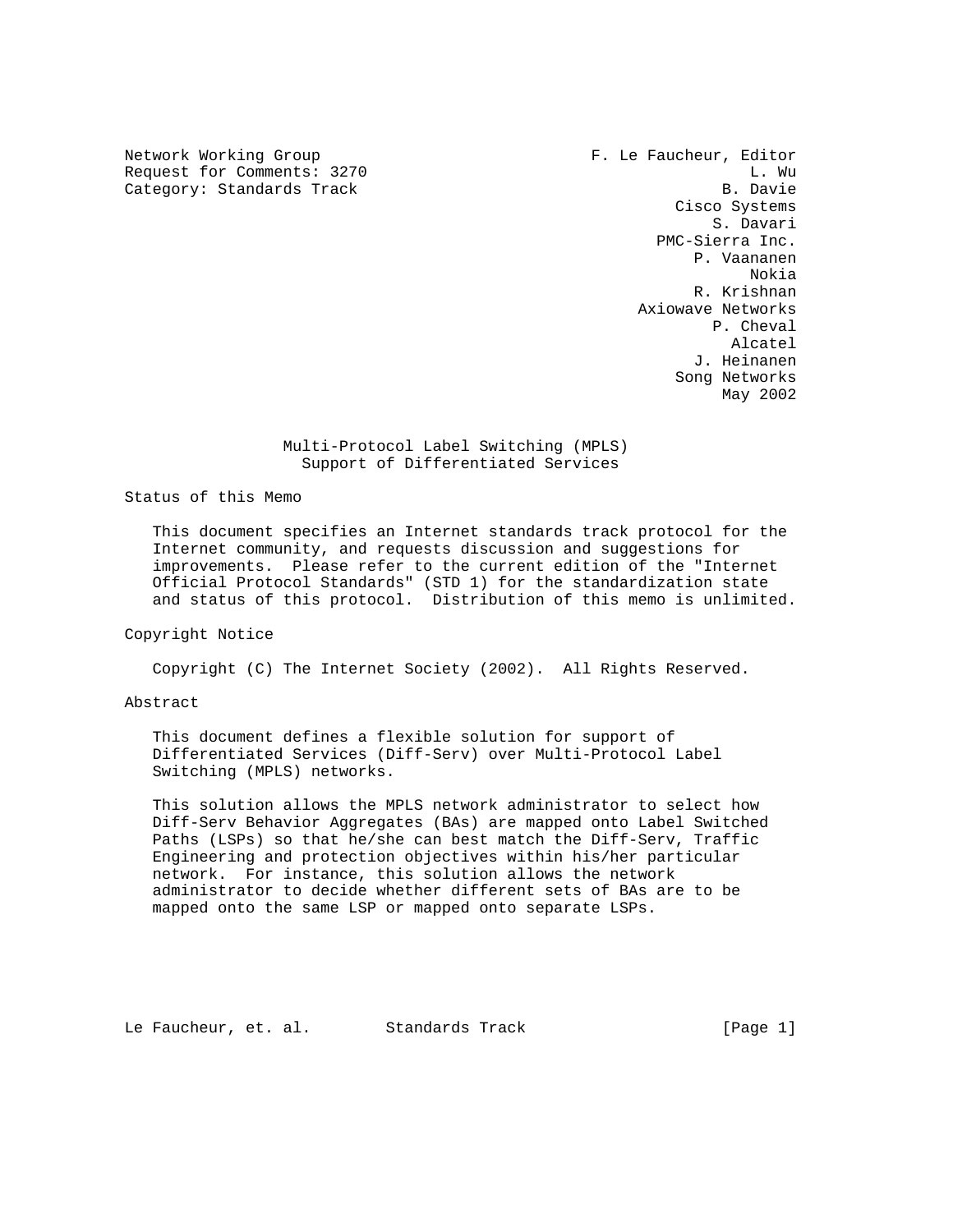Network Working Group  
Request for Comments: 3270  
Category: Standards Track

F. Le Faucheur, Editor  
L. Wu  
B. Davie  
Cisco Systems  
S. Davari  
PMC-Sierra Inc.  
P. Vaananen  
Nokia  
R. Krishnan  
Axiowave Networks  
P. Cheval  
Alcatel  
J. Heinanen  
Song Networks  
May 2002

# Multi-Protocol Label Switching (MPLS) Support of Differentiated Services

## Status of this Memo

This document specifies an Internet standards track protocol for the Internet community, and requests discussion and suggestions for improvements. Please refer to the current edition of the "Internet Official Protocol Standards" (STD 1) for the standardization state and status of this protocol. Distribution of this memo is unlimited.

## Copyright Notice

Copyright (C) The Internet Society (2002). All Rights Reserved.

## Abstract

This document defines a flexible solution for support of Differentiated Services (Diff-Serv) over Multi-Protocol Label Switching (MPLS) networks.

This solution allows the MPLS network administrator to select how Diff-Serv Behavior Aggregates (BAs) are mapped onto Label Switched Paths (LSPs) so that he/she can best match the Diff-Serv, Traffic Engineering and protection objectives within his/her particular network. For instance, this solution allows the network administrator to decide whether different sets of BAs are to be mapped onto the same LSP or mapped onto separate LSPs.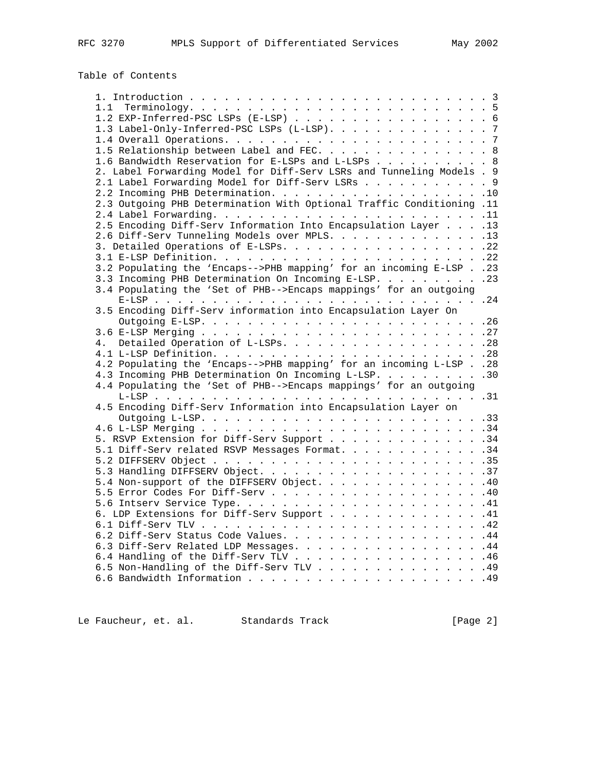Table of Contents

```
   1. Introduction . . . . . . . . . . . . . . . . . . . . . . . . . . . 3
   1.1  Terminology. . . . . . . . . . . . . . . . . . . . . . . . . . . 5
   1.2 EXP-Inferred-PSC LSPs (E-LSP) . . . . . . . . . . . . . . . . . 6
   1.3 Label-Only-Inferred-PSC LSPs (L-LSP). . . . . . . . . . . . . . 7
   1.4 Overall Operations. . . . . . . . . . . . . . . . . . . . . . . 7
   1.5 Relationship between Label and FEC. . . . . . . . . . . . . . . 8
   1.6 Bandwidth Reservation for E-LSPs and L-LSPs . . . . . . . . . . 8
   2. Label Forwarding Model for Diff-Serv LSRs and Tunneling Models . 9
   2.1 Label Forwarding Model for Diff-Serv LSRs . . . . . . . . . . . 9
   2.2 Incoming PHB Determination. . . . . . . . . . . . . . . . . . .10
   2.3 Outgoing PHB Determination With Optional Traffic Conditioning .11
   2.4 Label Forwarding. . . . . . . . . . . . . . . . . . . . . . . .11
   2.5 Encoding Diff-Serv Information Into Encapsulation Layer . . . .13
   2.6 Diff-Serv Tunneling Models over MPLS. . . . . . . . . . . . . .13
   3. Detailed Operations of E-LSPs. . . . . . . . . . . . . . . . . .22
   3.1 E-LSP Definition. . . . . . . . . . . . . . . . . . . . . . . .22
   3.2 Populating the 'Encaps-->PHB mapping' for an incoming E-LSP . .23
   3.3 Incoming PHB Determination On Incoming E-LSP. . . . . . . . . .23
   3.4 Populating the 'Set of PHB-->Encaps mappings' for an outgoing
       E-LSP . . . . . . . . . . . . . . . . . . . . . . . . . . . . .24
   3.5 Encoding Diff-Serv information into Encapsulation Layer On
       Outgoing E-LSP. . . . . . . . . . . . . . . . . . . . . . . . .26
   3.6 E-LSP Merging . . . . . . . . . . . . . . . . . . . . . . . . .27
   4.  Detailed Operation of L-LSPs. . . . . . . . . . . . . . . . . .28
   4.1 L-LSP Definition. . . . . . . . . . . . . . . . . . . . . . . .28
   4.2 Populating the 'Encaps-->PHB mapping' for an incoming L-LSP . .28
   4.3 Incoming PHB Determination On Incoming L-LSP. . . . . . . . . .30
   4.4 Populating the 'Set of PHB-->Encaps mappings' for an outgoing
       L-LSP . . . . . . . . . . . . . . . . . . . . . . . . . . . . .31
   4.5 Encoding Diff-Serv Information into Encapsulation Layer on
       Outgoing L-LSP. . . . . . . . . . . . . . . . . . . . . . . . .33
   4.6 L-LSP Merging . . . . . . . . . . . . . . . . . . . . . . . . .34
   5. RSVP Extension for Diff-Serv Support . . . . . . . . . . . . . .34
   5.1 Diff-Serv related RSVP Messages Format. . . . . . . . . . . . .34
   5.2 DIFFSERV Object . . . . . . . . . . . . . . . . . . . . . . . .35
   5.3 Handling DIFFSERV Object. . . . . . . . . . . . . . . . . . . .37
   5.4 Non-support of the DIFFSERV Object. . . . . . . . . . . . . . .40
   5.5 Error Codes For Diff-Serv . . . . . . . . . . . . . . . . . . .40
   5.6 Intserv Service Type. . . . . . . . . . . . . . . . . . . . . .41
   6. LDP Extensions for Diff-Serv Support . . . . . . . . . . . . . .41
   6.1 Diff-Serv TLV . . . . . . . . . . . . . . . . . . . . . . . . .42
   6.2 Diff-Serv Status Code Values. . . . . . . . . . . . . . . . . .44
   6.3 Diff-Serv Related LDP Messages. . . . . . . . . . . . . . . . .44
   6.4 Handling of the Diff-Serv TLV . . . . . . . . . . . . . . . . .46
   6.5 Non-Handling of the Diff-Serv TLV . . . . . . . . . . . . . . .49
   6.6 Bandwidth Information . . . . . . . . . . . . . . . . . . . . .49
```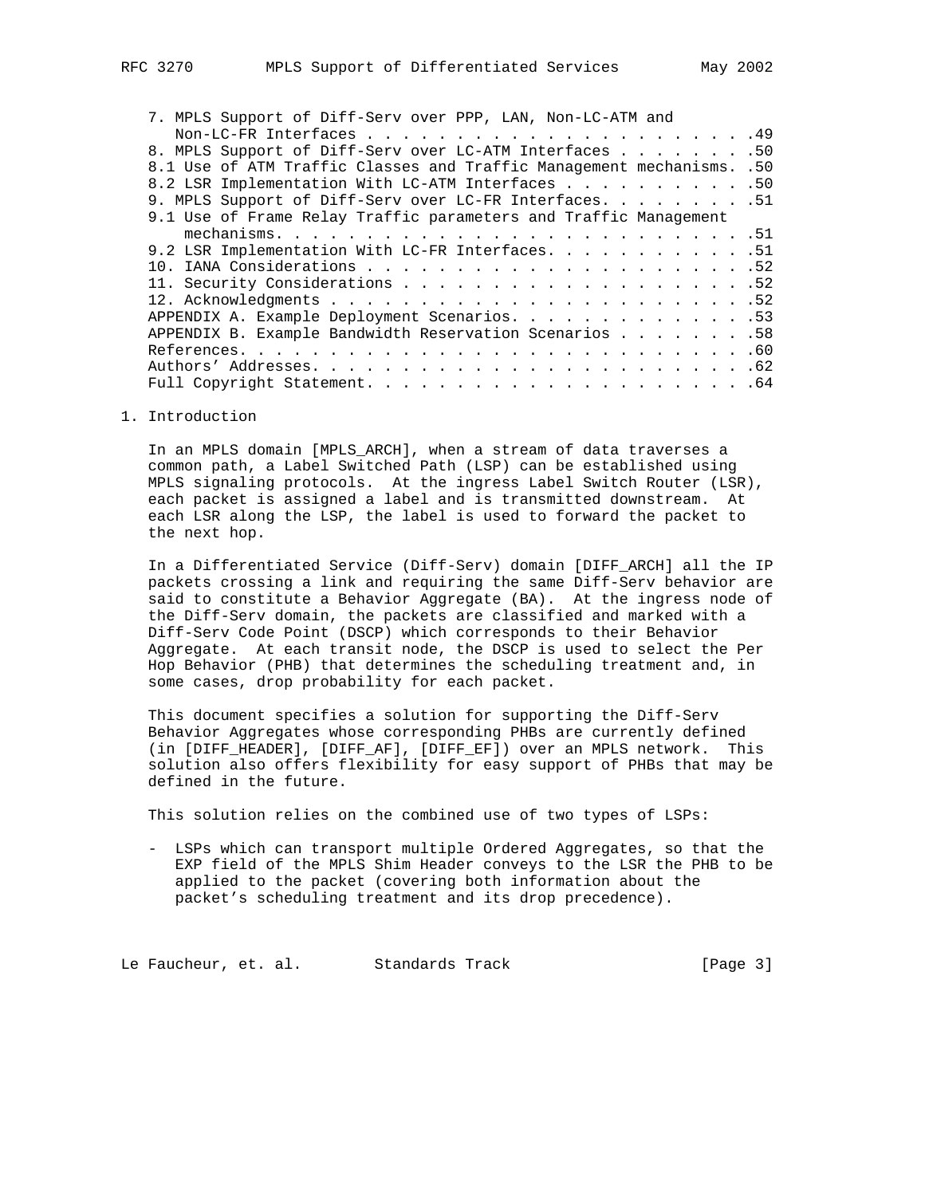7. MPLS Support of Diff-Serv over PPP, LAN, Non-LC-ATM and Non-LC-FR Interfaces . . . . . . . . . . . . . . . . . . . . . . .49
8. MPLS Support of Diff-Serv over LC-ATM Interfaces . . . . . . . .50
8.1 Use of ATM Traffic Classes and Traffic Management mechanisms. .50
8.2 LSR Implementation With LC-ATM Interfaces . . . . . . . . . . .50
9. MPLS Support of Diff-Serv over LC-FR Interfaces. . . . . . . . .51
9.1 Use of Frame Relay Traffic parameters and Traffic Management mechanisms. . . . . . . . . . . . . . . . . . . . . . . . . . .51
9.2 LSR Implementation With LC-FR Interfaces. . . . . . . . . . . .51
10. IANA Considerations . . . . . . . . . . . . . . . . . . . . . .52
11. Security Considerations . . . . . . . . . . . . . . . . . . . .52
12. Acknowledgments . . . . . . . . . . . . . . . . . . . . . . . .52
APPENDIX A. Example Deployment Scenarios. . . . . . . . . . . . . .53
APPENDIX B. Example Bandwidth Reservation Scenarios . . . . . . . .58
References. . . . . . . . . . . . . . . . . . . . . . . . . . . . .60
Authors' Addresses. . . . . . . . . . . . . . . . . . . . . . . . .62
Full Copyright Statement. . . . . . . . . . . . . . . . . . . . . .64

# 1. Introduction

In an MPLS domain [MPLS_ARCH], when a stream of data traverses a common path, a Label Switched Path (LSP) can be established using MPLS signaling protocols. At the ingress Label Switch Router (LSR), each packet is assigned a label and is transmitted downstream. At each LSR along the LSP, the label is used to forward the packet to the next hop.

In a Differentiated Service (Diff-Serv) domain [DIFF_ARCH] all the IP packets crossing a link and requiring the same Diff-Serv behavior are said to constitute a Behavior Aggregate (BA). At the ingress node of the Diff-Serv domain, the packets are classified and marked with a Diff-Serv Code Point (DSCP) which corresponds to their Behavior Aggregate. At each transit node, the DSCP is used to select the Per Hop Behavior (PHB) that determines the scheduling treatment and, in some cases, drop probability for each packet.

This document specifies a solution for supporting the Diff-Serv Behavior Aggregates whose corresponding PHBs are currently defined (in [DIFF_HEADER], [DIFF_AF], [DIFF_EF]) over an MPLS network. This solution also offers flexibility for easy support of PHBs that may be defined in the future.

This solution relies on the combined use of two types of LSPs:

- LSPs which can transport multiple Ordered Aggregates, so that the EXP field of the MPLS Shim Header conveys to the LSR the PHB to be applied to the packet (covering both information about the packet's scheduling treatment and its drop precedence).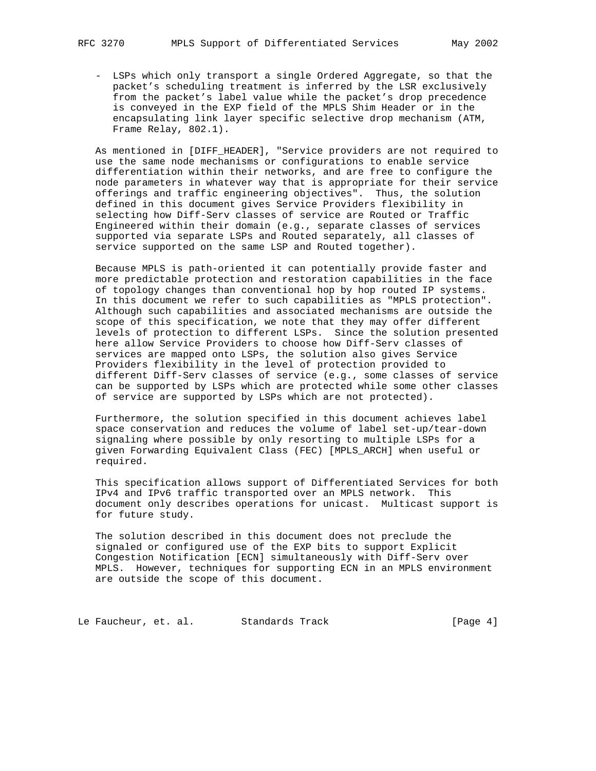- LSPs which only transport a single Ordered Aggregate, so that the packet's scheduling treatment is inferred by the LSR exclusively from the packet's label value while the packet's drop precedence is conveyed in the EXP field of the MPLS Shim Header or in the encapsulating link layer specific selective drop mechanism (ATM, Frame Relay, 802.1).

As mentioned in [DIFF_HEADER], "Service providers are not required to use the same node mechanisms or configurations to enable service differentiation within their networks, and are free to configure the node parameters in whatever way that is appropriate for their service offerings and traffic engineering objectives". Thus, the solution defined in this document gives Service Providers flexibility in selecting how Diff-Serv classes of service are Routed or Traffic Engineered within their domain (e.g., separate classes of services supported via separate LSPs and Routed separately, all classes of service supported on the same LSP and Routed together).

Because MPLS is path-oriented it can potentially provide faster and more predictable protection and restoration capabilities in the face of topology changes than conventional hop by hop routed IP systems. In this document we refer to such capabilities as "MPLS protection". Although such capabilities and associated mechanisms are outside the scope of this specification, we note that they may offer different levels of protection to different LSPs. Since the solution presented here allow Service Providers to choose how Diff-Serv classes of services are mapped onto LSPs, the solution also gives Service Providers flexibility in the level of protection provided to different Diff-Serv classes of service (e.g., some classes of service can be supported by LSPs which are protected while some other classes of service are supported by LSPs which are not protected).

Furthermore, the solution specified in this document achieves label space conservation and reduces the volume of label set-up/tear-down signaling where possible by only resorting to multiple LSPs for a given Forwarding Equivalent Class (FEC) [MPLS_ARCH] when useful or required.

This specification allows support of Differentiated Services for both IPv4 and IPv6 traffic transported over an MPLS network. This document only describes operations for unicast. Multicast support is for future study.

The solution described in this document does not preclude the signaled or configured use of the EXP bits to support Explicit Congestion Notification [ECN] simultaneously with Diff-Serv over MPLS. However, techniques for supporting ECN in an MPLS environment are outside the scope of this document.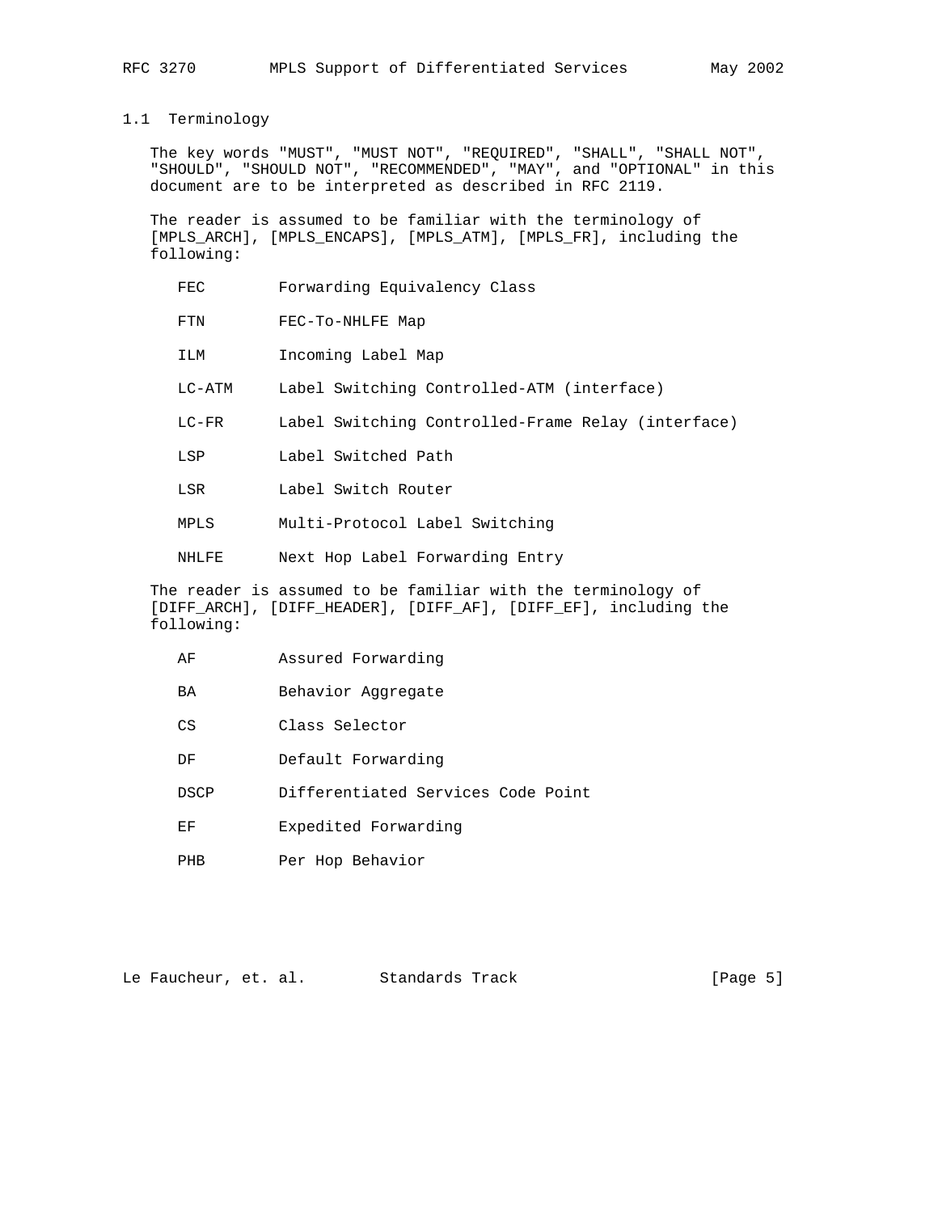## 1.1 Terminology

The key words "MUST", "MUST NOT", "REQUIRED", "SHALL", "SHALL NOT", "SHOULD", "SHOULD NOT", "RECOMMENDED", "MAY", and "OPTIONAL" in this document are to be interpreted as described in RFC 2119.

The reader is assumed to be familiar with the terminology of [MPLS_ARCH], [MPLS_ENCAPS], [MPLS_ATM], [MPLS_FR], including the following:

| | |
|---|---|
| FEC | Forwarding Equivalency Class |
| FTN | FEC-To-NHLFE Map |
| ILM | Incoming Label Map |
| LC-ATM | Label Switching Controlled-ATM (interface) |
| LC-FR | Label Switching Controlled-Frame Relay (interface) |
| LSP | Label Switched Path |
| LSR | Label Switch Router |
| MPLS | Multi-Protocol Label Switching |
| NHLFE | Next Hop Label Forwarding Entry |

The reader is assumed to be familiar with the terminology of [DIFF_ARCH], [DIFF_HEADER], [DIFF_AF], [DIFF_EF], including the following:

| | |
|---|---|
| AF | Assured Forwarding |
| BA | Behavior Aggregate |
| CS | Class Selector |
| DF | Default Forwarding |
| DSCP | Differentiated Services Code Point |
| EF | Expedited Forwarding |
| PHB | Per Hop Behavior |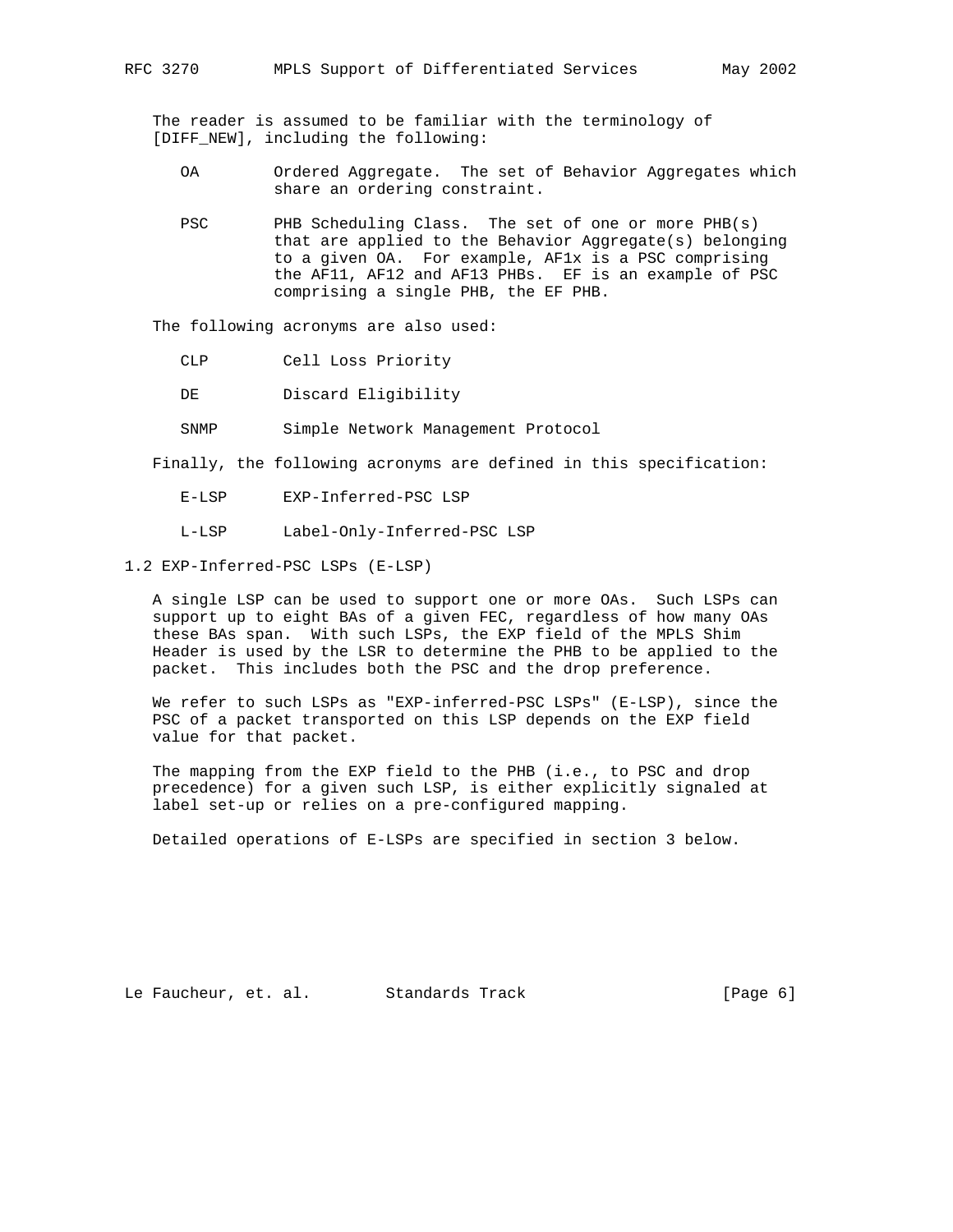The reader is assumed to be familiar with the terminology of [DIFF_NEW], including the following:

- OA — Ordered Aggregate. The set of Behavior Aggregates which share an ordering constraint.

- PSC — PHB Scheduling Class. The set of one or more PHB(s) that are applied to the Behavior Aggregate(s) belonging to a given OA. For example, AF1x is a PSC comprising the AF11, AF12 and AF13 PHBs. EF is an example of PSC comprising a single PHB, the EF PHB.

The following acronyms are also used:

- CLP — Cell Loss Priority

- DE — Discard Eligibility

- SNMP — Simple Network Management Protocol

Finally, the following acronyms are defined in this specification:

- E-LSP — EXP-Inferred-PSC LSP

- L-LSP — Label-Only-Inferred-PSC LSP

## 1.2 EXP-Inferred-PSC LSPs (E-LSP)

A single LSP can be used to support one or more OAs. Such LSPs can support up to eight BAs of a given FEC, regardless of how many OAs these BAs span. With such LSPs, the EXP field of the MPLS Shim Header is used by the LSR to determine the PHB to be applied to the packet. This includes both the PSC and the drop preference.

We refer to such LSPs as "EXP-inferred-PSC LSPs" (E-LSP), since the PSC of a packet transported on this LSP depends on the EXP field value for that packet.

The mapping from the EXP field to the PHB (i.e., to PSC and drop precedence) for a given such LSP, is either explicitly signaled at label set-up or relies on a pre-configured mapping.

Detailed operations of E-LSPs are specified in section 3 below.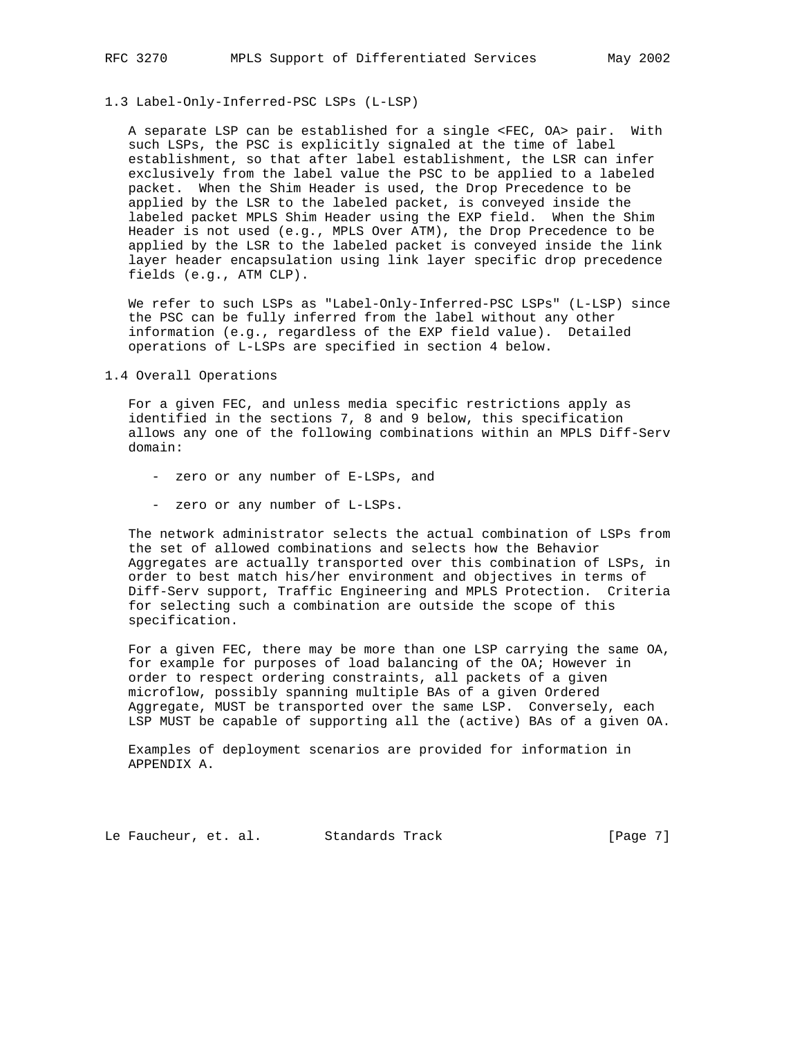### 1.3 Label-Only-Inferred-PSC LSPs (L-LSP)

A separate LSP can be established for a single <FEC, OA> pair. With such LSPs, the PSC is explicitly signaled at the time of label establishment, so that after label establishment, the LSR can infer exclusively from the label value the PSC to be applied to a labeled packet. When the Shim Header is used, the Drop Precedence to be applied by the LSR to the labeled packet, is conveyed inside the labeled packet MPLS Shim Header using the EXP field. When the Shim Header is not used (e.g., MPLS Over ATM), the Drop Precedence to be applied by the LSR to the labeled packet is conveyed inside the link layer header encapsulation using link layer specific drop precedence fields (e.g., ATM CLP).

We refer to such LSPs as "Label-Only-Inferred-PSC LSPs" (L-LSP) since the PSC can be fully inferred from the label without any other information (e.g., regardless of the EXP field value). Detailed operations of L-LSPs are specified in section 4 below.

### 1.4 Overall Operations

For a given FEC, and unless media specific restrictions apply as identified in the sections 7, 8 and 9 below, this specification allows any one of the following combinations within an MPLS Diff-Serv domain:

- zero or any number of E-LSPs, and
- zero or any number of L-LSPs.

The network administrator selects the actual combination of LSPs from the set of allowed combinations and selects how the Behavior Aggregates are actually transported over this combination of LSPs, in order to best match his/her environment and objectives in terms of Diff-Serv support, Traffic Engineering and MPLS Protection. Criteria for selecting such a combination are outside the scope of this specification.

For a given FEC, there may be more than one LSP carrying the same OA, for example for purposes of load balancing of the OA; However in order to respect ordering constraints, all packets of a given microflow, possibly spanning multiple BAs of a given Ordered Aggregate, MUST be transported over the same LSP. Conversely, each LSP MUST be capable of supporting all the (active) BAs of a given OA.

Examples of deployment scenarios are provided for information in APPENDIX A.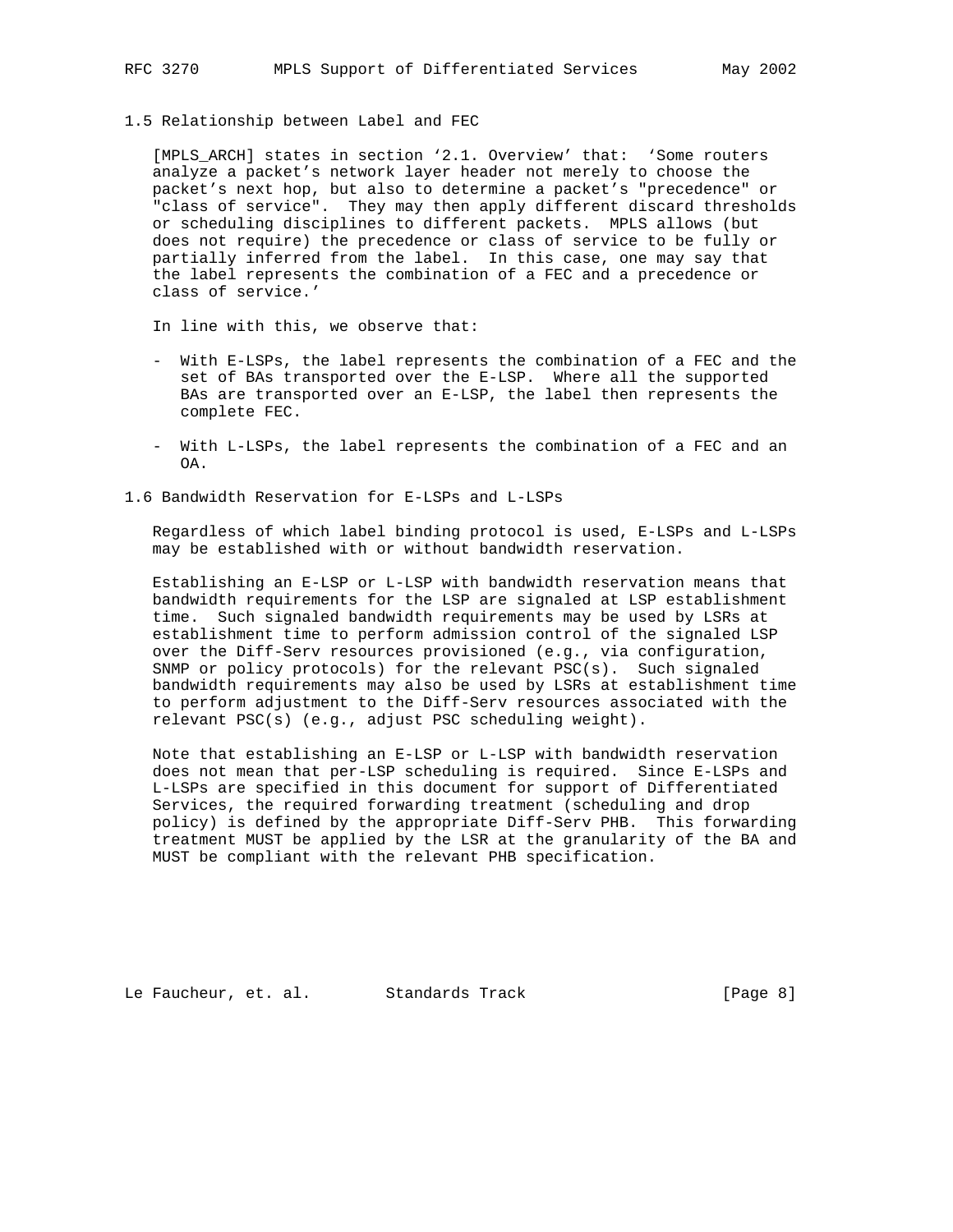## 1.5 Relationship between Label and FEC

[MPLS_ARCH] states in section '2.1. Overview' that: 'Some routers analyze a packet's network layer header not merely to choose the packet's next hop, but also to determine a packet's "precedence" or "class of service". They may then apply different discard thresholds or scheduling disciplines to different packets. MPLS allows (but does not require) the precedence or class of service to be fully or partially inferred from the label. In this case, one may say that the label represents the combination of a FEC and a precedence or class of service.'

In line with this, we observe that:

- With E-LSPs, the label represents the combination of a FEC and the set of BAs transported over the E-LSP. Where all the supported BAs are transported over an E-LSP, the label then represents the complete FEC.

- With L-LSPs, the label represents the combination of a FEC and an OA.

## 1.6 Bandwidth Reservation for E-LSPs and L-LSPs

Regardless of which label binding protocol is used, E-LSPs and L-LSPs may be established with or without bandwidth reservation.

Establishing an E-LSP or L-LSP with bandwidth reservation means that bandwidth requirements for the LSP are signaled at LSP establishment time. Such signaled bandwidth requirements may be used by LSRs at establishment time to perform admission control of the signaled LSP over the Diff-Serv resources provisioned (e.g., via configuration, SNMP or policy protocols) for the relevant PSC(s). Such signaled bandwidth requirements may also be used by LSRs at establishment time to perform adjustment to the Diff-Serv resources associated with the relevant PSC(s) (e.g., adjust PSC scheduling weight).

Note that establishing an E-LSP or L-LSP with bandwidth reservation does not mean that per-LSP scheduling is required. Since E-LSPs and L-LSPs are specified in this document for support of Differentiated Services, the required forwarding treatment (scheduling and drop policy) is defined by the appropriate Diff-Serv PHB. This forwarding treatment MUST be applied by the LSR at the granularity of the BA and MUST be compliant with the relevant PHB specification.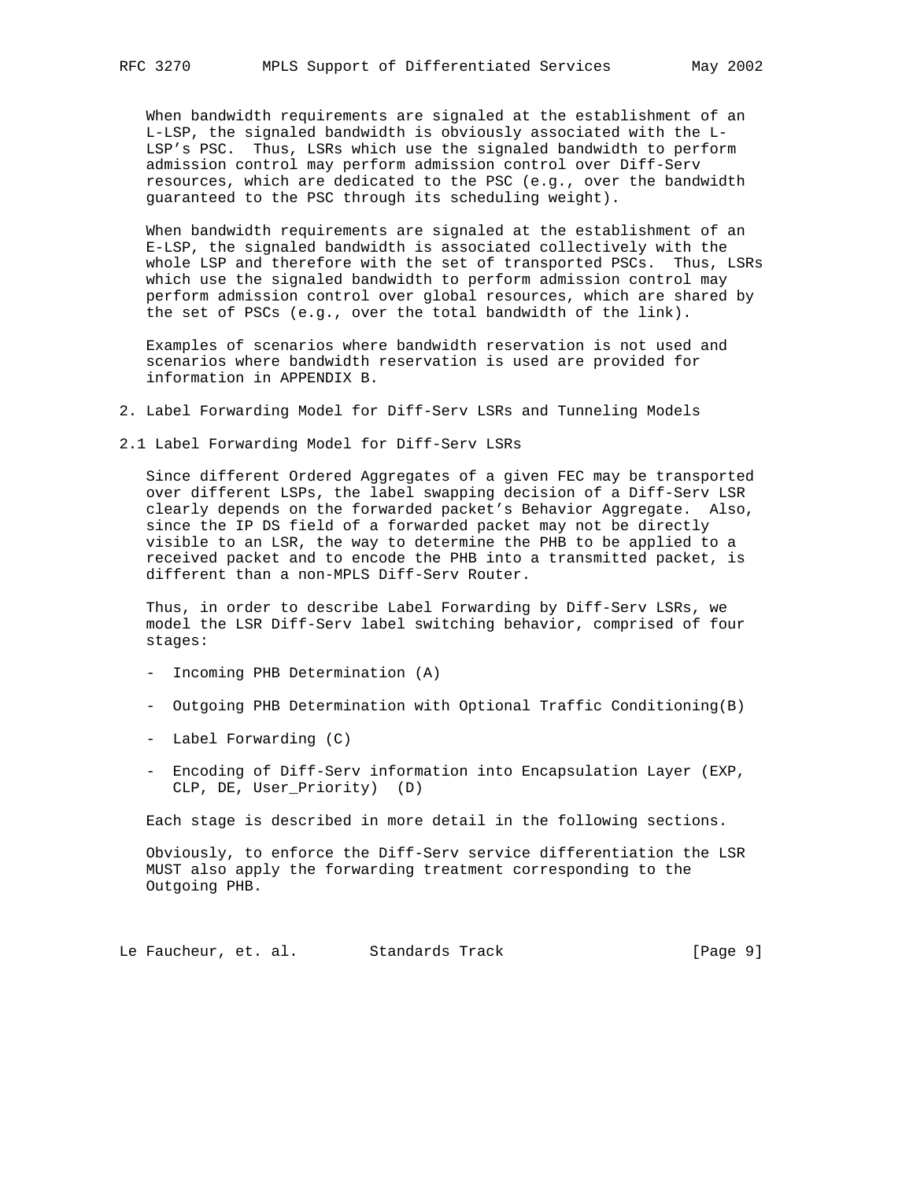When bandwidth requirements are signaled at the establishment of an L-LSP, the signaled bandwidth is obviously associated with the L-LSP's PSC. Thus, LSRs which use the signaled bandwidth to perform admission control may perform admission control over Diff-Serv resources, which are dedicated to the PSC (e.g., over the bandwidth guaranteed to the PSC through its scheduling weight).

When bandwidth requirements are signaled at the establishment of an E-LSP, the signaled bandwidth is associated collectively with the whole LSP and therefore with the set of transported PSCs. Thus, LSRs which use the signaled bandwidth to perform admission control may perform admission control over global resources, which are shared by the set of PSCs (e.g., over the total bandwidth of the link).

Examples of scenarios where bandwidth reservation is not used and scenarios where bandwidth reservation is used are provided for information in APPENDIX B.

## 2. Label Forwarding Model for Diff-Serv LSRs and Tunneling Models

### 2.1 Label Forwarding Model for Diff-Serv LSRs

Since different Ordered Aggregates of a given FEC may be transported over different LSPs, the label swapping decision of a Diff-Serv LSR clearly depends on the forwarded packet's Behavior Aggregate. Also, since the IP DS field of a forwarded packet may not be directly visible to an LSR, the way to determine the PHB to be applied to a received packet and to encode the PHB into a transmitted packet, is different than a non-MPLS Diff-Serv Router.

Thus, in order to describe Label Forwarding by Diff-Serv LSRs, we model the LSR Diff-Serv label switching behavior, comprised of four stages:

- Incoming PHB Determination (A)
- Outgoing PHB Determination with Optional Traffic Conditioning(B)
- Label Forwarding (C)
- Encoding of Diff-Serv information into Encapsulation Layer (EXP, CLP, DE, User_Priority) (D)

Each stage is described in more detail in the following sections.

Obviously, to enforce the Diff-Serv service differentiation the LSR MUST also apply the forwarding treatment corresponding to the Outgoing PHB.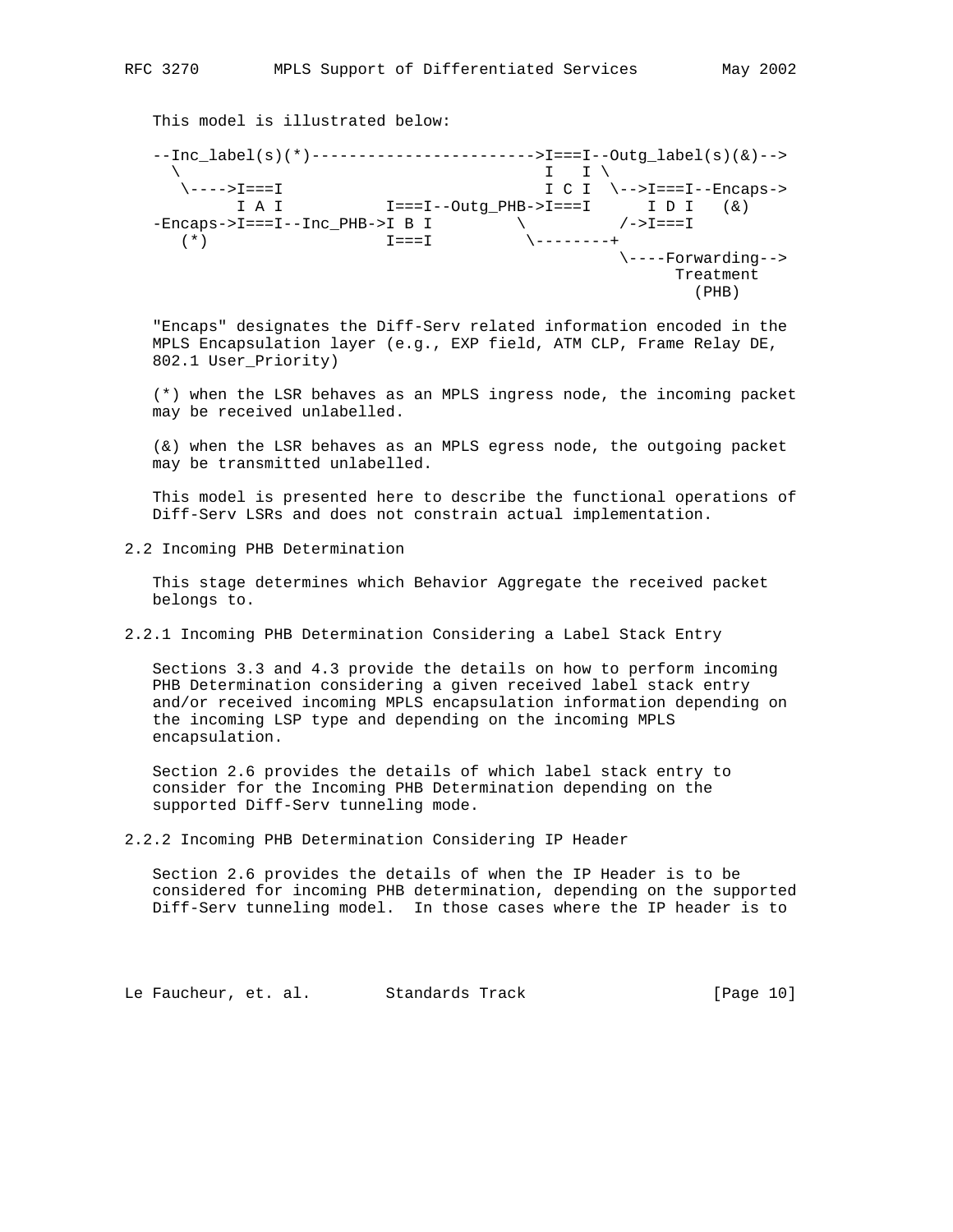This model is illustrated below:

```
--Inc_label(s)(*)------------------------>I===I--Outg_label(s)(&)-->
  \                                       I   I \
   \---->I===I                            I C I  \-->I===I--Encaps->
         I A I          I===I--Outg_PHB->I===I      I D I   (&)
-Encaps->I===I--Inc_PHB->I B I         \          /->I===I
   (*)                  I===I          \--------+
                                                 \----Forwarding-->
                                                       Treatment
                                                         (PHB)
```

"Encaps" designates the Diff-Serv related information encoded in the MPLS Encapsulation layer (e.g., EXP field, ATM CLP, Frame Relay DE, 802.1 User_Priority)

(*) when the LSR behaves as an MPLS ingress node, the incoming packet may be received unlabelled.

(&) when the LSR behaves as an MPLS egress node, the outgoing packet may be transmitted unlabelled.

This model is presented here to describe the functional operations of Diff-Serv LSRs and does not constrain actual implementation.

## 2.2 Incoming PHB Determination

This stage determines which Behavior Aggregate the received packet belongs to.

### 2.2.1 Incoming PHB Determination Considering a Label Stack Entry

Sections 3.3 and 4.3 provide the details on how to perform incoming PHB Determination considering a given received label stack entry and/or received incoming MPLS encapsulation information depending on the incoming LSP type and depending on the incoming MPLS encapsulation.

Section 2.6 provides the details of which label stack entry to consider for the Incoming PHB Determination depending on the supported Diff-Serv tunneling mode.

### 2.2.2 Incoming PHB Determination Considering IP Header

Section 2.6 provides the details of when the IP Header is to be considered for incoming PHB determination, depending on the supported Diff-Serv tunneling model. In those cases where the IP header is to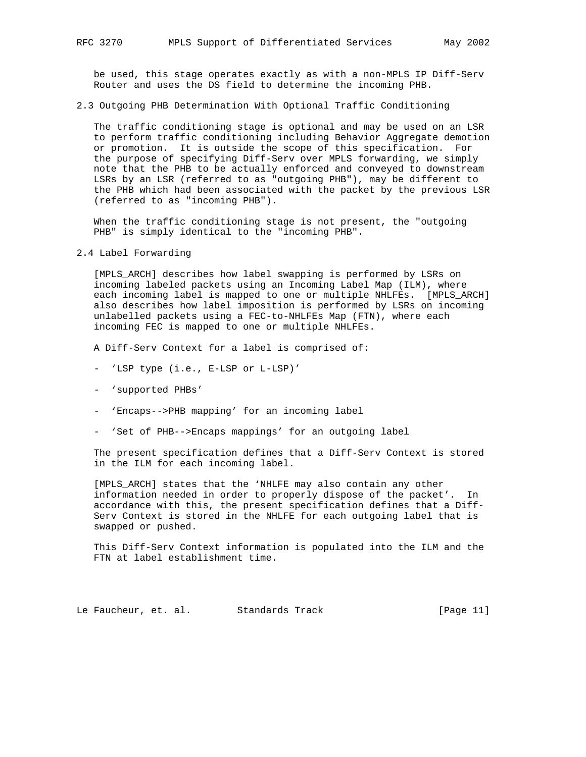be used, this stage operates exactly as with a non-MPLS IP Diff-Serv Router and uses the DS field to determine the incoming PHB.

## 2.3 Outgoing PHB Determination With Optional Traffic Conditioning

The traffic conditioning stage is optional and may be used on an LSR to perform traffic conditioning including Behavior Aggregate demotion or promotion. It is outside the scope of this specification. For the purpose of specifying Diff-Serv over MPLS forwarding, we simply note that the PHB to be actually enforced and conveyed to downstream LSRs by an LSR (referred to as "outgoing PHB"), may be different to the PHB which had been associated with the packet by the previous LSR (referred to as "incoming PHB").

When the traffic conditioning stage is not present, the "outgoing PHB" is simply identical to the "incoming PHB".

## 2.4 Label Forwarding

[MPLS_ARCH] describes how label swapping is performed by LSRs on incoming labeled packets using an Incoming Label Map (ILM), where each incoming label is mapped to one or multiple NHLFEs. [MPLS_ARCH] also describes how label imposition is performed by LSRs on incoming unlabelled packets using a FEC-to-NHLFEs Map (FTN), where each incoming FEC is mapped to one or multiple NHLFEs.

A Diff-Serv Context for a label is comprised of:

- 'LSP type (i.e., E-LSP or L-LSP)'
- 'supported PHBs'
- 'Encaps-->PHB mapping' for an incoming label
- 'Set of PHB-->Encaps mappings' for an outgoing label

The present specification defines that a Diff-Serv Context is stored in the ILM for each incoming label.

[MPLS_ARCH] states that the 'NHLFE may also contain any other information needed in order to properly dispose of the packet'. In accordance with this, the present specification defines that a Diff-Serv Context is stored in the NHLFE for each outgoing label that is swapped or pushed.

This Diff-Serv Context information is populated into the ILM and the FTN at label establishment time.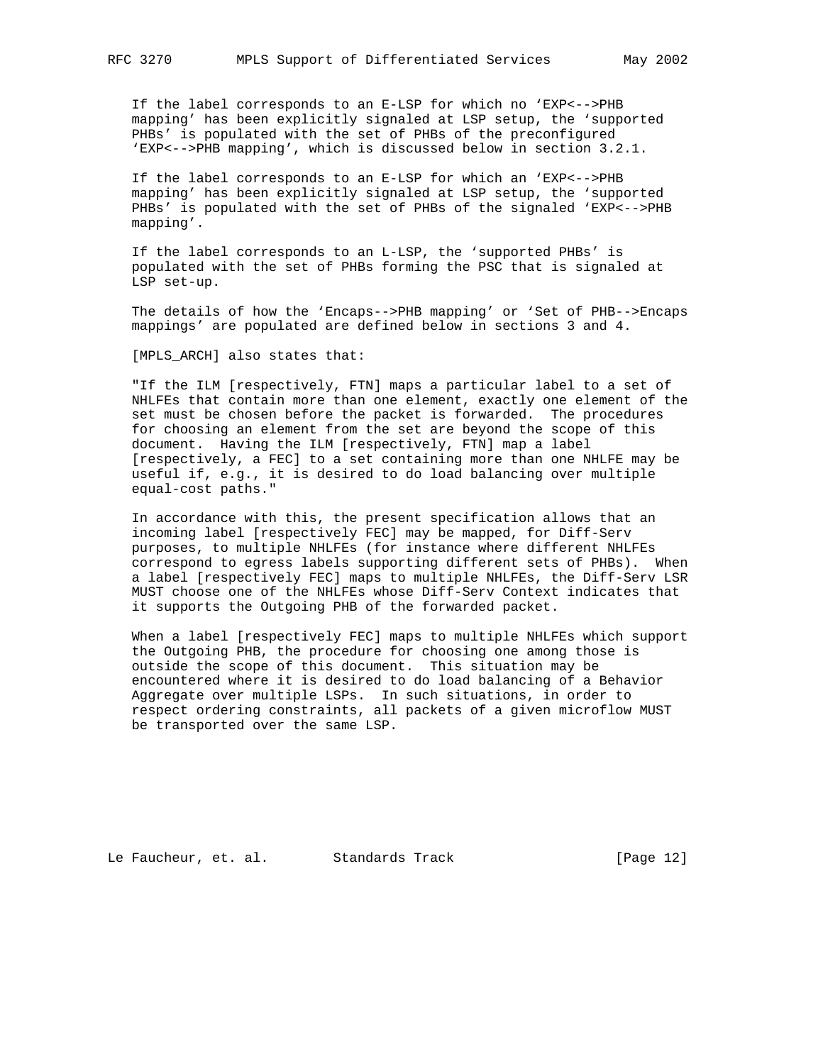If the label corresponds to an E-LSP for which no 'EXP<-->PHB mapping' has been explicitly signaled at LSP setup, the 'supported PHBs' is populated with the set of PHBs of the preconfigured 'EXP<-->PHB mapping', which is discussed below in section 3.2.1.

If the label corresponds to an E-LSP for which an 'EXP<-->PHB mapping' has been explicitly signaled at LSP setup, the 'supported PHBs' is populated with the set of PHBs of the signaled 'EXP<-->PHB mapping'.

If the label corresponds to an L-LSP, the 'supported PHBs' is populated with the set of PHBs forming the PSC that is signaled at LSP set-up.

The details of how the 'Encaps-->PHB mapping' or 'Set of PHB-->Encaps mappings' are populated are defined below in sections 3 and 4.

[MPLS_ARCH] also states that:

"If the ILM [respectively, FTN] maps a particular label to a set of NHLFEs that contain more than one element, exactly one element of the set must be chosen before the packet is forwarded. The procedures for choosing an element from the set are beyond the scope of this document. Having the ILM [respectively, FTN] map a label [respectively, a FEC] to a set containing more than one NHLFE may be useful if, e.g., it is desired to do load balancing over multiple equal-cost paths."

In accordance with this, the present specification allows that an incoming label [respectively FEC] may be mapped, for Diff-Serv purposes, to multiple NHLFEs (for instance where different NHLFEs correspond to egress labels supporting different sets of PHBs). When a label [respectively FEC] maps to multiple NHLFEs, the Diff-Serv LSR MUST choose one of the NHLFEs whose Diff-Serv Context indicates that it supports the Outgoing PHB of the forwarded packet.

When a label [respectively FEC] maps to multiple NHLFEs which support the Outgoing PHB, the procedure for choosing one among those is outside the scope of this document. This situation may be encountered where it is desired to do load balancing of a Behavior Aggregate over multiple LSPs. In such situations, in order to respect ordering constraints, all packets of a given microflow MUST be transported over the same LSP.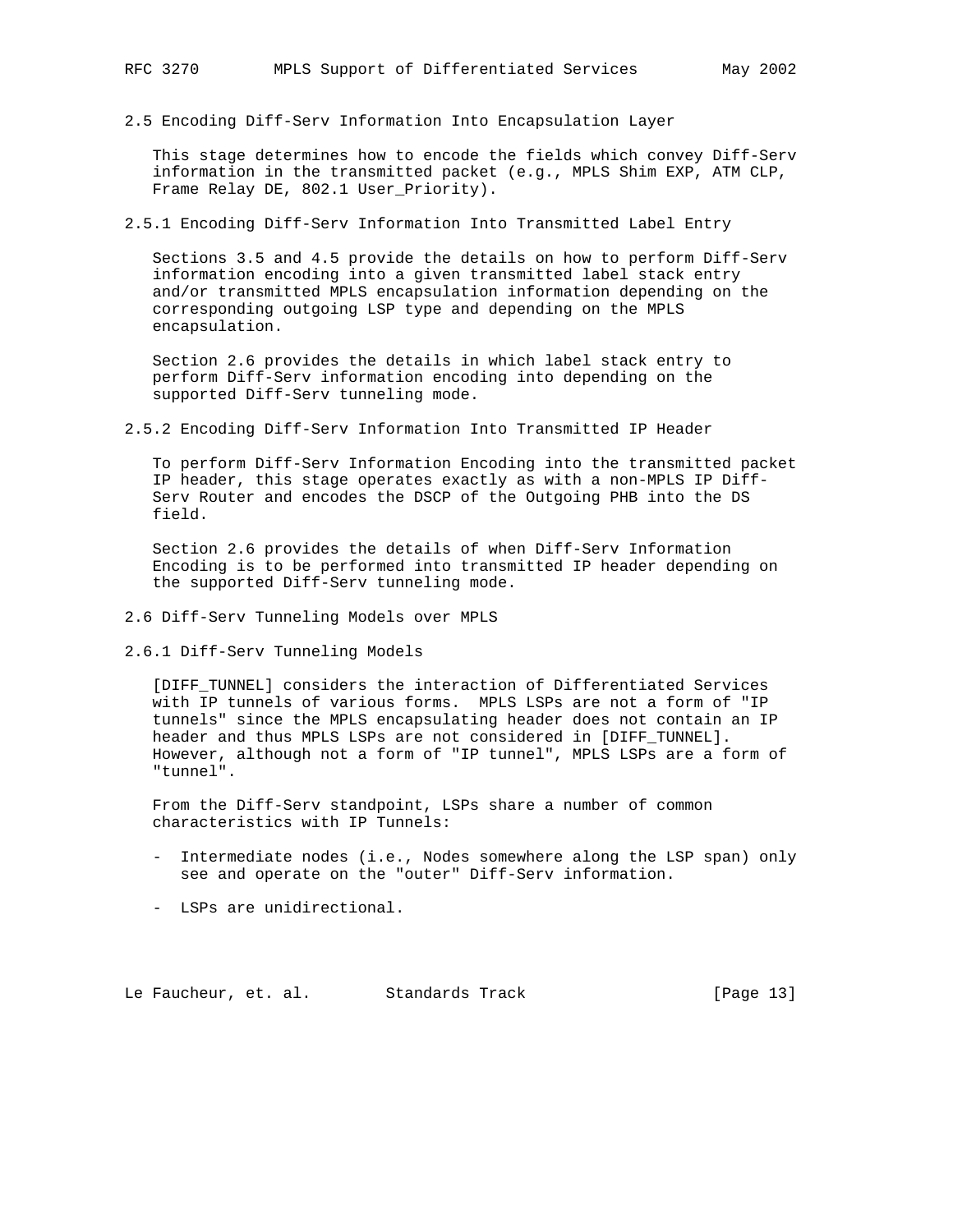## 2.5 Encoding Diff-Serv Information Into Encapsulation Layer

This stage determines how to encode the fields which convey Diff-Serv information in the transmitted packet (e.g., MPLS Shim EXP, ATM CLP, Frame Relay DE, 802.1 User_Priority).

### 2.5.1 Encoding Diff-Serv Information Into Transmitted Label Entry

Sections 3.5 and 4.5 provide the details on how to perform Diff-Serv information encoding into a given transmitted label stack entry and/or transmitted MPLS encapsulation information depending on the corresponding outgoing LSP type and depending on the MPLS encapsulation.

Section 2.6 provides the details in which label stack entry to perform Diff-Serv information encoding into depending on the supported Diff-Serv tunneling mode.

### 2.5.2 Encoding Diff-Serv Information Into Transmitted IP Header

To perform Diff-Serv Information Encoding into the transmitted packet IP header, this stage operates exactly as with a non-MPLS IP Diff-Serv Router and encodes the DSCP of the Outgoing PHB into the DS field.

Section 2.6 provides the details of when Diff-Serv Information Encoding is to be performed into transmitted IP header depending on the supported Diff-Serv tunneling mode.

## 2.6 Diff-Serv Tunneling Models over MPLS

### 2.6.1 Diff-Serv Tunneling Models

[DIFF_TUNNEL] considers the interaction of Differentiated Services with IP tunnels of various forms. MPLS LSPs are not a form of "IP tunnels" since the MPLS encapsulating header does not contain an IP header and thus MPLS LSPs are not considered in [DIFF_TUNNEL]. However, although not a form of "IP tunnel", MPLS LSPs are a form of "tunnel".

From the Diff-Serv standpoint, LSPs share a number of common characteristics with IP Tunnels:

- Intermediate nodes (i.e., Nodes somewhere along the LSP span) only see and operate on the "outer" Diff-Serv information.

- LSPs are unidirectional.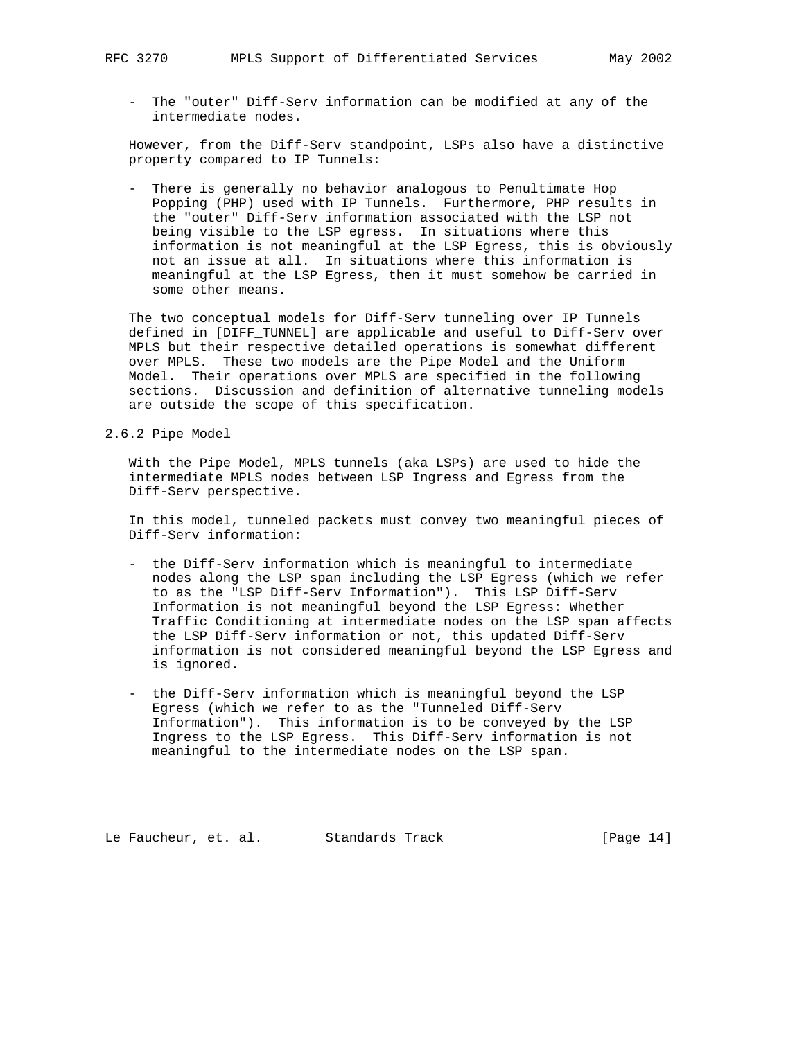- The "outer" Diff-Serv information can be modified at any of the intermediate nodes.

However, from the Diff-Serv standpoint, LSPs also have a distinctive property compared to IP Tunnels:

- There is generally no behavior analogous to Penultimate Hop Popping (PHP) used with IP Tunnels. Furthermore, PHP results in the "outer" Diff-Serv information associated with the LSP not being visible to the LSP egress. In situations where this information is not meaningful at the LSP Egress, this is obviously not an issue at all. In situations where this information is meaningful at the LSP Egress, then it must somehow be carried in some other means.

The two conceptual models for Diff-Serv tunneling over IP Tunnels defined in [DIFF_TUNNEL] are applicable and useful to Diff-Serv over MPLS but their respective detailed operations is somewhat different over MPLS. These two models are the Pipe Model and the Uniform Model. Their operations over MPLS are specified in the following sections. Discussion and definition of alternative tunneling models are outside the scope of this specification.

### 2.6.2 Pipe Model

With the Pipe Model, MPLS tunnels (aka LSPs) are used to hide the intermediate MPLS nodes between LSP Ingress and Egress from the Diff-Serv perspective.

In this model, tunneled packets must convey two meaningful pieces of Diff-Serv information:

- the Diff-Serv information which is meaningful to intermediate nodes along the LSP span including the LSP Egress (which we refer to as the "LSP Diff-Serv Information"). This LSP Diff-Serv Information is not meaningful beyond the LSP Egress: Whether Traffic Conditioning at intermediate nodes on the LSP span affects the LSP Diff-Serv information or not, this updated Diff-Serv information is not considered meaningful beyond the LSP Egress and is ignored.

- the Diff-Serv information which is meaningful beyond the LSP Egress (which we refer to as the "Tunneled Diff-Serv Information"). This information is to be conveyed by the LSP Ingress to the LSP Egress. This Diff-Serv information is not meaningful to the intermediate nodes on the LSP span.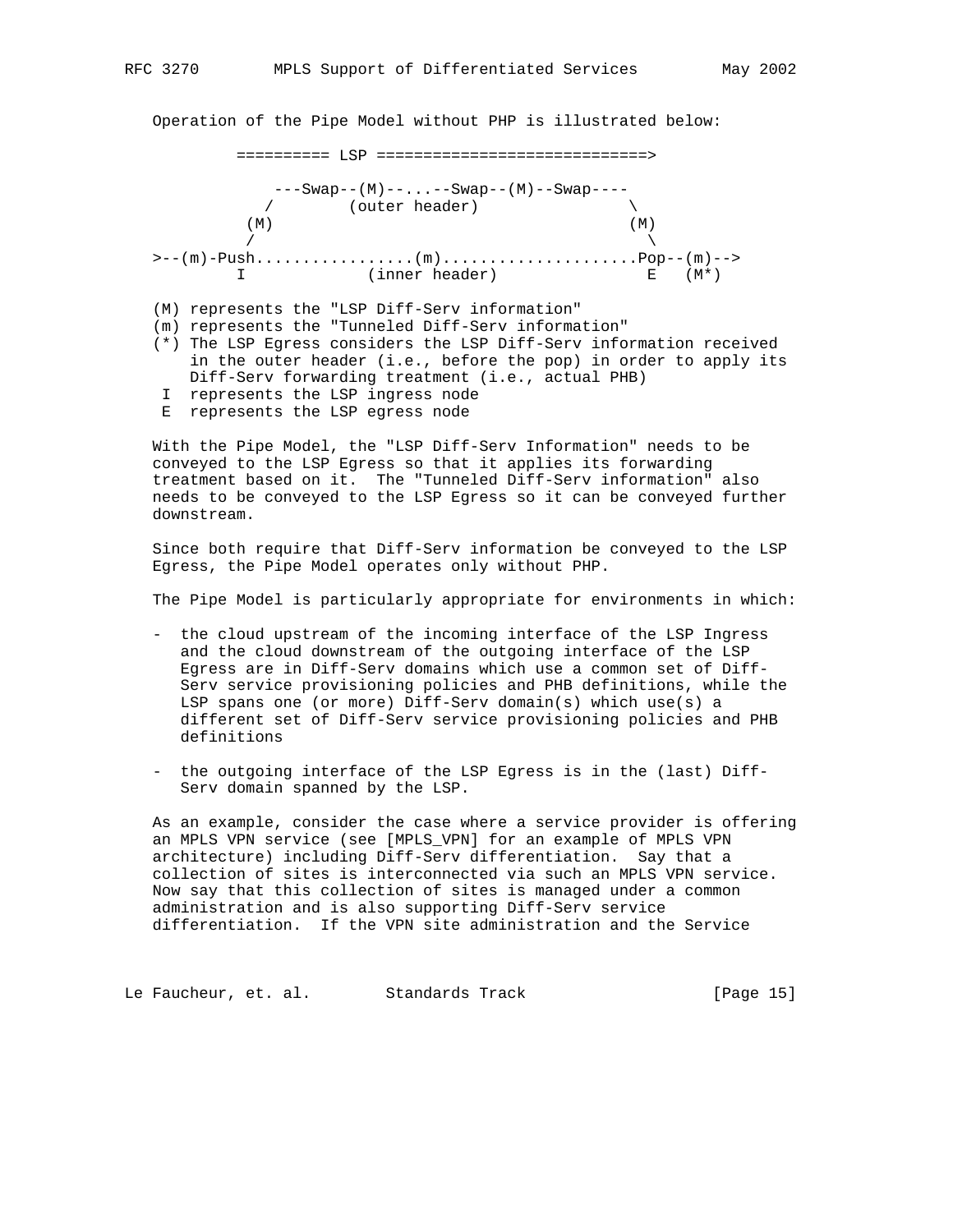Operation of the Pipe Model without PHP is illustrated below:

```
          ========== LSP =============================>

              ---Swap--(M)--...--Swap--(M)--Swap----
             /        (outer header)              \
           (M)                                    (M)
           /                                        \
>--(m)-Push.................(m).....................Pop--(m)-->
        I              (inner header)               E   (M*)
```

(M) represents the "LSP Diff-Serv information"
(m) represents the "Tunneled Diff-Serv information"
(*) The LSP Egress considers the LSP Diff-Serv information received in the outer header (i.e., before the pop) in order to apply its Diff-Serv forwarding treatment (i.e., actual PHB)
I represents the LSP ingress node
E represents the LSP egress node

With the Pipe Model, the "LSP Diff-Serv Information" needs to be conveyed to the LSP Egress so that it applies its forwarding treatment based on it. The "Tunneled Diff-Serv information" also needs to be conveyed to the LSP Egress so it can be conveyed further downstream.

Since both require that Diff-Serv information be conveyed to the LSP Egress, the Pipe Model operates only without PHP.

The Pipe Model is particularly appropriate for environments in which:

- the cloud upstream of the incoming interface of the LSP Ingress and the cloud downstream of the outgoing interface of the LSP Egress are in Diff-Serv domains which use a common set of Diff-Serv service provisioning policies and PHB definitions, while the LSP spans one (or more) Diff-Serv domain(s) which use(s) a different set of Diff-Serv service provisioning policies and PHB definitions

- the outgoing interface of the LSP Egress is in the (last) Diff-Serv domain spanned by the LSP.

As an example, consider the case where a service provider is offering an MPLS VPN service (see [MPLS_VPN] for an example of MPLS VPN architecture) including Diff-Serv differentiation. Say that a collection of sites is interconnected via such an MPLS VPN service. Now say that this collection of sites is managed under a common administration and is also supporting Diff-Serv service differentiation. If the VPN site administration and the Service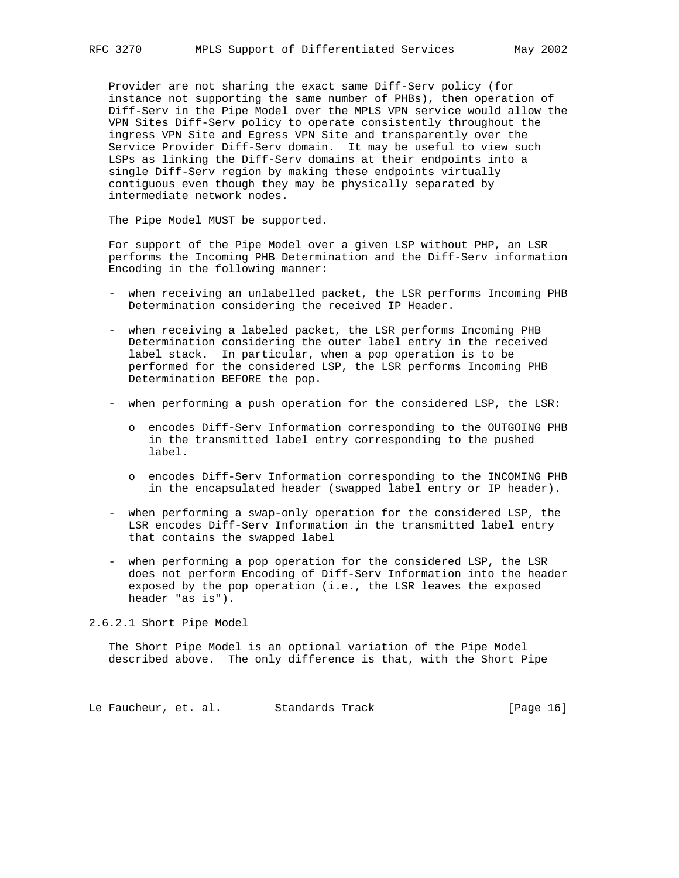Provider are not sharing the exact same Diff-Serv policy (for instance not supporting the same number of PHBs), then operation of Diff-Serv in the Pipe Model over the MPLS VPN service would allow the VPN Sites Diff-Serv policy to operate consistently throughout the ingress VPN Site and Egress VPN Site and transparently over the Service Provider Diff-Serv domain. It may be useful to view such LSPs as linking the Diff-Serv domains at their endpoints into a single Diff-Serv region by making these endpoints virtually contiguous even though they may be physically separated by intermediate network nodes.

The Pipe Model MUST be supported.

For support of the Pipe Model over a given LSP without PHP, an LSR performs the Incoming PHB Determination and the Diff-Serv information Encoding in the following manner:

- when receiving an unlabelled packet, the LSR performs Incoming PHB Determination considering the received IP Header.

- when receiving a labeled packet, the LSR performs Incoming PHB Determination considering the outer label entry in the received label stack. In particular, when a pop operation is to be performed for the considered LSP, the LSR performs Incoming PHB Determination BEFORE the pop.

- when performing a push operation for the considered LSP, the LSR:

  - o encodes Diff-Serv Information corresponding to the OUTGOING PHB in the transmitted label entry corresponding to the pushed label.

  - o encodes Diff-Serv Information corresponding to the INCOMING PHB in the encapsulated header (swapped label entry or IP header).

- when performing a swap-only operation for the considered LSP, the LSR encodes Diff-Serv Information in the transmitted label entry that contains the swapped label

- when performing a pop operation for the considered LSP, the LSR does not perform Encoding of Diff-Serv Information into the header exposed by the pop operation (i.e., the LSR leaves the exposed header "as is").

#### 2.6.2.1 Short Pipe Model

The Short Pipe Model is an optional variation of the Pipe Model described above. The only difference is that, with the Short Pipe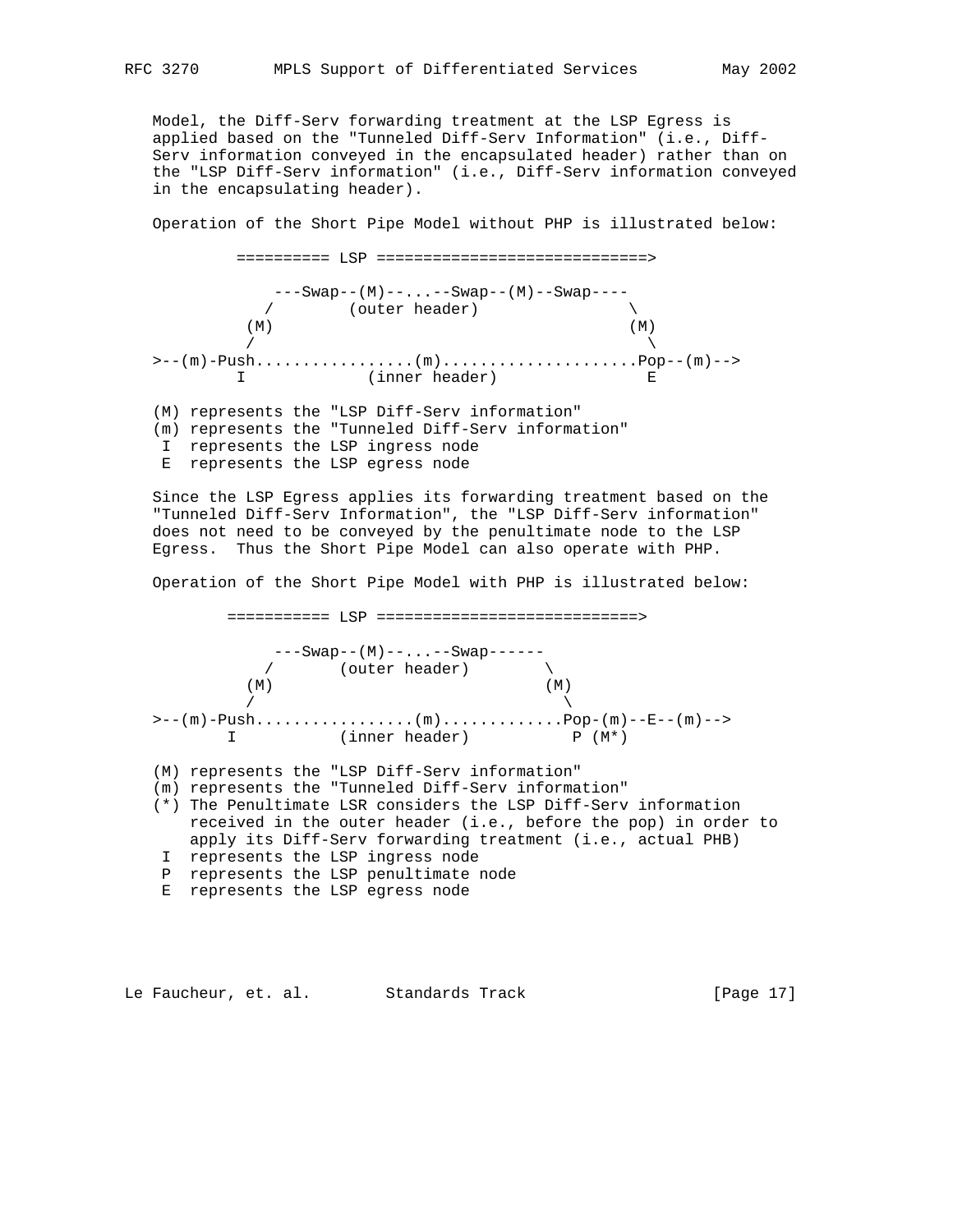Model, the Diff-Serv forwarding treatment at the LSP Egress is applied based on the "Tunneled Diff-Serv Information" (i.e., Diff-Serv information conveyed in the encapsulated header) rather than on the "LSP Diff-Serv information" (i.e., Diff-Serv information conveyed in the encapsulating header).

Operation of the Short Pipe Model without PHP is illustrated below:

```
        ========== LSP =============================>

              ---Swap--(M)--...--Swap--(M)--Swap----
             /        (outer header)                \
           (M)                                      (M)
           /                                          \
>--(m)-Push.................(m).....................Pop--(m)-->
        I             (inner header)                 E
```

(M) represents the "LSP Diff-Serv information"
(m) represents the "Tunneled Diff-Serv information"
 I  represents the LSP ingress node
 E  represents the LSP egress node

Since the LSP Egress applies its forwarding treatment based on the "Tunneled Diff-Serv Information", the "LSP Diff-Serv information" does not need to be conveyed by the penultimate node to the LSP Egress.  Thus the Short Pipe Model can also operate with PHP.

Operation of the Short Pipe Model with PHP is illustrated below:

```
       =========== LSP ============================>

              ---Swap--(M)--...--Swap------
             /       (outer header)       \
           (M)                            (M)
           /                                \
>--(m)-Push.................(m).............Pop-(m)--E--(m)-->
       I           (inner header)           P (M*)
```

(M) represents the "LSP Diff-Serv information"
(m) represents the "Tunneled Diff-Serv information"
(*) The Penultimate LSR considers the LSP Diff-Serv information received in the outer header (i.e., before the pop) in order to apply its Diff-Serv forwarding treatment (i.e., actual PHB)
 I  represents the LSP ingress node
 P  represents the LSP penultimate node
 E  represents the LSP egress node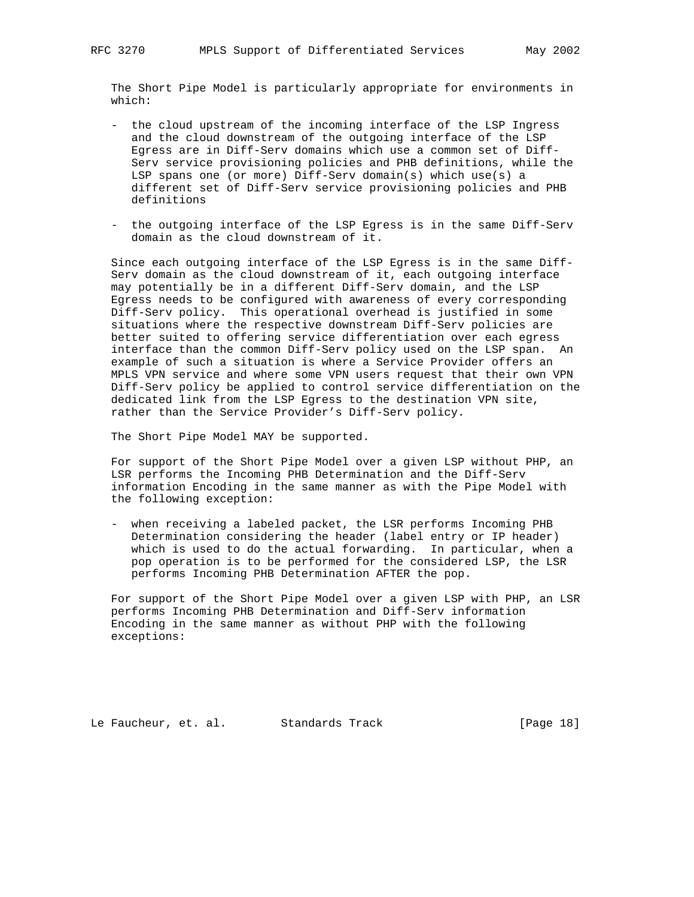The Short Pipe Model is particularly appropriate for environments in which:

- the cloud upstream of the incoming interface of the LSP Ingress and the cloud downstream of the outgoing interface of the LSP Egress are in Diff-Serv domains which use a common set of Diff-Serv service provisioning policies and PHB definitions, while the LSP spans one (or more) Diff-Serv domain(s) which use(s) a different set of Diff-Serv service provisioning policies and PHB definitions

- the outgoing interface of the LSP Egress is in the same Diff-Serv domain as the cloud downstream of it.

Since each outgoing interface of the LSP Egress is in the same Diff-Serv domain as the cloud downstream of it, each outgoing interface may potentially be in a different Diff-Serv domain, and the LSP Egress needs to be configured with awareness of every corresponding Diff-Serv policy. This operational overhead is justified in some situations where the respective downstream Diff-Serv policies are better suited to offering service differentiation over each egress interface than the common Diff-Serv policy used on the LSP span. An example of such a situation is where a Service Provider offers an MPLS VPN service and where some VPN users request that their own VPN Diff-Serv policy be applied to control service differentiation on the dedicated link from the LSP Egress to the destination VPN site, rather than the Service Provider's Diff-Serv policy.

The Short Pipe Model MAY be supported.

For support of the Short Pipe Model over a given LSP without PHP, an LSR performs the Incoming PHB Determination and the Diff-Serv information Encoding in the same manner as with the Pipe Model with the following exception:

- when receiving a labeled packet, the LSR performs Incoming PHB Determination considering the header (label entry or IP header) which is used to do the actual forwarding. In particular, when a pop operation is to be performed for the considered LSP, the LSR performs Incoming PHB Determination AFTER the pop.

For support of the Short Pipe Model over a given LSP with PHP, an LSR performs Incoming PHB Determination and Diff-Serv information Encoding in the same manner as without PHP with the following exceptions: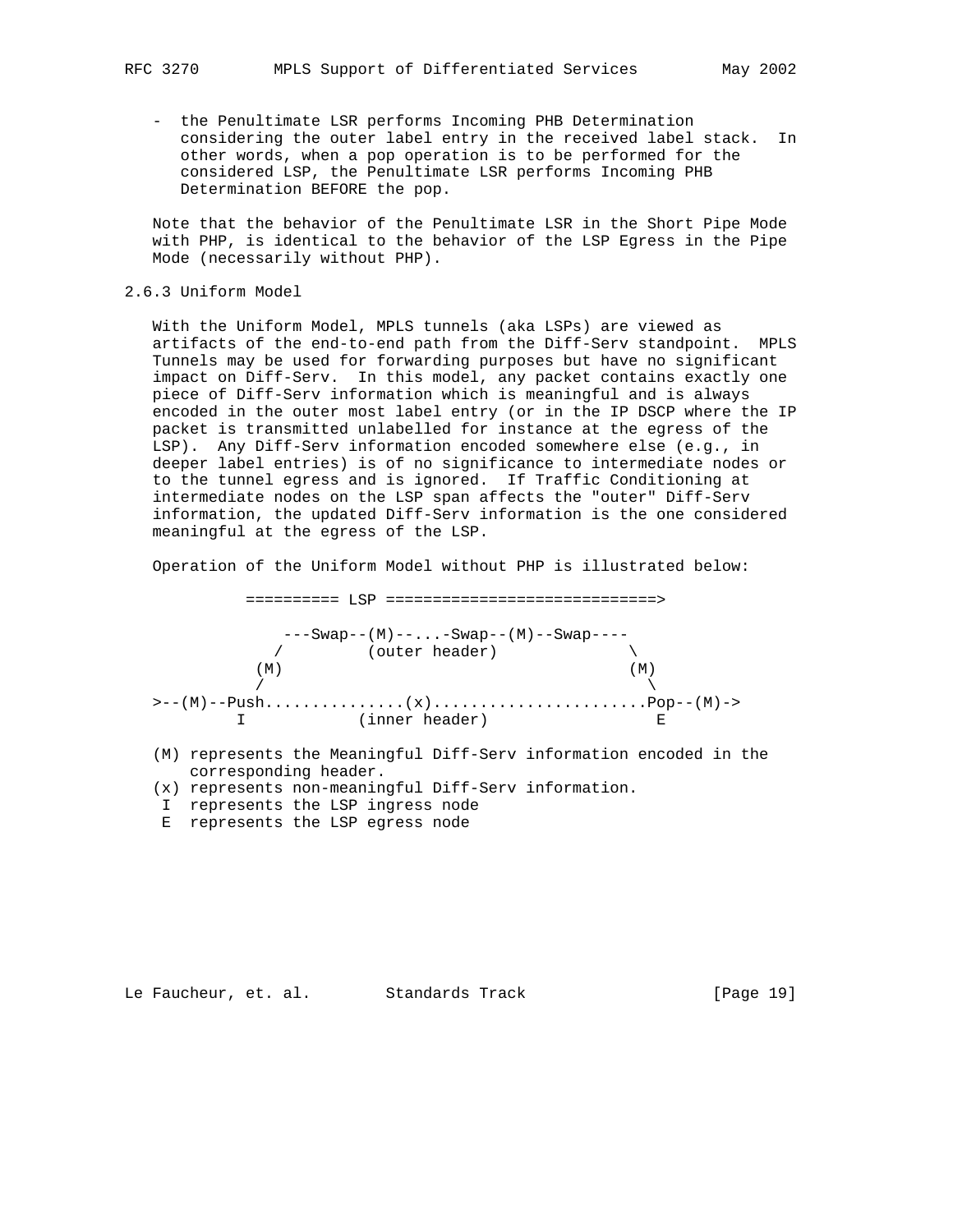- the Penultimate LSR performs Incoming PHB Determination considering the outer label entry in the received label stack. In other words, when a pop operation is to be performed for the considered LSP, the Penultimate LSR performs Incoming PHB Determination BEFORE the pop.

Note that the behavior of the Penultimate LSR in the Short Pipe Mode with PHP, is identical to the behavior of the LSP Egress in the Pipe Mode (necessarily without PHP).

### 2.6.3 Uniform Model

With the Uniform Model, MPLS tunnels (aka LSPs) are viewed as artifacts of the end-to-end path from the Diff-Serv standpoint. MPLS Tunnels may be used for forwarding purposes but have no significant impact on Diff-Serv. In this model, any packet contains exactly one piece of Diff-Serv information which is meaningful and is always encoded in the outer most label entry (or in the IP DSCP where the IP packet is transmitted unlabelled for instance at the egress of the LSP). Any Diff-Serv information encoded somewhere else (e.g., in deeper label entries) is of no significance to intermediate nodes or to the tunnel egress and is ignored. If Traffic Conditioning at intermediate nodes on the LSP span affects the "outer" Diff-Serv information, the updated Diff-Serv information is the one considered meaningful at the egress of the LSP.

Operation of the Uniform Model without PHP is illustrated below:

```
          ========== LSP =============================>

              ---Swap--(M)--...-Swap--(M)--Swap----
             /         (outer header)              \
           (M)                                     (M)
           /                                         \
>--(M)--Push...............(x).......................Pop--(M)->
        I            (inner header)                   E
```

(M) represents the Meaningful Diff-Serv information encoded in the corresponding header.
(x) represents non-meaningful Diff-Serv information.
 I  represents the LSP ingress node
 E  represents the LSP egress node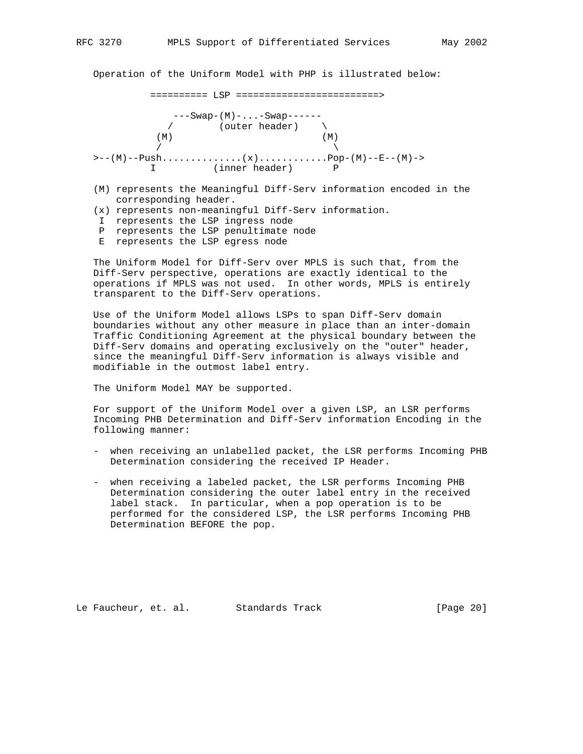Operation of the Uniform Model with PHP is illustrated below:

```
          ========== LSP =========================>

              ---Swap-(M)-...-Swap------
             /        (outer header)    \
           (M)                          (M)
           /                              \
>--(M)--Push..............(x)............Pop-(M)--E--(M)->
          I          (inner header)       P
```

(M) represents the Meaningful Diff-Serv information encoded in the corresponding header.
(x) represents non-meaningful Diff-Serv information.
 I  represents the LSP ingress node
 P  represents the LSP penultimate node
 E  represents the LSP egress node

The Uniform Model for Diff-Serv over MPLS is such that, from the Diff-Serv perspective, operations are exactly identical to the operations if MPLS was not used. In other words, MPLS is entirely transparent to the Diff-Serv operations.

Use of the Uniform Model allows LSPs to span Diff-Serv domain boundaries without any other measure in place than an inter-domain Traffic Conditioning Agreement at the physical boundary between the Diff-Serv domains and operating exclusively on the "outer" header, since the meaningful Diff-Serv information is always visible and modifiable in the outmost label entry.

The Uniform Model MAY be supported.

For support of the Uniform Model over a given LSP, an LSR performs Incoming PHB Determination and Diff-Serv information Encoding in the following manner:

- when receiving an unlabelled packet, the LSR performs Incoming PHB Determination considering the received IP Header.

- when receiving a labeled packet, the LSR performs Incoming PHB Determination considering the outer label entry in the received label stack. In particular, when a pop operation is to be performed for the considered LSP, the LSR performs Incoming PHB Determination BEFORE the pop.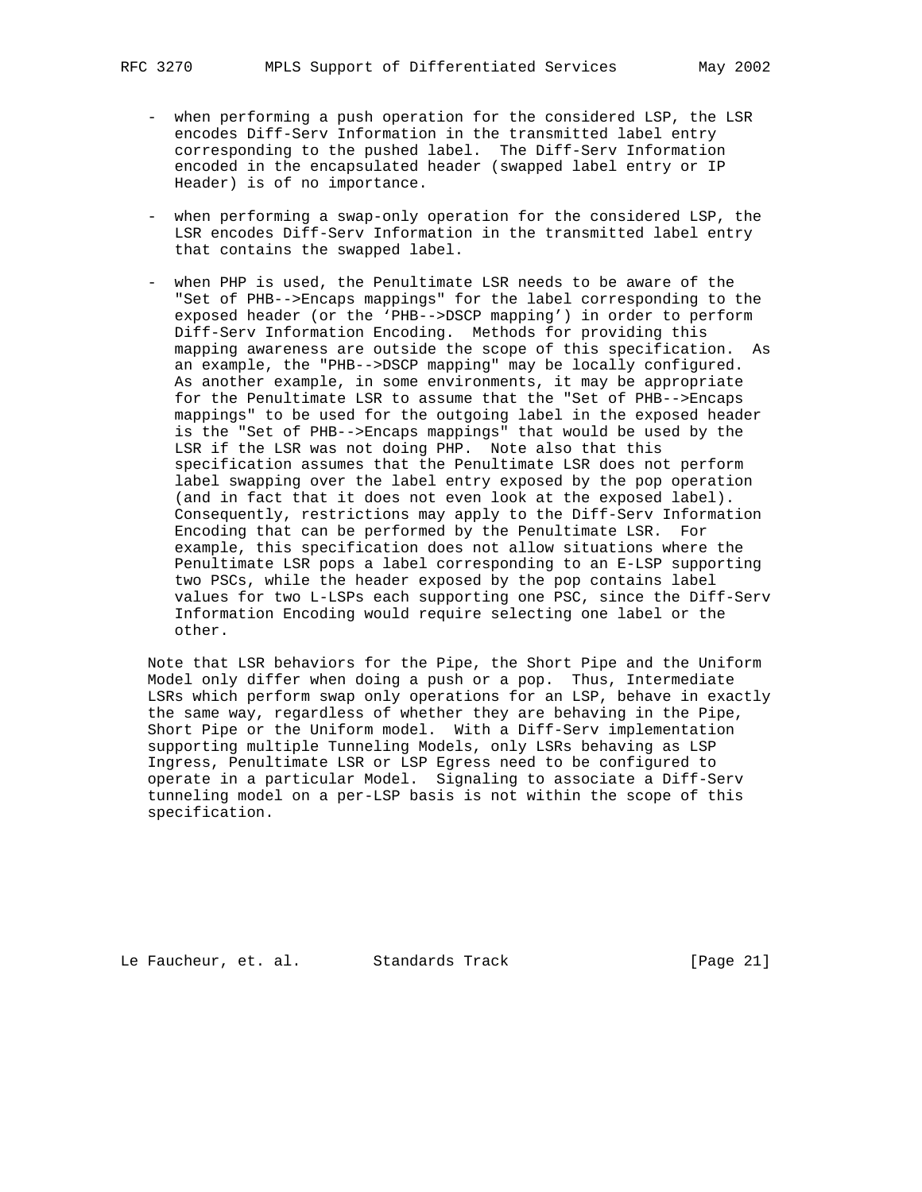- when performing a push operation for the considered LSP, the LSR encodes Diff-Serv Information in the transmitted label entry corresponding to the pushed label. The Diff-Serv Information encoded in the encapsulated header (swapped label entry or IP Header) is of no importance.

- when performing a swap-only operation for the considered LSP, the LSR encodes Diff-Serv Information in the transmitted label entry that contains the swapped label.

- when PHP is used, the Penultimate LSR needs to be aware of the "Set of PHB-->Encaps mappings" for the label corresponding to the exposed header (or the 'PHB-->DSCP mapping') in order to perform Diff-Serv Information Encoding. Methods for providing this mapping awareness are outside the scope of this specification. As an example, the "PHB-->DSCP mapping" may be locally configured. As another example, in some environments, it may be appropriate for the Penultimate LSR to assume that the "Set of PHB-->Encaps mappings" to be used for the outgoing label in the exposed header is the "Set of PHB-->Encaps mappings" that would be used by the LSR if the LSR was not doing PHP. Note also that this specification assumes that the Penultimate LSR does not perform label swapping over the label entry exposed by the pop operation (and in fact that it does not even look at the exposed label). Consequently, restrictions may apply to the Diff-Serv Information Encoding that can be performed by the Penultimate LSR. For example, this specification does not allow situations where the Penultimate LSR pops a label corresponding to an E-LSP supporting two PSCs, while the header exposed by the pop contains label values for two L-LSPs each supporting one PSC, since the Diff-Serv Information Encoding would require selecting one label or the other.

Note that LSR behaviors for the Pipe, the Short Pipe and the Uniform Model only differ when doing a push or a pop. Thus, Intermediate LSRs which perform swap only operations for an LSP, behave in exactly the same way, regardless of whether they are behaving in the Pipe, Short Pipe or the Uniform model. With a Diff-Serv implementation supporting multiple Tunneling Models, only LSRs behaving as LSP Ingress, Penultimate LSR or LSP Egress need to be configured to operate in a particular Model. Signaling to associate a Diff-Serv tunneling model on a per-LSP basis is not within the scope of this specification.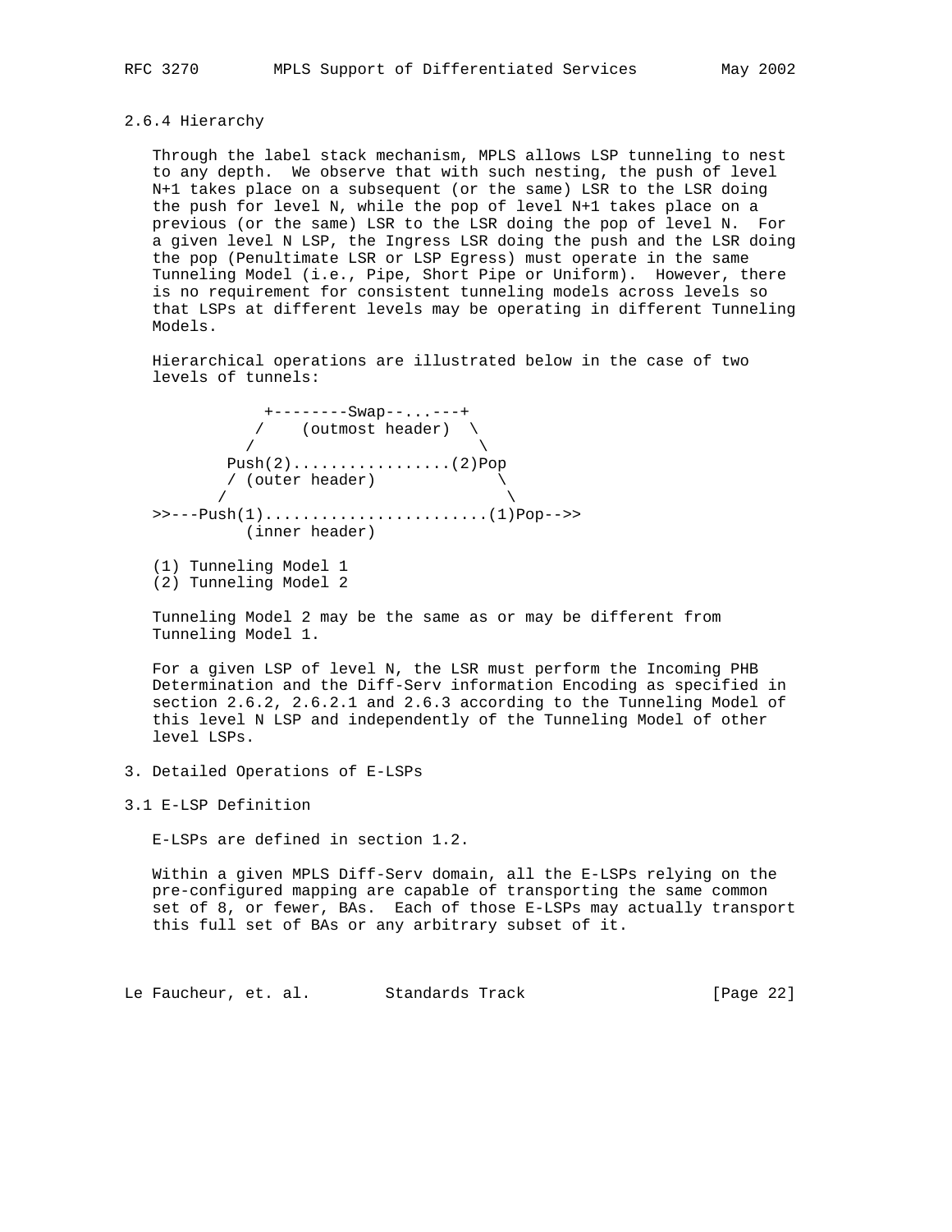### 2.6.4 Hierarchy

Through the label stack mechanism, MPLS allows LSP tunneling to nest to any depth. We observe that with such nesting, the push of level N+1 takes place on a subsequent (or the same) LSR to the LSR doing the push for level N, while the pop of level N+1 takes place on a previous (or the same) LSR to the LSR doing the pop of level N. For a given level N LSP, the Ingress LSR doing the push and the LSR doing the pop (Penultimate LSR or LSP Egress) must operate in the same Tunneling Model (i.e., Pipe, Short Pipe or Uniform). However, there is no requirement for consistent tunneling models across levels so that LSPs at different levels may be operating in different Tunneling Models.

Hierarchical operations are illustrated below in the case of two levels of tunnels:

```
             +--------Swap--...---+
            /    (outmost header)  \
           /                        \
         Push(2).................(2)Pop
         / (outer header)            \
        /                             \
>>---Push(1)........................(1)Pop-->>
          (inner header)
```

(1) Tunneling Model 1
(2) Tunneling Model 2

Tunneling Model 2 may be the same as or may be different from Tunneling Model 1.

For a given LSP of level N, the LSR must perform the Incoming PHB Determination and the Diff-Serv information Encoding as specified in section 2.6.2, 2.6.2.1 and 2.6.3 according to the Tunneling Model of this level N LSP and independently of the Tunneling Model of other level LSPs.

## 3. Detailed Operations of E-LSPs

### 3.1 E-LSP Definition

E-LSPs are defined in section 1.2.

Within a given MPLS Diff-Serv domain, all the E-LSPs relying on the pre-configured mapping are capable of transporting the same common set of 8, or fewer, BAs. Each of those E-LSPs may actually transport this full set of BAs or any arbitrary subset of it.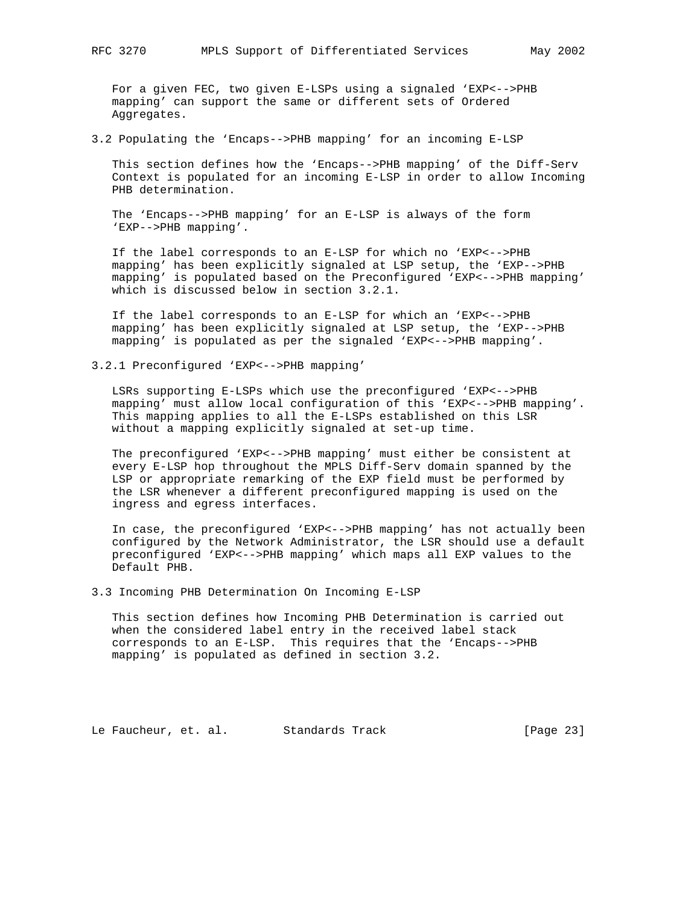For a given FEC, two given E-LSPs using a signaled 'EXP<-->PHB mapping' can support the same or different sets of Ordered Aggregates.

### 3.2 Populating the 'Encaps-->PHB mapping' for an incoming E-LSP

This section defines how the 'Encaps-->PHB mapping' of the Diff-Serv Context is populated for an incoming E-LSP in order to allow Incoming PHB determination.

The 'Encaps-->PHB mapping' for an E-LSP is always of the form 'EXP-->PHB mapping'.

If the label corresponds to an E-LSP for which no 'EXP<-->PHB mapping' has been explicitly signaled at LSP setup, the 'EXP-->PHB mapping' is populated based on the Preconfigured 'EXP<-->PHB mapping' which is discussed below in section 3.2.1.

If the label corresponds to an E-LSP for which an 'EXP<-->PHB mapping' has been explicitly signaled at LSP setup, the 'EXP-->PHB mapping' is populated as per the signaled 'EXP<-->PHB mapping'.

#### 3.2.1 Preconfigured 'EXP<-->PHB mapping'

LSRs supporting E-LSPs which use the preconfigured 'EXP<-->PHB mapping' must allow local configuration of this 'EXP<-->PHB mapping'. This mapping applies to all the E-LSPs established on this LSR without a mapping explicitly signaled at set-up time.

The preconfigured 'EXP<-->PHB mapping' must either be consistent at every E-LSP hop throughout the MPLS Diff-Serv domain spanned by the LSP or appropriate remarking of the EXP field must be performed by the LSR whenever a different preconfigured mapping is used on the ingress and egress interfaces.

In case, the preconfigured 'EXP<-->PHB mapping' has not actually been configured by the Network Administrator, the LSR should use a default preconfigured 'EXP<-->PHB mapping' which maps all EXP values to the Default PHB.

### 3.3 Incoming PHB Determination On Incoming E-LSP

This section defines how Incoming PHB Determination is carried out when the considered label entry in the received label stack corresponds to an E-LSP. This requires that the 'Encaps-->PHB mapping' is populated as defined in section 3.2.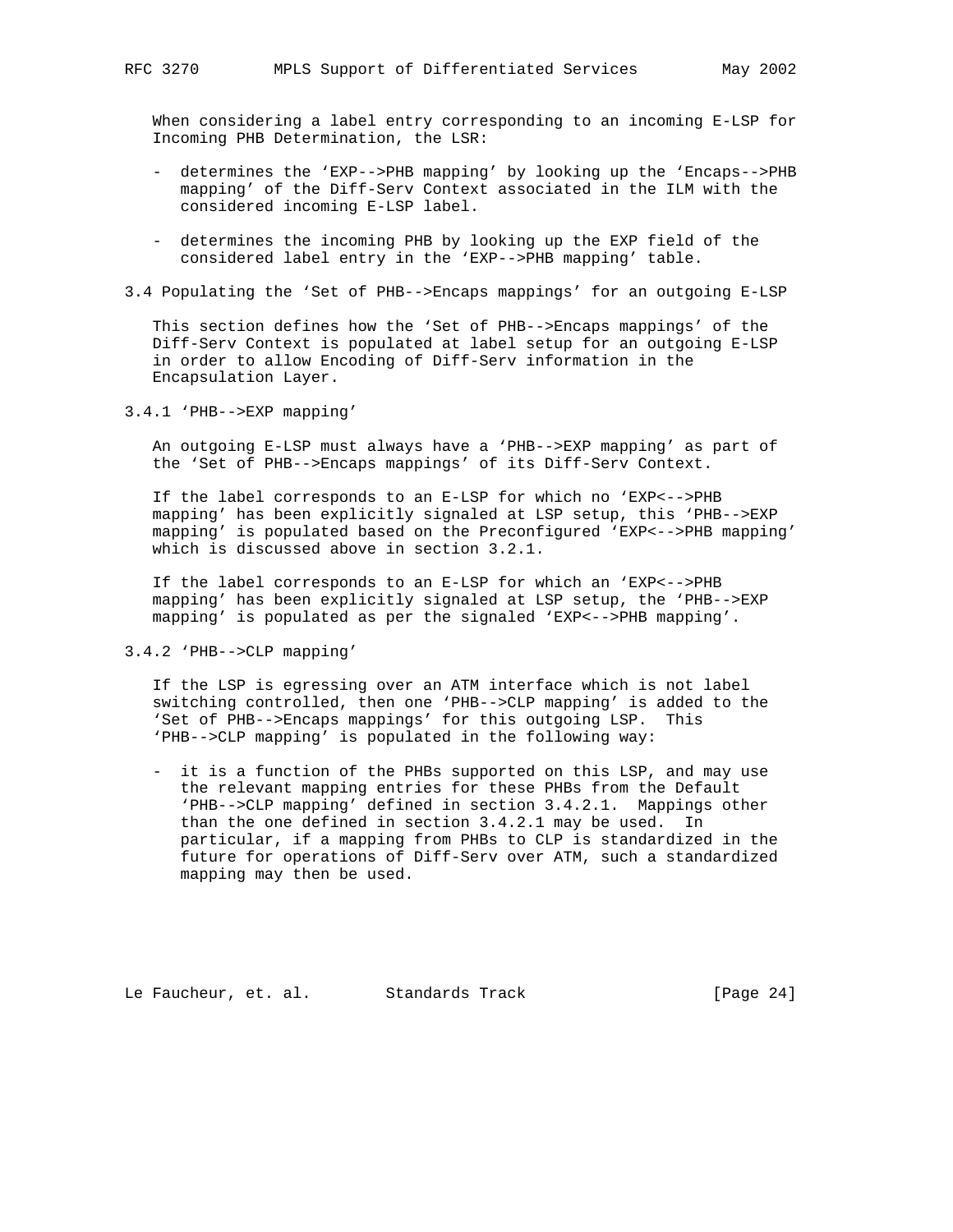When considering a label entry corresponding to an incoming E-LSP for Incoming PHB Determination, the LSR:

- determines the 'EXP-->PHB mapping' by looking up the 'Encaps-->PHB mapping' of the Diff-Serv Context associated in the ILM with the considered incoming E-LSP label.

- determines the incoming PHB by looking up the EXP field of the considered label entry in the 'EXP-->PHB mapping' table.

### 3.4 Populating the 'Set of PHB-->Encaps mappings' for an outgoing E-LSP

This section defines how the 'Set of PHB-->Encaps mappings' of the Diff-Serv Context is populated at label setup for an outgoing E-LSP in order to allow Encoding of Diff-Serv information in the Encapsulation Layer.

#### 3.4.1 'PHB-->EXP mapping'

An outgoing E-LSP must always have a 'PHB-->EXP mapping' as part of the 'Set of PHB-->Encaps mappings' of its Diff-Serv Context.

If the label corresponds to an E-LSP for which no 'EXP<-->PHB mapping' has been explicitly signaled at LSP setup, this 'PHB-->EXP mapping' is populated based on the Preconfigured 'EXP<-->PHB mapping' which is discussed above in section 3.2.1.

If the label corresponds to an E-LSP for which an 'EXP<-->PHB mapping' has been explicitly signaled at LSP setup, the 'PHB-->EXP mapping' is populated as per the signaled 'EXP<-->PHB mapping'.

#### 3.4.2 'PHB-->CLP mapping'

If the LSP is egressing over an ATM interface which is not label switching controlled, then one 'PHB-->CLP mapping' is added to the 'Set of PHB-->Encaps mappings' for this outgoing LSP. This 'PHB-->CLP mapping' is populated in the following way:

- it is a function of the PHBs supported on this LSP, and may use the relevant mapping entries for these PHBs from the Default 'PHB-->CLP mapping' defined in section 3.4.2.1. Mappings other than the one defined in section 3.4.2.1 may be used. In particular, if a mapping from PHBs to CLP is standardized in the future for operations of Diff-Serv over ATM, such a standardized mapping may then be used.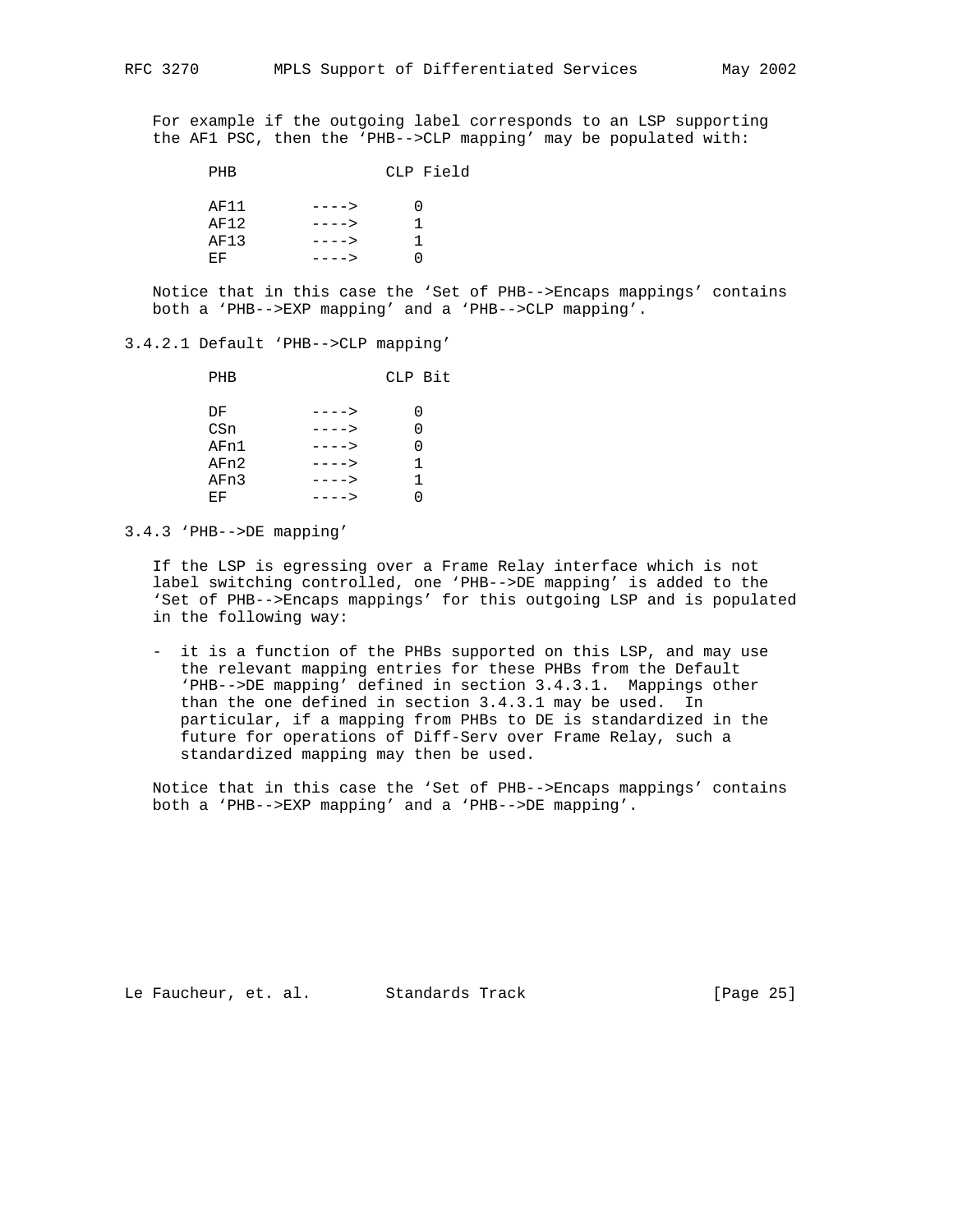For example if the outgoing label corresponds to an LSP supporting the AF1 PSC, then the 'PHB-->CLP mapping' may be populated with:

```
PHB              CLP Field

AF11      ---->     0
AF12      ---->     1
AF13      ---->     1
EF        ---->     0
```

Notice that in this case the 'Set of PHB-->Encaps mappings' contains both a 'PHB-->EXP mapping' and a 'PHB-->CLP mapping'.

### 3.4.2.1 Default 'PHB-->CLP mapping'

```
PHB              CLP Bit

DF        ---->     0
CSn       ---->     0
AFn1      ---->     0
AFn2      ---->     1
AFn3      ---->     1
EF        ---->     0
```

### 3.4.3 'PHB-->DE mapping'

If the LSP is egressing over a Frame Relay interface which is not label switching controlled, one 'PHB-->DE mapping' is added to the 'Set of PHB-->Encaps mappings' for this outgoing LSP and is populated in the following way:

- it is a function of the PHBs supported on this LSP, and may use the relevant mapping entries for these PHBs from the Default 'PHB-->DE mapping' defined in section 3.4.3.1. Mappings other than the one defined in section 3.4.3.1 may be used. In particular, if a mapping from PHBs to DE is standardized in the future for operations of Diff-Serv over Frame Relay, such a standardized mapping may then be used.

Notice that in this case the 'Set of PHB-->Encaps mappings' contains both a 'PHB-->EXP mapping' and a 'PHB-->DE mapping'.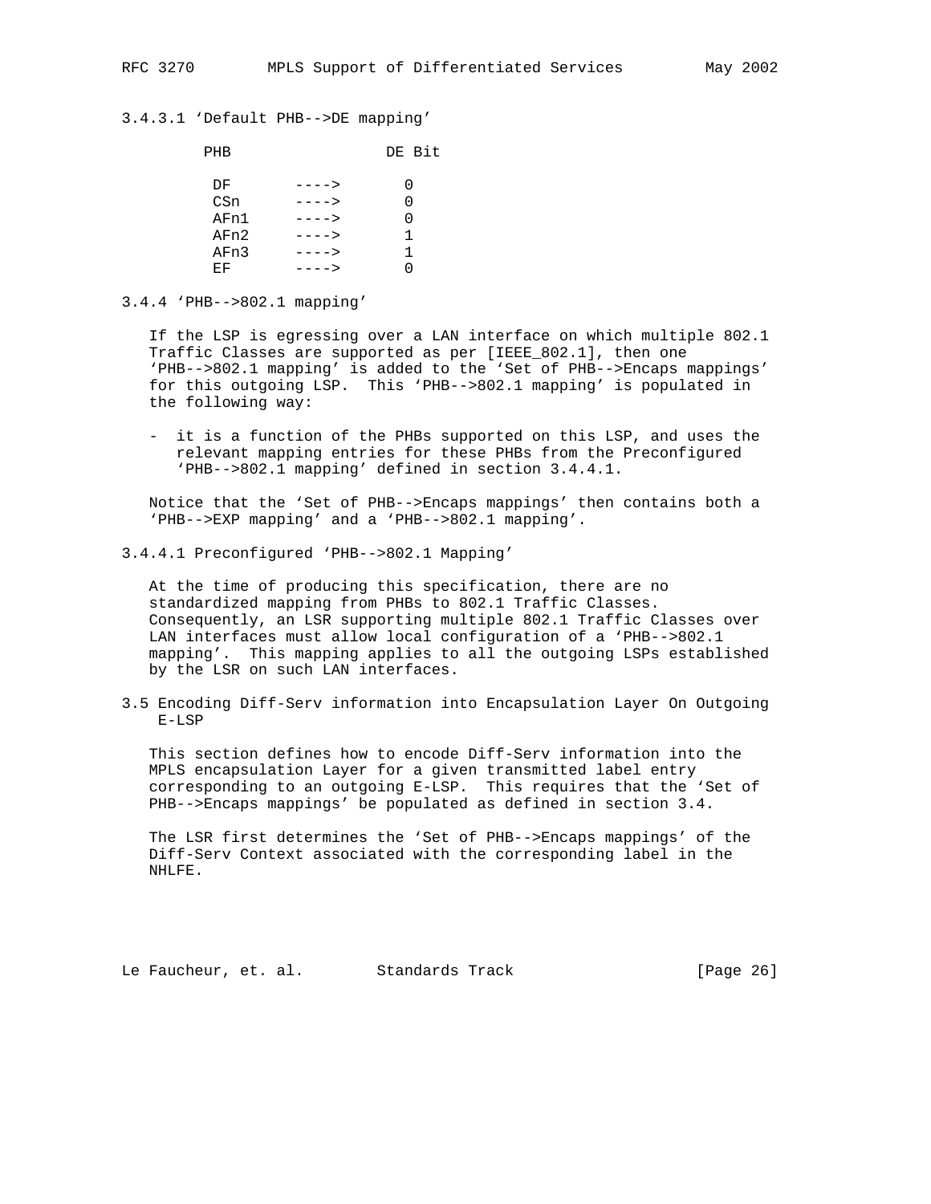#### 3.4.3.1 'Default PHB-->DE mapping'

```
        PHB                 DE Bit

         DF       ---->       0
         CSn      ---->       0
         AFn1     ---->       0
         AFn2     ---->       1
         AFn3     ---->       1
         EF       ---->       0
```

### 3.4.4 'PHB-->802.1 mapping'

If the LSP is egressing over a LAN interface on which multiple 802.1 Traffic Classes are supported as per [IEEE_802.1], then one 'PHB-->802.1 mapping' is added to the 'Set of PHB-->Encaps mappings' for this outgoing LSP. This 'PHB-->802.1 mapping' is populated in the following way:

- it is a function of the PHBs supported on this LSP, and uses the relevant mapping entries for these PHBs from the Preconfigured 'PHB-->802.1 mapping' defined in section 3.4.4.1.

Notice that the 'Set of PHB-->Encaps mappings' then contains both a 'PHB-->EXP mapping' and a 'PHB-->802.1 mapping'.

#### 3.4.4.1 Preconfigured 'PHB-->802.1 Mapping'

At the time of producing this specification, there are no standardized mapping from PHBs to 802.1 Traffic Classes. Consequently, an LSR supporting multiple 802.1 Traffic Classes over LAN interfaces must allow local configuration of a 'PHB-->802.1 mapping'. This mapping applies to all the outgoing LSPs established by the LSR on such LAN interfaces.

## 3.5 Encoding Diff-Serv information into Encapsulation Layer On Outgoing E-LSP

This section defines how to encode Diff-Serv information into the MPLS encapsulation Layer for a given transmitted label entry corresponding to an outgoing E-LSP. This requires that the 'Set of PHB-->Encaps mappings' be populated as defined in section 3.4.

The LSR first determines the 'Set of PHB-->Encaps mappings' of the Diff-Serv Context associated with the corresponding label in the NHLFE.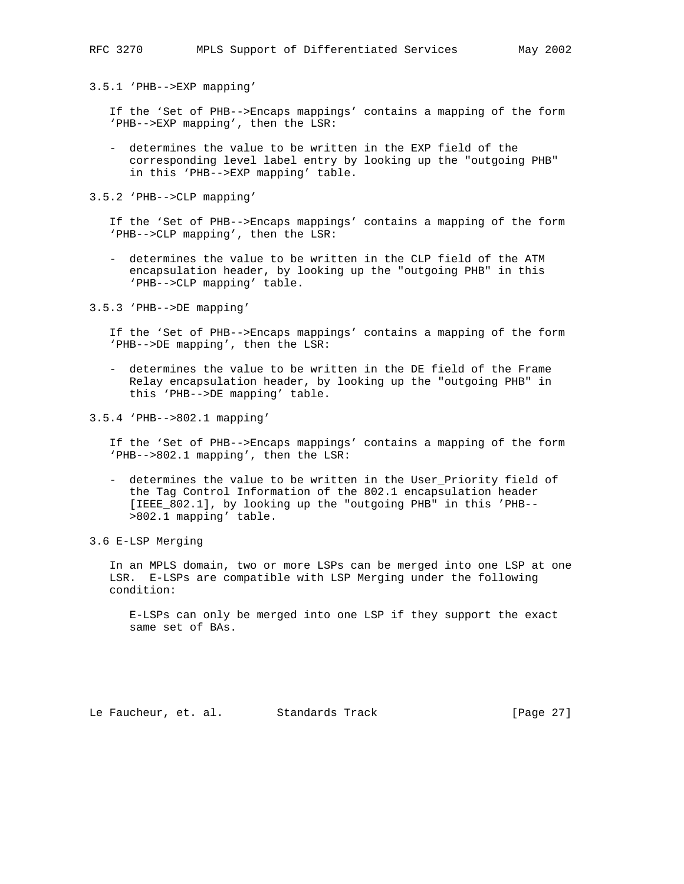### 3.5.1 'PHB-->EXP mapping'

If the 'Set of PHB-->Encaps mappings' contains a mapping of the form 'PHB-->EXP mapping', then the LSR:

- determines the value to be written in the EXP field of the corresponding level label entry by looking up the "outgoing PHB" in this 'PHB-->EXP mapping' table.

### 3.5.2 'PHB-->CLP mapping'

If the 'Set of PHB-->Encaps mappings' contains a mapping of the form 'PHB-->CLP mapping', then the LSR:

- determines the value to be written in the CLP field of the ATM encapsulation header, by looking up the "outgoing PHB" in this 'PHB-->CLP mapping' table.

### 3.5.3 'PHB-->DE mapping'

If the 'Set of PHB-->Encaps mappings' contains a mapping of the form 'PHB-->DE mapping', then the LSR:

- determines the value to be written in the DE field of the Frame Relay encapsulation header, by looking up the "outgoing PHB" in this 'PHB-->DE mapping' table.

### 3.5.4 'PHB-->802.1 mapping'

If the 'Set of PHB-->Encaps mappings' contains a mapping of the form 'PHB-->802.1 mapping', then the LSR:

- determines the value to be written in the User_Priority field of the Tag Control Information of the 802.1 encapsulation header [IEEE_802.1], by looking up the "outgoing PHB" in this 'PHB-->802.1 mapping' table.

## 3.6 E-LSP Merging

In an MPLS domain, two or more LSPs can be merged into one LSP at one LSR. E-LSPs are compatible with LSP Merging under the following condition:

> E-LSPs can only be merged into one LSP if they support the exact same set of BAs.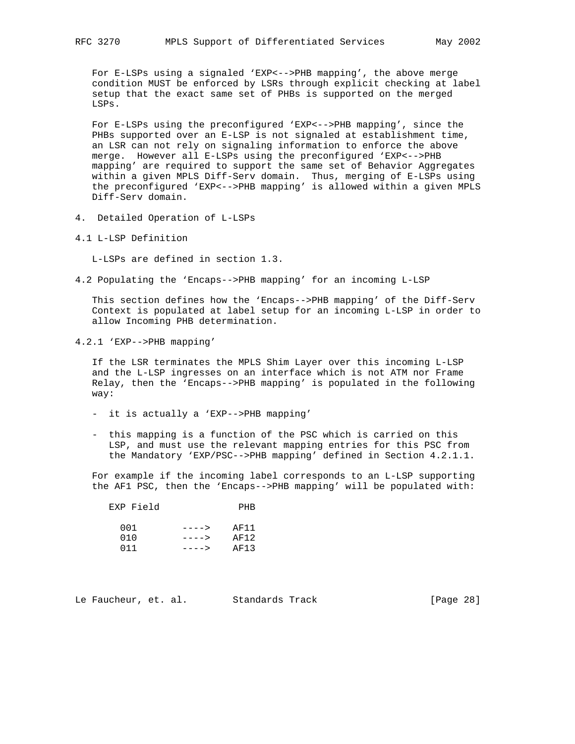For E-LSPs using a signaled 'EXP<-->PHB mapping', the above merge condition MUST be enforced by LSRs through explicit checking at label setup that the exact same set of PHBs is supported on the merged LSPs.

For E-LSPs using the preconfigured 'EXP<-->PHB mapping', since the PHBs supported over an E-LSP is not signaled at establishment time, an LSR can not rely on signaling information to enforce the above merge. However all E-LSPs using the preconfigured 'EXP<-->PHB mapping' are required to support the same set of Behavior Aggregates within a given MPLS Diff-Serv domain. Thus, merging of E-LSPs using the preconfigured 'EXP<-->PHB mapping' is allowed within a given MPLS Diff-Serv domain.

# 4. Detailed Operation of L-LSPs

## 4.1 L-LSP Definition

L-LSPs are defined in section 1.3.

## 4.2 Populating the 'Encaps-->PHB mapping' for an incoming L-LSP

This section defines how the 'Encaps-->PHB mapping' of the Diff-Serv Context is populated at label setup for an incoming L-LSP in order to allow Incoming PHB determination.

### 4.2.1 'EXP-->PHB mapping'

If the LSR terminates the MPLS Shim Layer over this incoming L-LSP and the L-LSP ingresses on an interface which is not ATM nor Frame Relay, then the 'Encaps-->PHB mapping' is populated in the following way:

- it is actually a 'EXP-->PHB mapping'
- this mapping is a function of the PSC which is carried on this LSP, and must use the relevant mapping entries for this PSC from the Mandatory 'EXP/PSC-->PHB mapping' defined in Section 4.2.1.1.

For example if the incoming label corresponds to an L-LSP supporting the AF1 PSC, then the 'Encaps-->PHB mapping' will be populated with:

```
   EXP Field             PHB

     001       ---->    AF11
     010       ---->    AF12
     011       ---->    AF13
```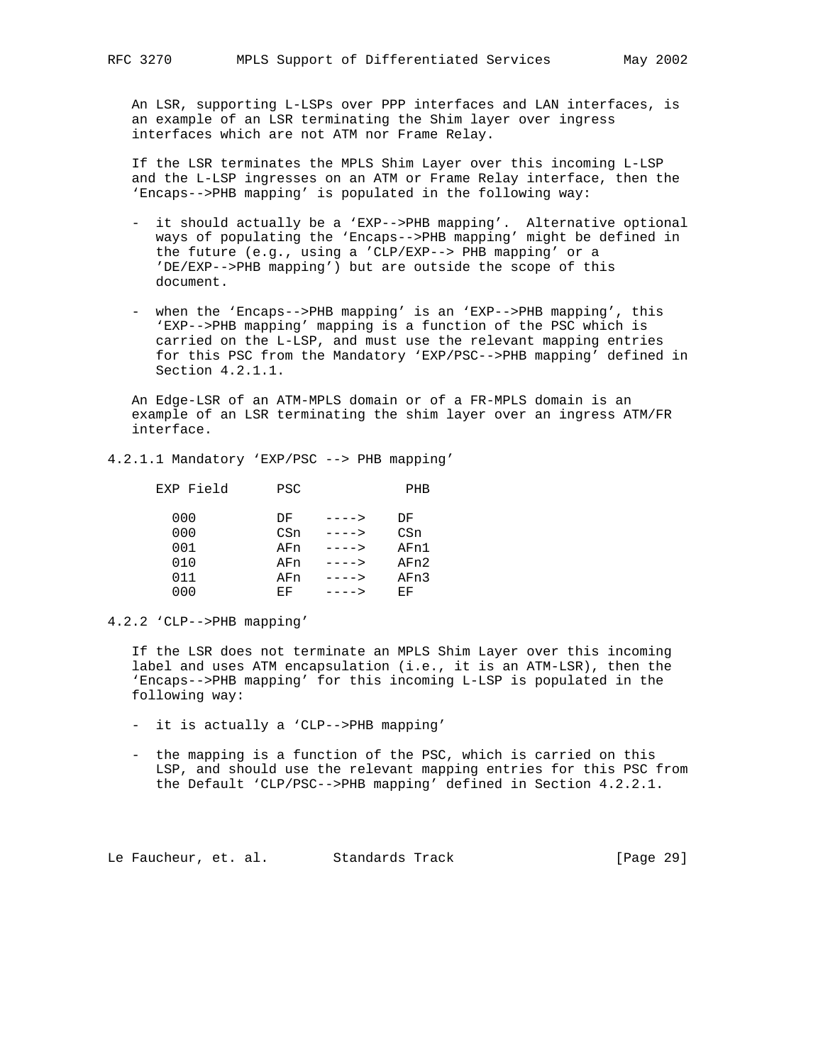An LSR, supporting L-LSPs over PPP interfaces and LAN interfaces, is an example of an LSR terminating the Shim layer over ingress interfaces which are not ATM nor Frame Relay.

If the LSR terminates the MPLS Shim Layer over this incoming L-LSP and the L-LSP ingresses on an ATM or Frame Relay interface, then the 'Encaps-->PHB mapping' is populated in the following way:

- it should actually be a 'EXP-->PHB mapping'. Alternative optional ways of populating the 'Encaps-->PHB mapping' might be defined in the future (e.g., using a 'CLP/EXP--> PHB mapping' or a 'DE/EXP-->PHB mapping') but are outside the scope of this document.

- when the 'Encaps-->PHB mapping' is an 'EXP-->PHB mapping', this 'EXP-->PHB mapping' mapping is a function of the PSC which is carried on the L-LSP, and must use the relevant mapping entries for this PSC from the Mandatory 'EXP/PSC-->PHB mapping' defined in Section 4.2.1.1.

An Edge-LSR of an ATM-MPLS domain or of a FR-MPLS domain is an example of an LSR terminating the shim layer over an ingress ATM/FR interface.

#### 4.2.1.1 Mandatory 'EXP/PSC --> PHB mapping'

| EXP Field | PSC | | PHB |
|---|---|---|---|
| 000 | DF | ----> | DF |
| 000 | CSn | ----> | CSn |
| 001 | AFn | ----> | AFn1 |
| 010 | AFn | ----> | AFn2 |
| 011 | AFn | ----> | AFn3 |
| 000 | EF | ----> | EF |

### 4.2.2 'CLP-->PHB mapping'

If the LSR does not terminate an MPLS Shim Layer over this incoming label and uses ATM encapsulation (i.e., it is an ATM-LSR), then the 'Encaps-->PHB mapping' for this incoming L-LSP is populated in the following way:

- it is actually a 'CLP-->PHB mapping'

- the mapping is a function of the PSC, which is carried on this LSP, and should use the relevant mapping entries for this PSC from the Default 'CLP/PSC-->PHB mapping' defined in Section 4.2.2.1.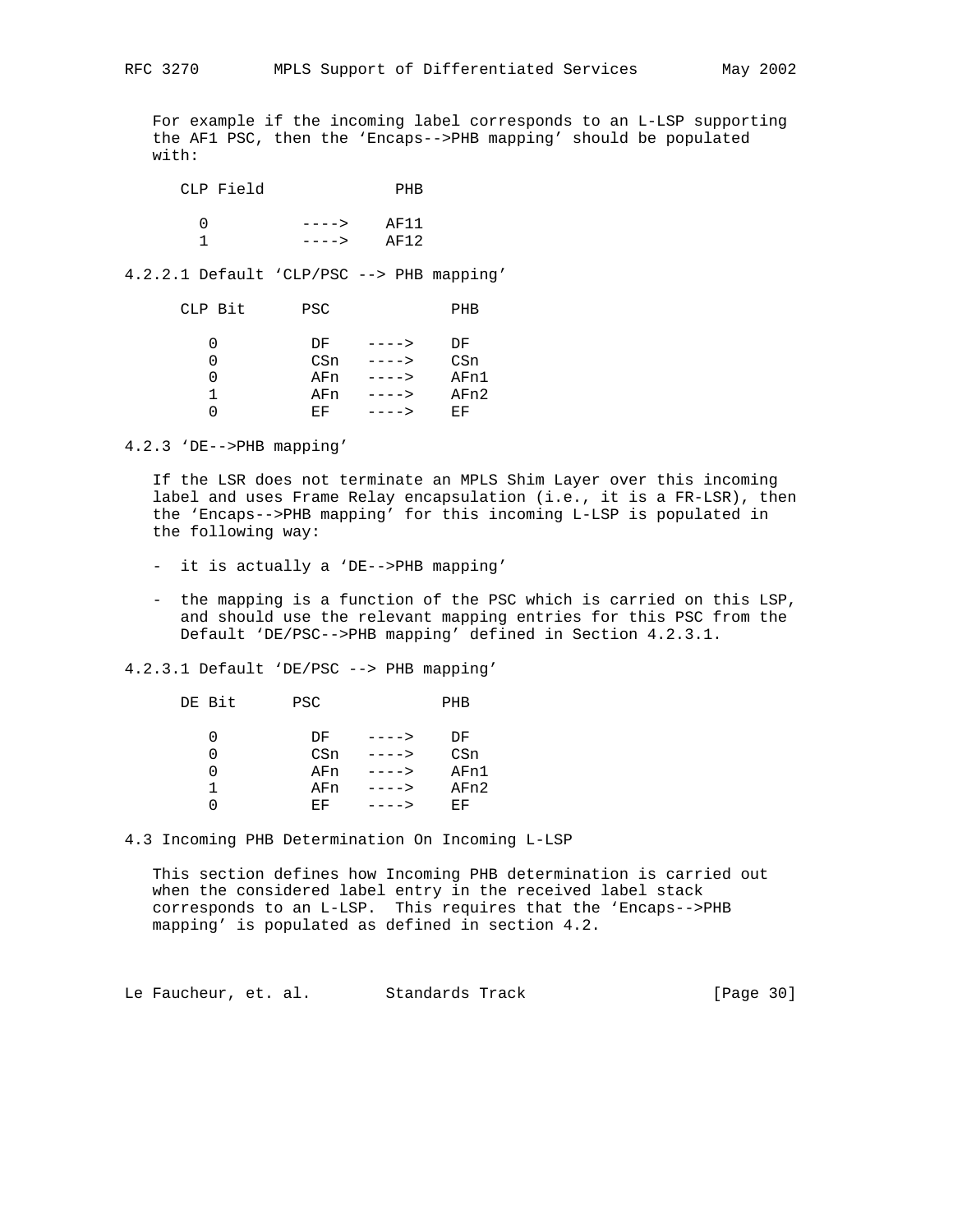For example if the incoming label corresponds to an L-LSP supporting the AF1 PSC, then the 'Encaps-->PHB mapping' should be populated with:

| CLP Field | | PHB |
|---|---|---|
| 0 | ----> | AF11 |
| 1 | ----> | AF12 |

#### 4.2.2.1 Default 'CLP/PSC --> PHB mapping'

| CLP Bit | PSC | | PHB |
|---|---|---|---|
| 0 | DF | ----> | DF |
| 0 | CSn | ----> | CSn |
| 0 | AFn | ----> | AFn1 |
| 1 | AFn | ----> | AFn2 |
| 0 | EF | ----> | EF |

### 4.2.3 'DE-->PHB mapping'

If the LSR does not terminate an MPLS Shim Layer over this incoming label and uses Frame Relay encapsulation (i.e., it is a FR-LSR), then the 'Encaps-->PHB mapping' for this incoming L-LSP is populated in the following way:

- it is actually a 'DE-->PHB mapping'
- the mapping is a function of the PSC which is carried on this LSP, and should use the relevant mapping entries for this PSC from the Default 'DE/PSC-->PHB mapping' defined in Section 4.2.3.1.

#### 4.2.3.1 Default 'DE/PSC --> PHB mapping'

| DE Bit | PSC | | PHB |
|---|---|---|---|
| 0 | DF | ----> | DF |
| 0 | CSn | ----> | CSn |
| 0 | AFn | ----> | AFn1 |
| 1 | AFn | ----> | AFn2 |
| 0 | EF | ----> | EF |

## 4.3 Incoming PHB Determination On Incoming L-LSP

This section defines how Incoming PHB determination is carried out when the considered label entry in the received label stack corresponds to an L-LSP. This requires that the 'Encaps-->PHB mapping' is populated as defined in section 4.2.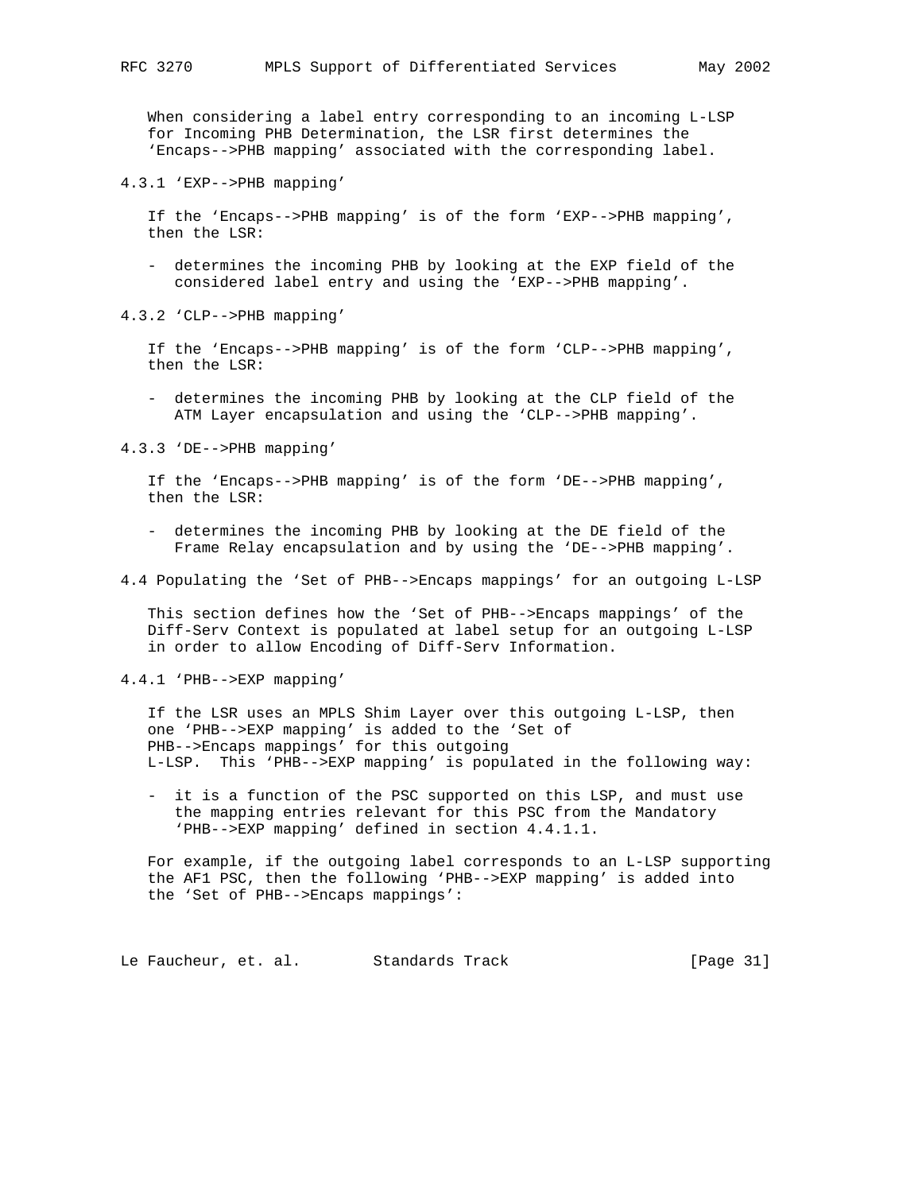When considering a label entry corresponding to an incoming L-LSP for Incoming PHB Determination, the LSR first determines the 'Encaps-->PHB mapping' associated with the corresponding label.

### 4.3.1 'EXP-->PHB mapping'

If the 'Encaps-->PHB mapping' is of the form 'EXP-->PHB mapping', then the LSR:

- determines the incoming PHB by looking at the EXP field of the considered label entry and using the 'EXP-->PHB mapping'.

### 4.3.2 'CLP-->PHB mapping'

If the 'Encaps-->PHB mapping' is of the form 'CLP-->PHB mapping', then the LSR:

- determines the incoming PHB by looking at the CLP field of the ATM Layer encapsulation and using the 'CLP-->PHB mapping'.

### 4.3.3 'DE-->PHB mapping'

If the 'Encaps-->PHB mapping' is of the form 'DE-->PHB mapping', then the LSR:

- determines the incoming PHB by looking at the DE field of the Frame Relay encapsulation and by using the 'DE-->PHB mapping'.

## 4.4 Populating the 'Set of PHB-->Encaps mappings' for an outgoing L-LSP

This section defines how the 'Set of PHB-->Encaps mappings' of the Diff-Serv Context is populated at label setup for an outgoing L-LSP in order to allow Encoding of Diff-Serv Information.

### 4.4.1 'PHB-->EXP mapping'

If the LSR uses an MPLS Shim Layer over this outgoing L-LSP, then one 'PHB-->EXP mapping' is added to the 'Set of PHB-->Encaps mappings' for this outgoing L-LSP. This 'PHB-->EXP mapping' is populated in the following way:

- it is a function of the PSC supported on this LSP, and must use the mapping entries relevant for this PSC from the Mandatory 'PHB-->EXP mapping' defined in section 4.4.1.1.

For example, if the outgoing label corresponds to an L-LSP supporting the AF1 PSC, then the following 'PHB-->EXP mapping' is added into the 'Set of PHB-->Encaps mappings':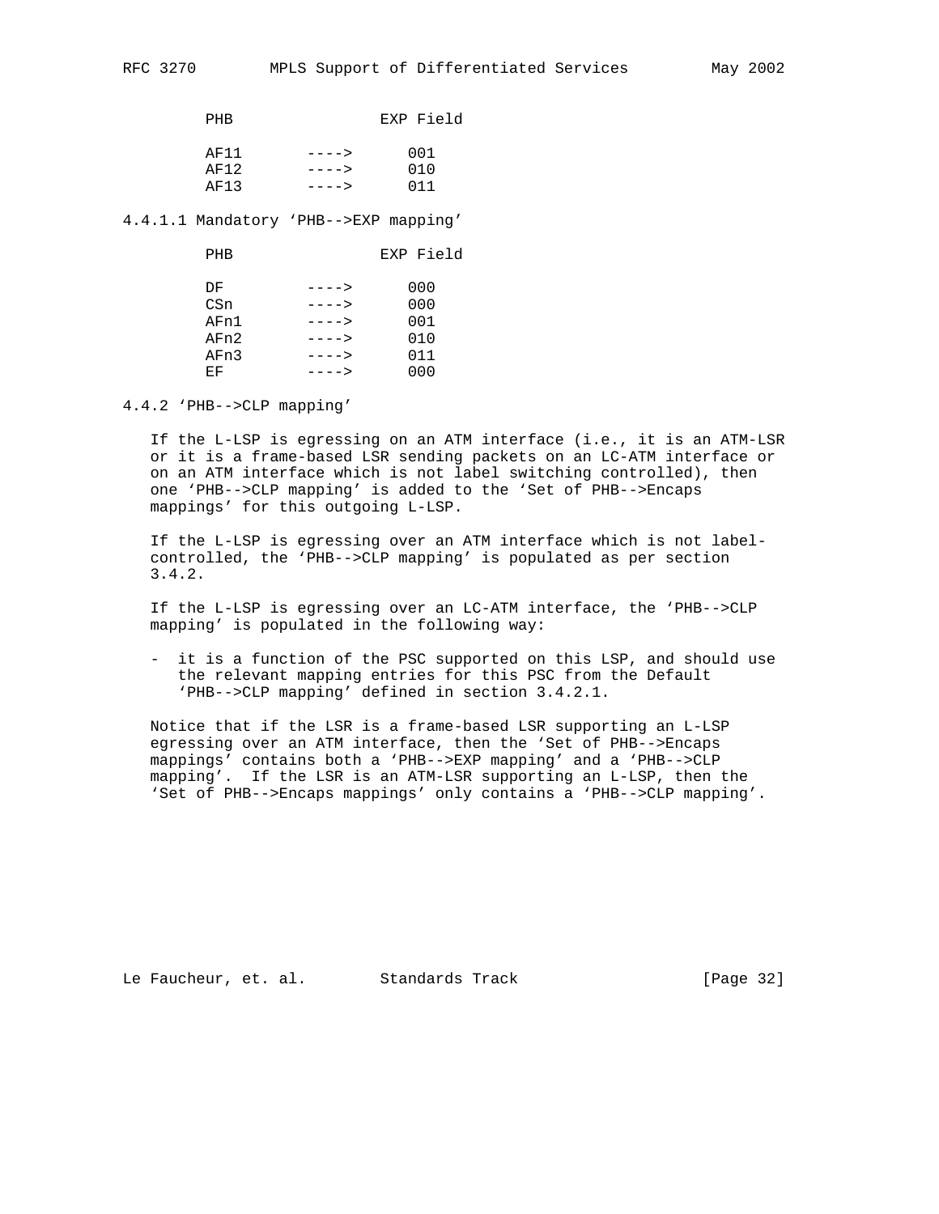| PHB | | EXP Field |
|---|---|---|
| AF11 | ----> | 001 |
| AF12 | ----> | 010 |
| AF13 | ----> | 011 |

#### 4.4.1.1 Mandatory 'PHB-->EXP mapping'

| PHB | | EXP Field |
|---|---|---|
| DF | ----> | 000 |
| CSn | ----> | 000 |
| AFn1 | ----> | 001 |
| AFn2 | ----> | 010 |
| AFn3 | ----> | 011 |
| EF | ----> | 000 |

### 4.4.2 'PHB-->CLP mapping'

If the L-LSP is egressing on an ATM interface (i.e., it is an ATM-LSR or it is a frame-based LSR sending packets on an LC-ATM interface or on an ATM interface which is not label switching controlled), then one 'PHB-->CLP mapping' is added to the 'Set of PHB-->Encaps mappings' for this outgoing L-LSP.

If the L-LSP is egressing over an ATM interface which is not label-controlled, the 'PHB-->CLP mapping' is populated as per section 3.4.2.

If the L-LSP is egressing over an LC-ATM interface, the 'PHB-->CLP mapping' is populated in the following way:

- it is a function of the PSC supported on this LSP, and should use the relevant mapping entries for this PSC from the Default 'PHB-->CLP mapping' defined in section 3.4.2.1.

Notice that if the LSR is a frame-based LSR supporting an L-LSP egressing over an ATM interface, then the 'Set of PHB-->Encaps mappings' contains both a 'PHB-->EXP mapping' and a 'PHB-->CLP mapping'. If the LSR is an ATM-LSR supporting an L-LSP, then the 'Set of PHB-->Encaps mappings' only contains a 'PHB-->CLP mapping'.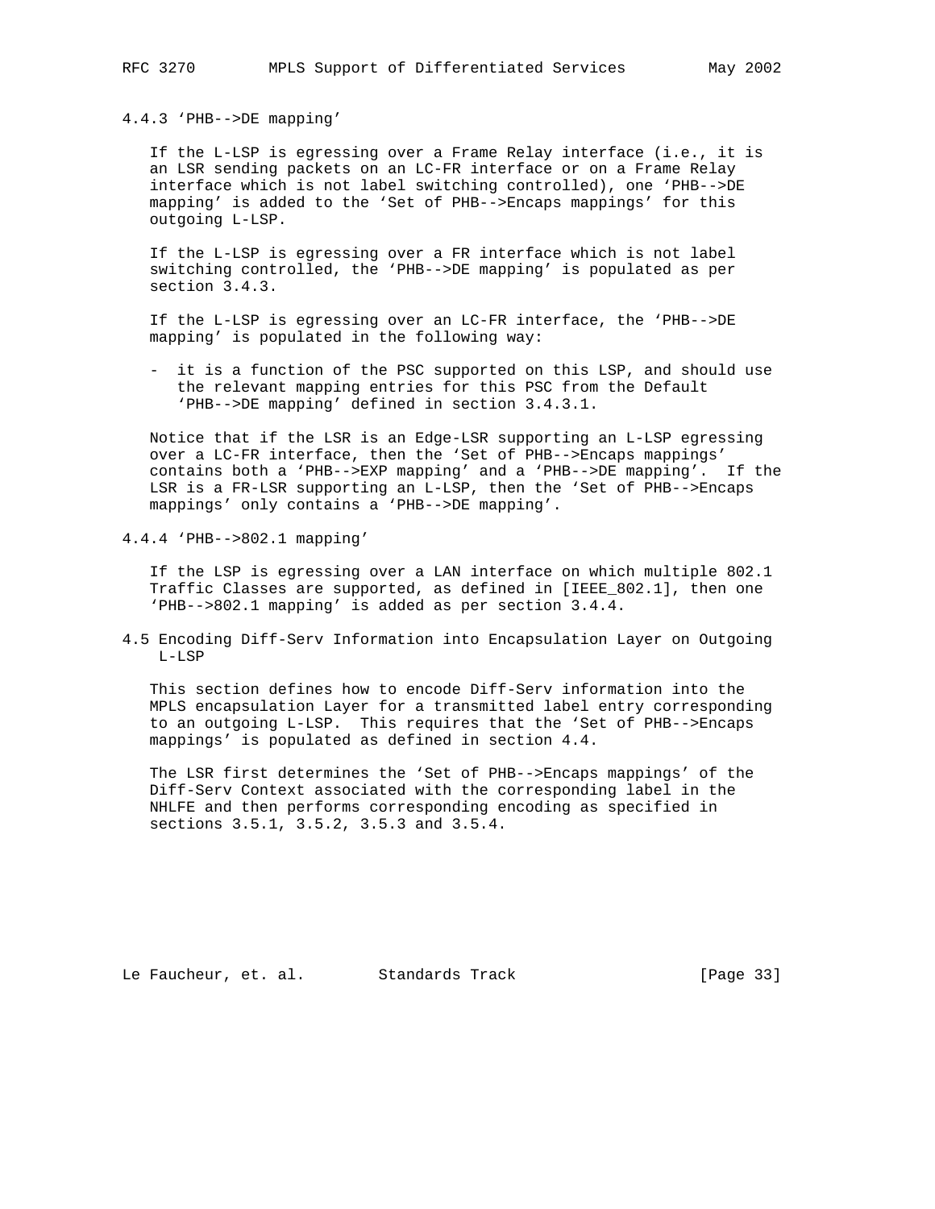### 4.4.3 'PHB-->DE mapping'

If the L-LSP is egressing over a Frame Relay interface (i.e., it is an LSR sending packets on an LC-FR interface or on a Frame Relay interface which is not label switching controlled), one 'PHB-->DE mapping' is added to the 'Set of PHB-->Encaps mappings' for this outgoing L-LSP.

If the L-LSP is egressing over a FR interface which is not label switching controlled, the 'PHB-->DE mapping' is populated as per section 3.4.3.

If the L-LSP is egressing over an LC-FR interface, the 'PHB-->DE mapping' is populated in the following way:

- it is a function of the PSC supported on this LSP, and should use the relevant mapping entries for this PSC from the Default 'PHB-->DE mapping' defined in section 3.4.3.1.

Notice that if the LSR is an Edge-LSR supporting an L-LSP egressing over a LC-FR interface, then the 'Set of PHB-->Encaps mappings' contains both a 'PHB-->EXP mapping' and a 'PHB-->DE mapping'. If the LSR is a FR-LSR supporting an L-LSP, then the 'Set of PHB-->Encaps mappings' only contains a 'PHB-->DE mapping'.

### 4.4.4 'PHB-->802.1 mapping'

If the LSP is egressing over a LAN interface on which multiple 802.1 Traffic Classes are supported, as defined in [IEEE_802.1], then one 'PHB-->802.1 mapping' is added as per section 3.4.4.

## 4.5 Encoding Diff-Serv Information into Encapsulation Layer on Outgoing L-LSP

This section defines how to encode Diff-Serv information into the MPLS encapsulation Layer for a transmitted label entry corresponding to an outgoing L-LSP. This requires that the 'Set of PHB-->Encaps mappings' is populated as defined in section 4.4.

The LSR first determines the 'Set of PHB-->Encaps mappings' of the Diff-Serv Context associated with the corresponding label in the NHLFE and then performs corresponding encoding as specified in sections 3.5.1, 3.5.2, 3.5.3 and 3.5.4.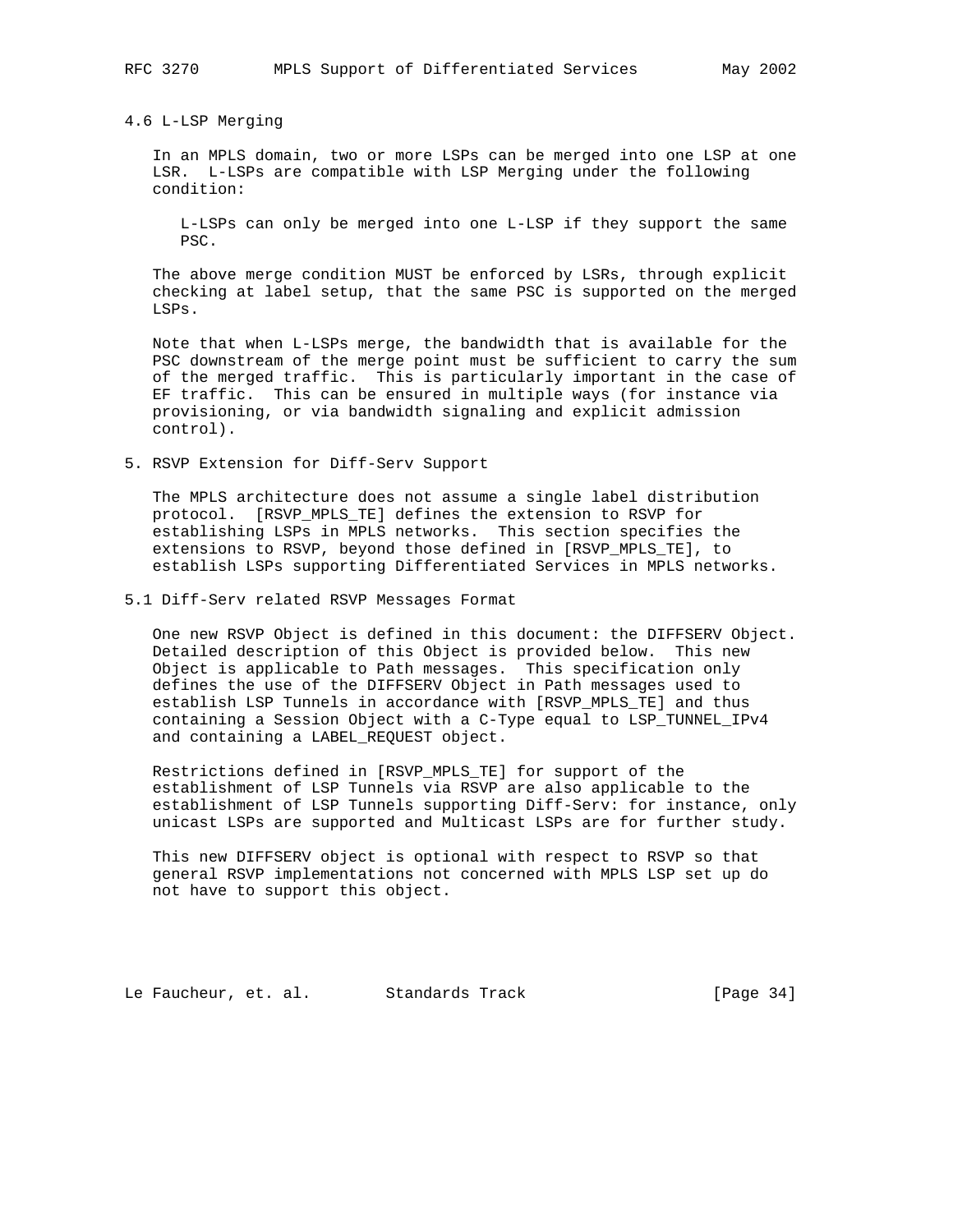### 4.6 L-LSP Merging

In an MPLS domain, two or more LSPs can be merged into one LSP at one LSR. L-LSPs are compatible with LSP Merging under the following condition:

> L-LSPs can only be merged into one L-LSP if they support the same PSC.

The above merge condition MUST be enforced by LSRs, through explicit checking at label setup, that the same PSC is supported on the merged LSPs.

Note that when L-LSPs merge, the bandwidth that is available for the PSC downstream of the merge point must be sufficient to carry the sum of the merged traffic. This is particularly important in the case of EF traffic. This can be ensured in multiple ways (for instance via provisioning, or via bandwidth signaling and explicit admission control).

## 5. RSVP Extension for Diff-Serv Support

The MPLS architecture does not assume a single label distribution protocol. [RSVP_MPLS_TE] defines the extension to RSVP for establishing LSPs in MPLS networks. This section specifies the extensions to RSVP, beyond those defined in [RSVP_MPLS_TE], to establish LSPs supporting Differentiated Services in MPLS networks.

### 5.1 Diff-Serv related RSVP Messages Format

One new RSVP Object is defined in this document: the DIFFSERV Object. Detailed description of this Object is provided below. This new Object is applicable to Path messages. This specification only defines the use of the DIFFSERV Object in Path messages used to establish LSP Tunnels in accordance with [RSVP_MPLS_TE] and thus containing a Session Object with a C-Type equal to LSP_TUNNEL_IPv4 and containing a LABEL_REQUEST object.

Restrictions defined in [RSVP_MPLS_TE] for support of the establishment of LSP Tunnels via RSVP are also applicable to the establishment of LSP Tunnels supporting Diff-Serv: for instance, only unicast LSPs are supported and Multicast LSPs are for further study.

This new DIFFSERV object is optional with respect to RSVP so that general RSVP implementations not concerned with MPLS LSP set up do not have to support this object.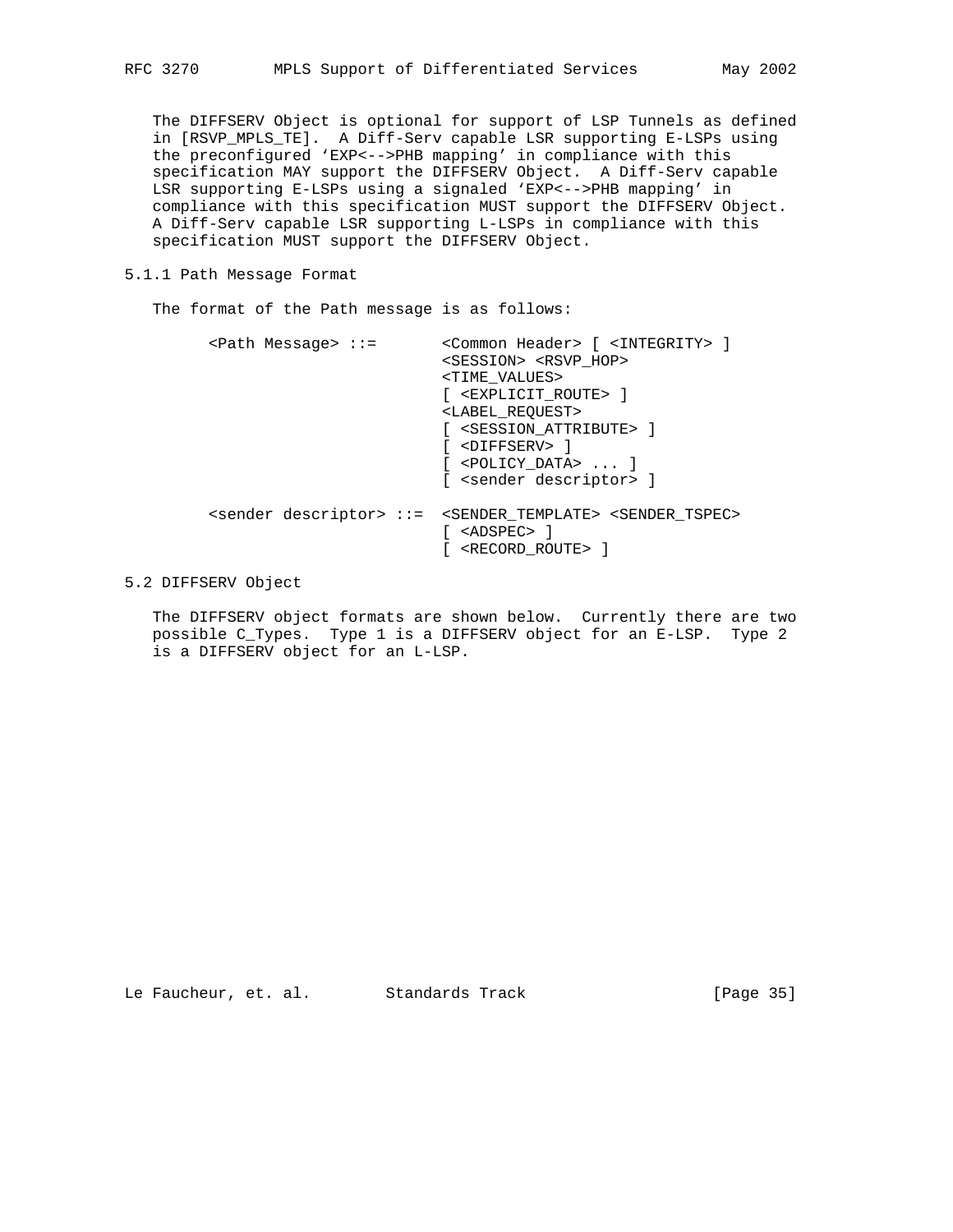The DIFFSERV Object is optional for support of LSP Tunnels as defined in [RSVP_MPLS_TE]. A Diff-Serv capable LSR supporting E-LSPs using the preconfigured 'EXP<-->PHB mapping' in compliance with this specification MAY support the DIFFSERV Object. A Diff-Serv capable LSR supporting E-LSPs using a signaled 'EXP<-->PHB mapping' in compliance with this specification MUST support the DIFFSERV Object. A Diff-Serv capable LSR supporting L-LSPs in compliance with this specification MUST support the DIFFSERV Object.

### 5.1.1 Path Message Format

The format of the Path message is as follows:

```
<Path Message> ::=       <Common Header> [ <INTEGRITY> ]
                         <SESSION> <RSVP_HOP>
                         <TIME_VALUES>
                         [ <EXPLICIT_ROUTE> ]
                         <LABEL_REQUEST>
                         [ <SESSION_ATTRIBUTE> ]
                         [ <DIFFSERV> ]
                         [ <POLICY_DATA> ... ]
                         [ <sender descriptor> ]

<sender descriptor> ::=  <SENDER_TEMPLATE> <SENDER_TSPEC>
                         [ <ADSPEC> ]
                         [ <RECORD_ROUTE> ]
```

## 5.2 DIFFSERV Object

The DIFFSERV object formats are shown below. Currently there are two possible C_Types. Type 1 is a DIFFSERV object for an E-LSP. Type 2 is a DIFFSERV object for an L-LSP.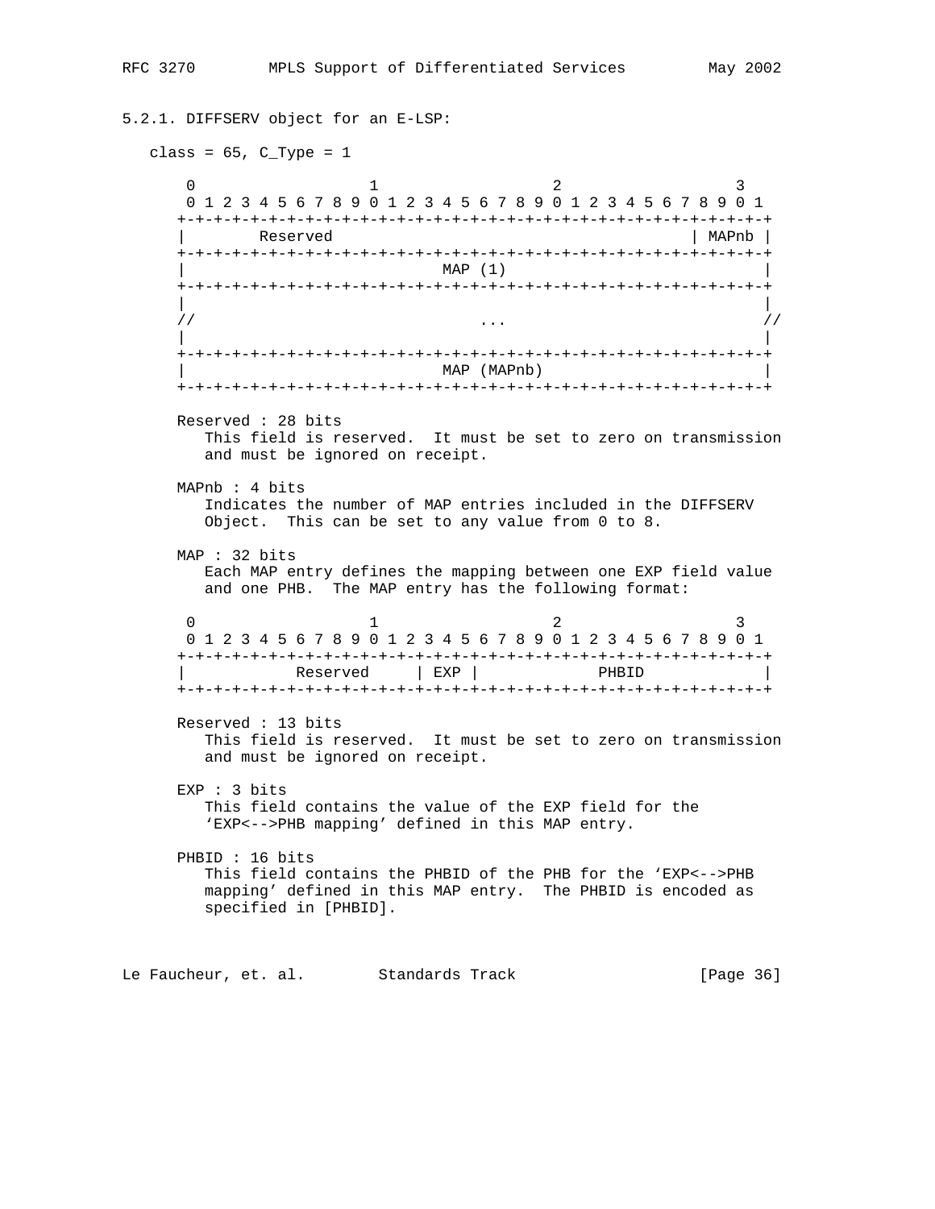### 5.2.1. DIFFSERV object for an E-LSP:

class = 65, C_Type = 1

```
 0                   1                   2                   3
 0 1 2 3 4 5 6 7 8 9 0 1 2 3 4 5 6 7 8 9 0 1 2 3 4 5 6 7 8 9 0 1
+-+-+-+-+-+-+-+-+-+-+-+-+-+-+-+-+-+-+-+-+-+-+-+-+-+-+-+-+-+-+-+-+
|        Reserved                                       | MAPnb |
+-+-+-+-+-+-+-+-+-+-+-+-+-+-+-+-+-+-+-+-+-+-+-+-+-+-+-+-+-+-+-+-+
|                            MAP (1)                            |
+-+-+-+-+-+-+-+-+-+-+-+-+-+-+-+-+-+-+-+-+-+-+-+-+-+-+-+-+-+-+-+-+
|                                                               |
//                               ...                           //
|                                                               |
+-+-+-+-+-+-+-+-+-+-+-+-+-+-+-+-+-+-+-+-+-+-+-+-+-+-+-+-+-+-+-+-+
|                            MAP (MAPnb)                        |
+-+-+-+-+-+-+-+-+-+-+-+-+-+-+-+-+-+-+-+-+-+-+-+-+-+-+-+-+-+-+-+-+
```

Reserved : 28 bits
This field is reserved. It must be set to zero on transmission and must be ignored on receipt.

MAPnb : 4 bits
Indicates the number of MAP entries included in the DIFFSERV Object. This can be set to any value from 0 to 8.

MAP : 32 bits
Each MAP entry defines the mapping between one EXP field value and one PHB. The MAP entry has the following format:

```
 0                   1                   2                   3
 0 1 2 3 4 5 6 7 8 9 0 1 2 3 4 5 6 7 8 9 0 1 2 3 4 5 6 7 8 9 0 1
+-+-+-+-+-+-+-+-+-+-+-+-+-+-+-+-+-+-+-+-+-+-+-+-+-+-+-+-+-+-+-+-+
|           Reserved      | EXP |             PHBID             |
+-+-+-+-+-+-+-+-+-+-+-+-+-+-+-+-+-+-+-+-+-+-+-+-+-+-+-+-+-+-+-+-+
```

Reserved : 13 bits
This field is reserved. It must be set to zero on transmission and must be ignored on receipt.

EXP : 3 bits
This field contains the value of the EXP field for the 'EXP<-->PHB mapping' defined in this MAP entry.

PHBID : 16 bits
This field contains the PHBID of the PHB for the 'EXP<-->PHB mapping' defined in this MAP entry. The PHBID is encoded as specified in [PHBID].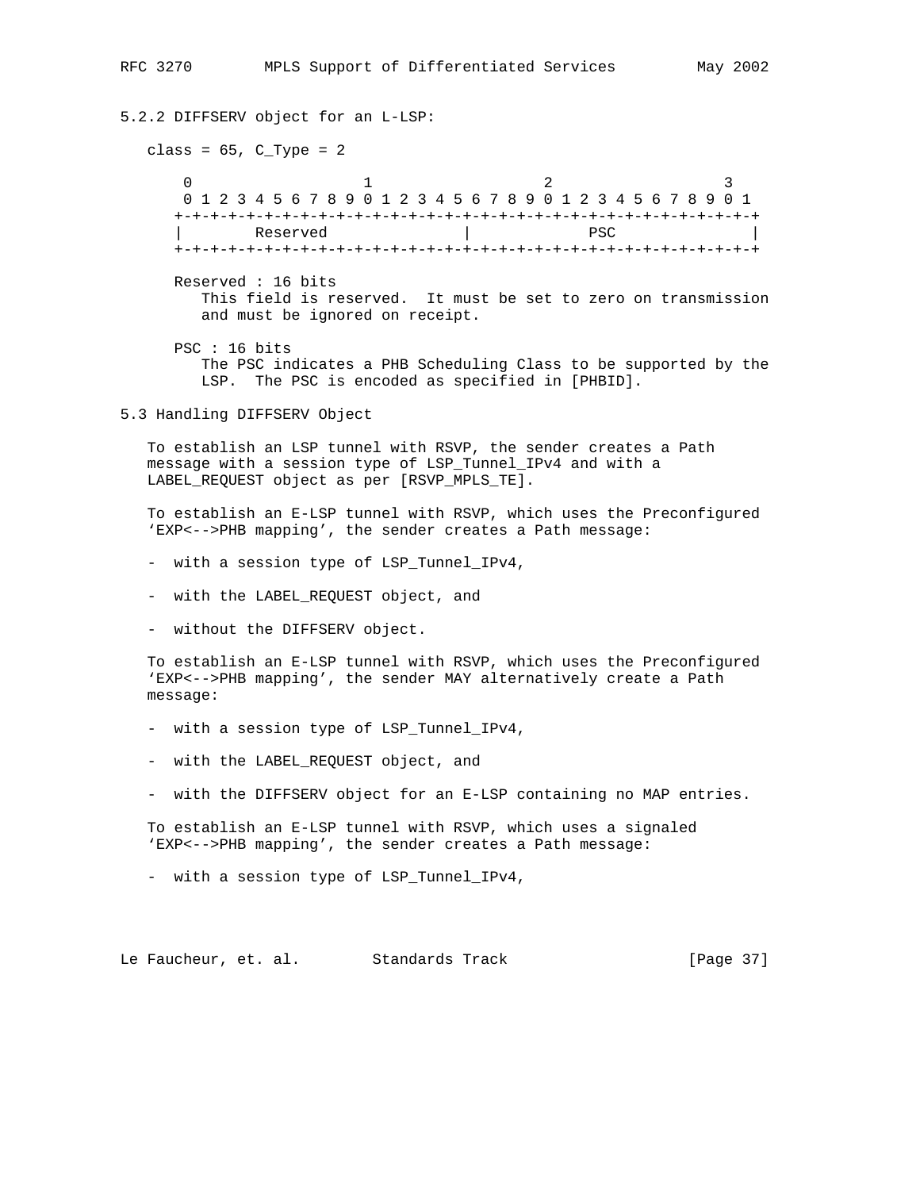### 5.2.2 DIFFSERV object for an L-LSP:

class = 65, C_Type = 2

```
 0                   1                   2                   3
 0 1 2 3 4 5 6 7 8 9 0 1 2 3 4 5 6 7 8 9 0 1 2 3 4 5 6 7 8 9 0 1
+-+-+-+-+-+-+-+-+-+-+-+-+-+-+-+-+-+-+-+-+-+-+-+-+-+-+-+-+-+-+-+-+
|        Reserved               |             PSC               |
+-+-+-+-+-+-+-+-+-+-+-+-+-+-+-+-+-+-+-+-+-+-+-+-+-+-+-+-+-+-+-+-+
```

Reserved : 16 bits
This field is reserved. It must be set to zero on transmission and must be ignored on receipt.

PSC : 16 bits
The PSC indicates a PHB Scheduling Class to be supported by the LSP. The PSC is encoded as specified in [PHBID].

## 5.3 Handling DIFFSERV Object

To establish an LSP tunnel with RSVP, the sender creates a Path message with a session type of LSP_Tunnel_IPv4 and with a LABEL_REQUEST object as per [RSVP_MPLS_TE].

To establish an E-LSP tunnel with RSVP, which uses the Preconfigured 'EXP<-->PHB mapping', the sender creates a Path message:

- with a session type of LSP_Tunnel_IPv4,
- with the LABEL_REQUEST object, and
- without the DIFFSERV object.

To establish an E-LSP tunnel with RSVP, which uses the Preconfigured 'EXP<-->PHB mapping', the sender MAY alternatively create a Path message:

- with a session type of LSP_Tunnel_IPv4,
- with the LABEL_REQUEST object, and
- with the DIFFSERV object for an E-LSP containing no MAP entries.

To establish an E-LSP tunnel with RSVP, which uses a signaled 'EXP<-->PHB mapping', the sender creates a Path message:

- with a session type of LSP_Tunnel_IPv4,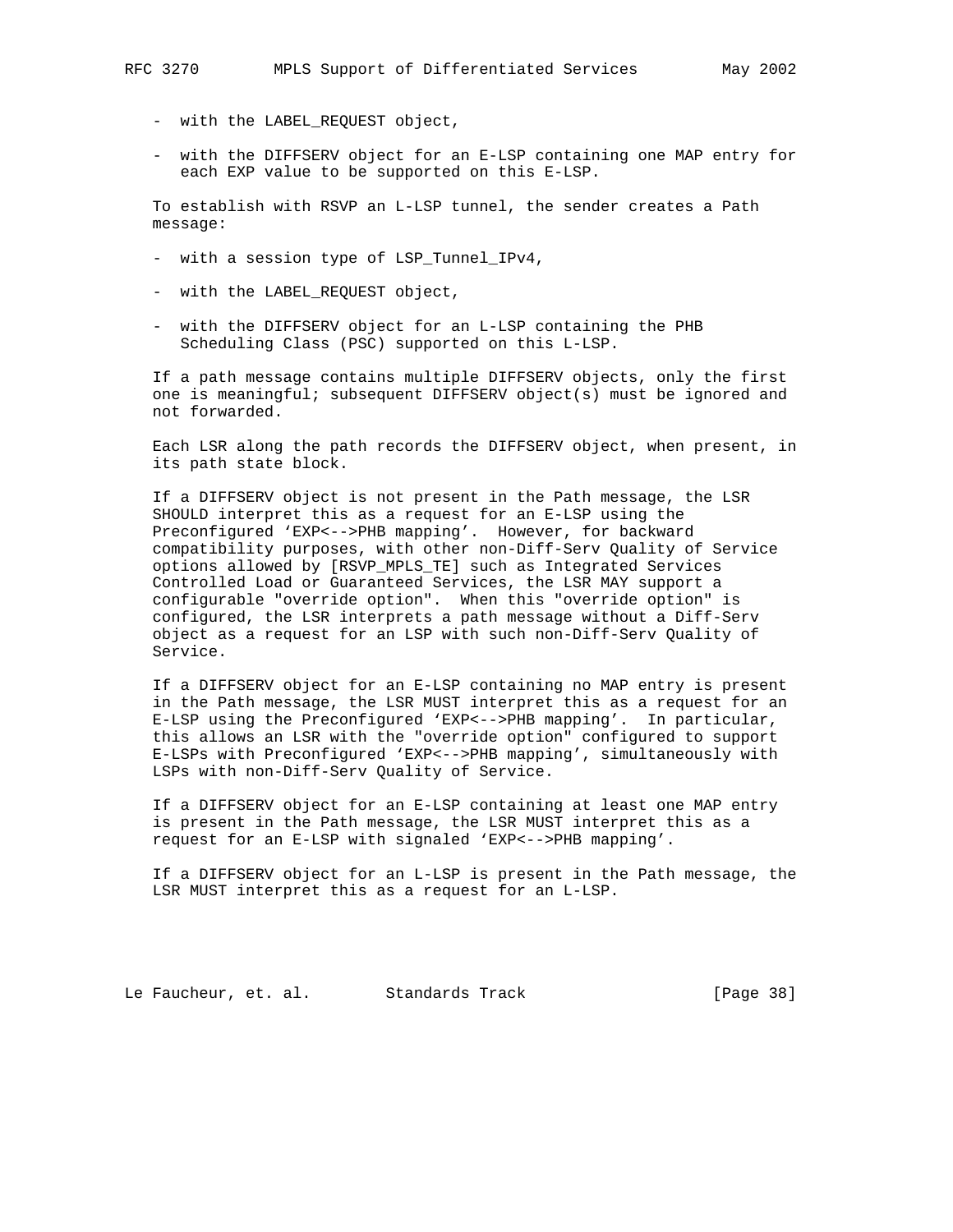- with the LABEL_REQUEST object,

- with the DIFFSERV object for an E-LSP containing one MAP entry for each EXP value to be supported on this E-LSP.

To establish with RSVP an L-LSP tunnel, the sender creates a Path message:

- with a session type of LSP_Tunnel_IPv4,

- with the LABEL_REQUEST object,

- with the DIFFSERV object for an L-LSP containing the PHB Scheduling Class (PSC) supported on this L-LSP.

If a path message contains multiple DIFFSERV objects, only the first one is meaningful; subsequent DIFFSERV object(s) must be ignored and not forwarded.

Each LSR along the path records the DIFFSERV object, when present, in its path state block.

If a DIFFSERV object is not present in the Path message, the LSR SHOULD interpret this as a request for an E-LSP using the Preconfigured 'EXP<-->PHB mapping'. However, for backward compatibility purposes, with other non-Diff-Serv Quality of Service options allowed by [RSVP_MPLS_TE] such as Integrated Services Controlled Load or Guaranteed Services, the LSR MAY support a configurable "override option". When this "override option" is configured, the LSR interprets a path message without a Diff-Serv object as a request for an LSP with such non-Diff-Serv Quality of Service.

If a DIFFSERV object for an E-LSP containing no MAP entry is present in the Path message, the LSR MUST interpret this as a request for an E-LSP using the Preconfigured 'EXP<-->PHB mapping'. In particular, this allows an LSR with the "override option" configured to support E-LSPs with Preconfigured 'EXP<-->PHB mapping', simultaneously with LSPs with non-Diff-Serv Quality of Service.

If a DIFFSERV object for an E-LSP containing at least one MAP entry is present in the Path message, the LSR MUST interpret this as a request for an E-LSP with signaled 'EXP<-->PHB mapping'.

If a DIFFSERV object for an L-LSP is present in the Path message, the LSR MUST interpret this as a request for an L-LSP.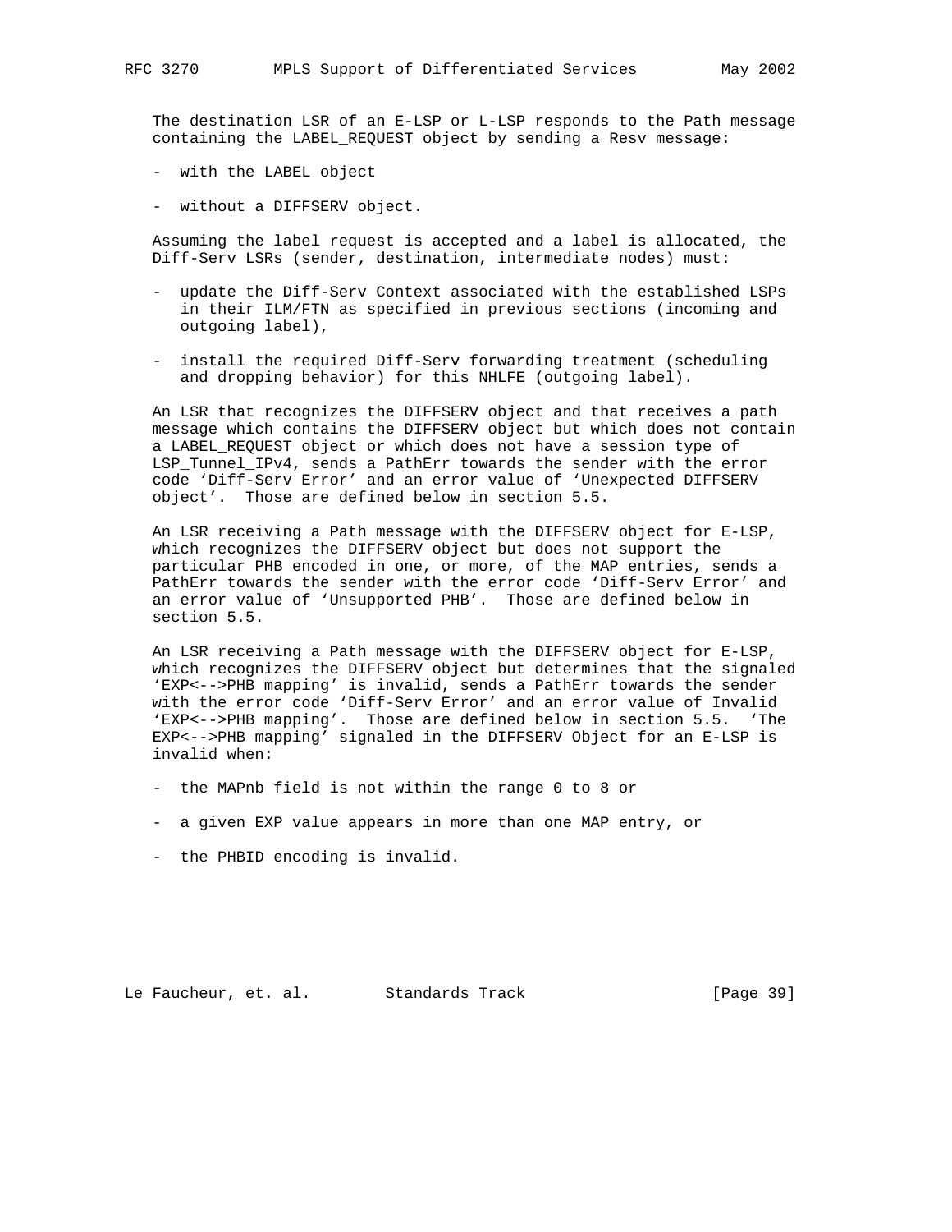The destination LSR of an E-LSP or L-LSP responds to the Path message containing the LABEL_REQUEST object by sending a Resv message:

- with the LABEL object

- without a DIFFSERV object.

Assuming the label request is accepted and a label is allocated, the Diff-Serv LSRs (sender, destination, intermediate nodes) must:

- update the Diff-Serv Context associated with the established LSPs in their ILM/FTN as specified in previous sections (incoming and outgoing label),

- install the required Diff-Serv forwarding treatment (scheduling and dropping behavior) for this NHLFE (outgoing label).

An LSR that recognizes the DIFFSERV object and that receives a path message which contains the DIFFSERV object but which does not contain a LABEL_REQUEST object or which does not have a session type of LSP_Tunnel_IPv4, sends a PathErr towards the sender with the error code 'Diff-Serv Error' and an error value of 'Unexpected DIFFSERV object'. Those are defined below in section 5.5.

An LSR receiving a Path message with the DIFFSERV object for E-LSP, which recognizes the DIFFSERV object but does not support the particular PHB encoded in one, or more, of the MAP entries, sends a PathErr towards the sender with the error code 'Diff-Serv Error' and an error value of 'Unsupported PHB'. Those are defined below in section 5.5.

An LSR receiving a Path message with the DIFFSERV object for E-LSP, which recognizes the DIFFSERV object but determines that the signaled 'EXP<-->PHB mapping' is invalid, sends a PathErr towards the sender with the error code 'Diff-Serv Error' and an error value of Invalid 'EXP<-->PHB mapping'. Those are defined below in section 5.5. 'The EXP<-->PHB mapping' signaled in the DIFFSERV Object for an E-LSP is invalid when:

- the MAPnb field is not within the range 0 to 8 or

- a given EXP value appears in more than one MAP entry, or

- the PHBID encoding is invalid.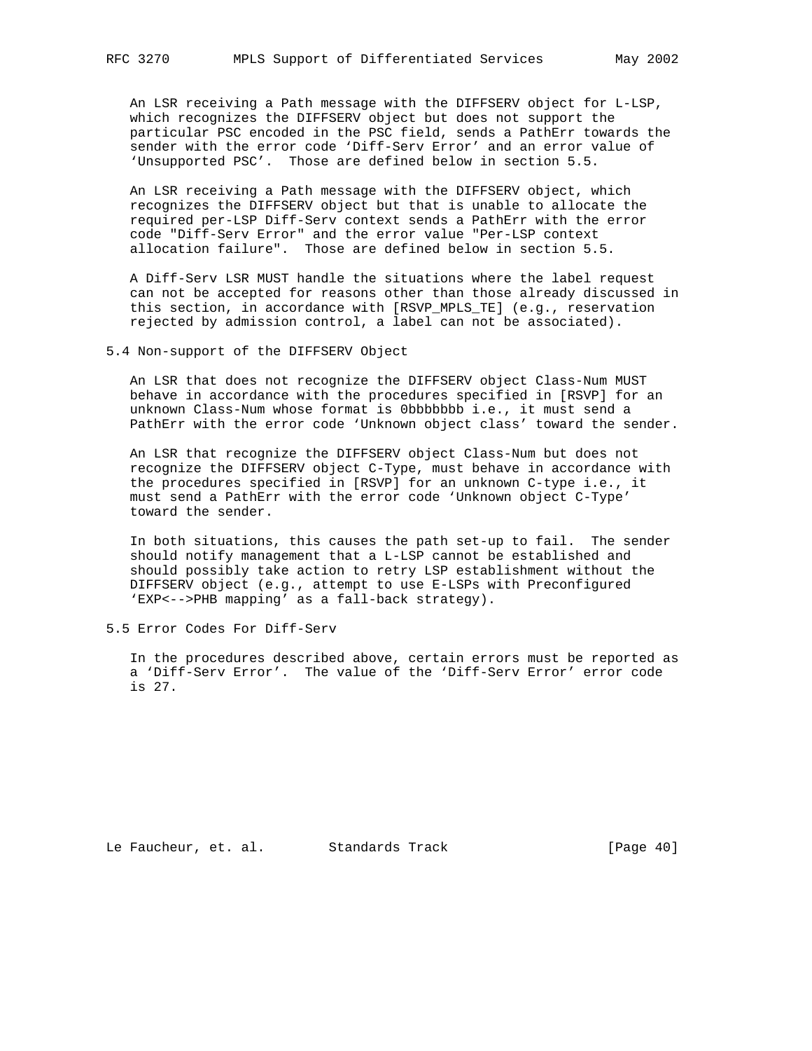An LSR receiving a Path message with the DIFFSERV object for L-LSP, which recognizes the DIFFSERV object but does not support the particular PSC encoded in the PSC field, sends a PathErr towards the sender with the error code 'Diff-Serv Error' and an error value of 'Unsupported PSC'. Those are defined below in section 5.5.

An LSR receiving a Path message with the DIFFSERV object, which recognizes the DIFFSERV object but that is unable to allocate the required per-LSP Diff-Serv context sends a PathErr with the error code "Diff-Serv Error" and the error value "Per-LSP context allocation failure". Those are defined below in section 5.5.

A Diff-Serv LSR MUST handle the situations where the label request can not be accepted for reasons other than those already discussed in this section, in accordance with [RSVP_MPLS_TE] (e.g., reservation rejected by admission control, a label can not be associated).

### 5.4 Non-support of the DIFFSERV Object

An LSR that does not recognize the DIFFSERV object Class-Num MUST behave in accordance with the procedures specified in [RSVP] for an unknown Class-Num whose format is 0bbbbbbb i.e., it must send a PathErr with the error code 'Unknown object class' toward the sender.

An LSR that recognize the DIFFSERV object Class-Num but does not recognize the DIFFSERV object C-Type, must behave in accordance with the procedures specified in [RSVP] for an unknown C-type i.e., it must send a PathErr with the error code 'Unknown object C-Type' toward the sender.

In both situations, this causes the path set-up to fail. The sender should notify management that a L-LSP cannot be established and should possibly take action to retry LSP establishment without the DIFFSERV object (e.g., attempt to use E-LSPs with Preconfigured 'EXP<-->PHB mapping' as a fall-back strategy).

### 5.5 Error Codes For Diff-Serv

In the procedures described above, certain errors must be reported as a 'Diff-Serv Error'. The value of the 'Diff-Serv Error' error code is 27.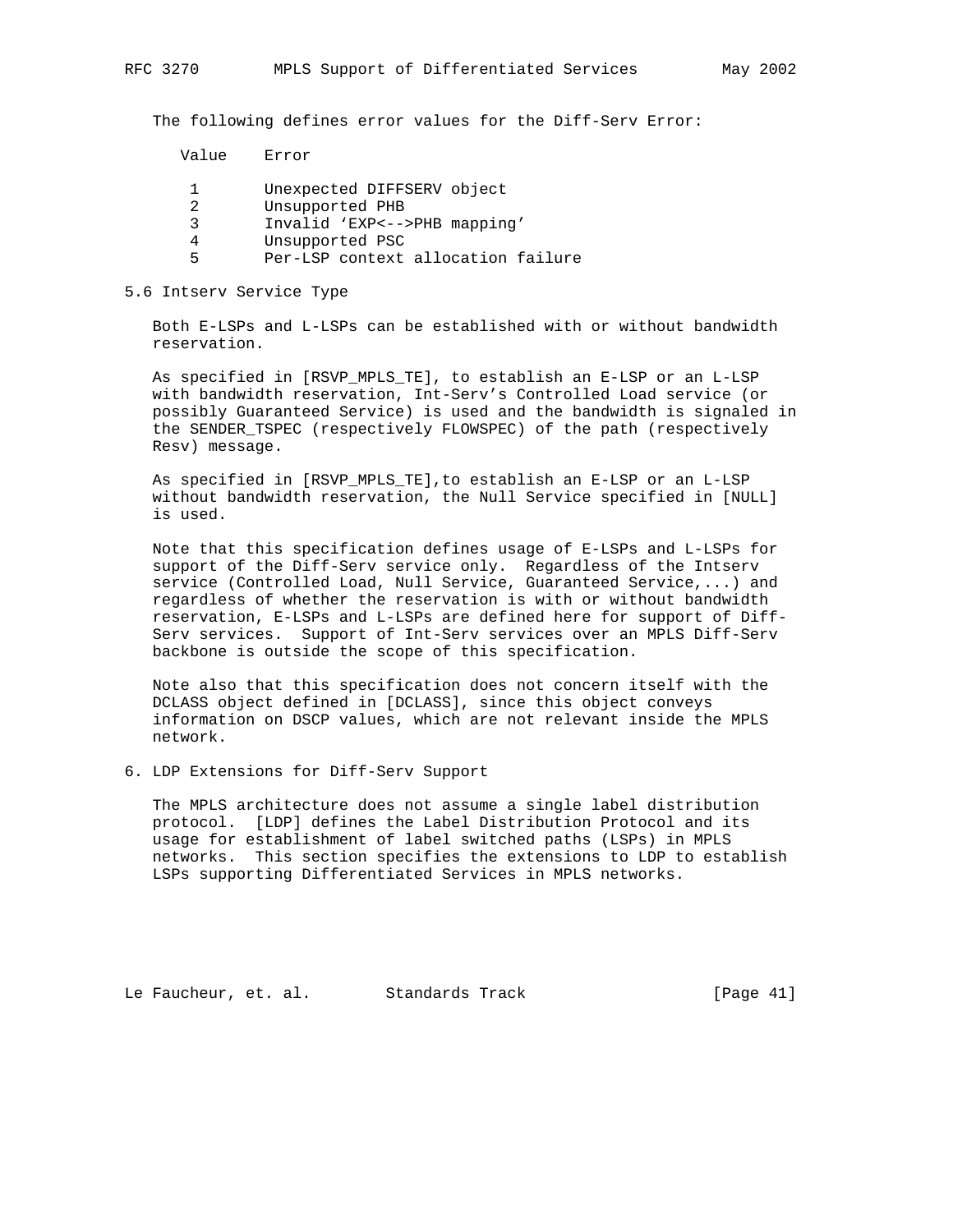The following defines error values for the Diff-Serv Error:

| Value | Error |
| --- | --- |
| 1 | Unexpected DIFFSERV object |
| 2 | Unsupported PHB |
| 3 | Invalid ‘EXP<-->PHB mapping’ |
| 4 | Unsupported PSC |
| 5 | Per-LSP context allocation failure |

## 5.6 Intserv Service Type

Both E-LSPs and L-LSPs can be established with or without bandwidth reservation.

As specified in [RSVP_MPLS_TE], to establish an E-LSP or an L-LSP with bandwidth reservation, Int-Serv’s Controlled Load service (or possibly Guaranteed Service) is used and the bandwidth is signaled in the SENDER_TSPEC (respectively FLOWSPEC) of the path (respectively Resv) message.

As specified in [RSVP_MPLS_TE],to establish an E-LSP or an L-LSP without bandwidth reservation, the Null Service specified in [NULL] is used.

Note that this specification defines usage of E-LSPs and L-LSPs for support of the Diff-Serv service only. Regardless of the Intserv service (Controlled Load, Null Service, Guaranteed Service,...) and regardless of whether the reservation is with or without bandwidth reservation, E-LSPs and L-LSPs are defined here for support of Diff-Serv services. Support of Int-Serv services over an MPLS Diff-Serv backbone is outside the scope of this specification.

Note also that this specification does not concern itself with the DCLASS object defined in [DCLASS], since this object conveys information on DSCP values, which are not relevant inside the MPLS network.

# 6. LDP Extensions for Diff-Serv Support

The MPLS architecture does not assume a single label distribution protocol. [LDP] defines the Label Distribution Protocol and its usage for establishment of label switched paths (LSPs) in MPLS networks. This section specifies the extensions to LDP to establish LSPs supporting Differentiated Services in MPLS networks.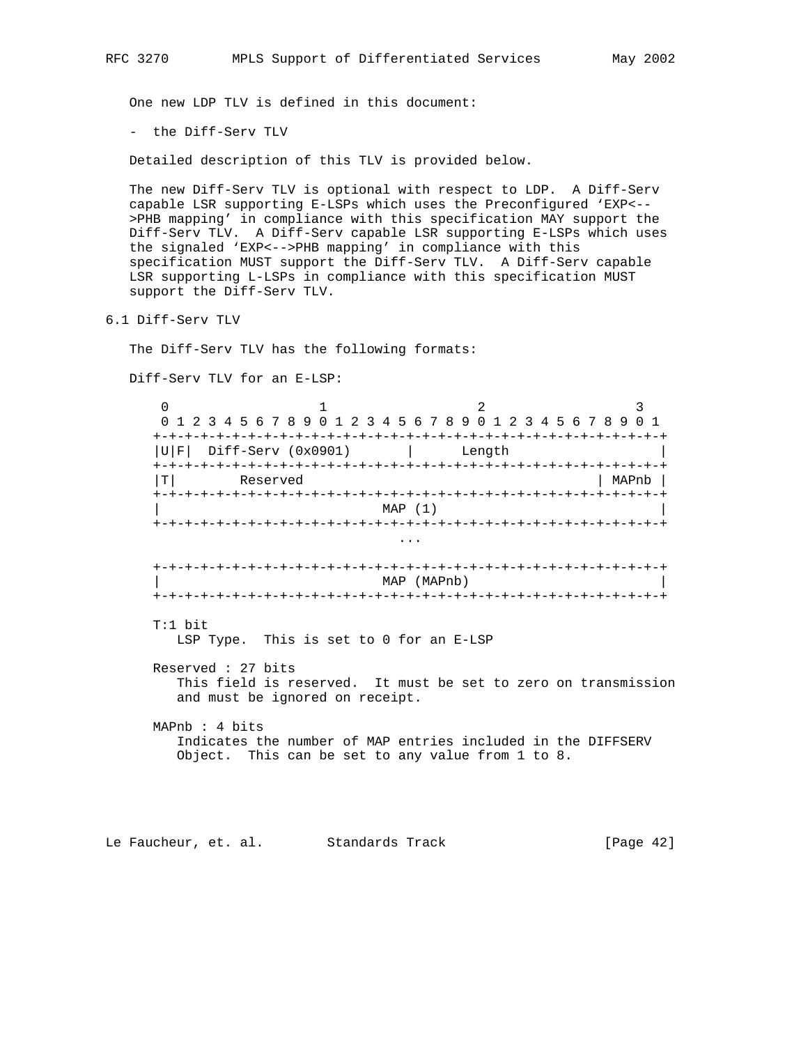One new LDP TLV is defined in this document:

- the Diff-Serv TLV

Detailed description of this TLV is provided below.

The new Diff-Serv TLV is optional with respect to LDP. A Diff-Serv capable LSR supporting E-LSPs which uses the Preconfigured ‘EXP<-->PHB mapping’ in compliance with this specification MAY support the Diff-Serv TLV. A Diff-Serv capable LSR supporting E-LSPs which uses the signaled ‘EXP<-->PHB mapping’ in compliance with this specification MUST support the Diff-Serv TLV. A Diff-Serv capable LSR supporting L-LSPs in compliance with this specification MUST support the Diff-Serv TLV.

## 6.1 Diff-Serv TLV

The Diff-Serv TLV has the following formats:

Diff-Serv TLV for an E-LSP:

```
 0                   1                   2                   3
 0 1 2 3 4 5 6 7 8 9 0 1 2 3 4 5 6 7 8 9 0 1 2 3 4 5 6 7 8 9 0 1
+-+-+-+-+-+-+-+-+-+-+-+-+-+-+-+-+-+-+-+-+-+-+-+-+-+-+-+-+-+-+-+-+
|U|F|  Diff-Serv (0x0901)       |      Length                   |
+-+-+-+-+-+-+-+-+-+-+-+-+-+-+-+-+-+-+-+-+-+-+-+-+-+-+-+-+-+-+-+-+
|T|        Reserved                                     | MAPnb |
+-+-+-+-+-+-+-+-+-+-+-+-+-+-+-+-+-+-+-+-+-+-+-+-+-+-+-+-+-+-+-+-+
|                            MAP (1)                            |
+-+-+-+-+-+-+-+-+-+-+-+-+-+-+-+-+-+-+-+-+-+-+-+-+-+-+-+-+-+-+-+-+
                               ...

+-+-+-+-+-+-+-+-+-+-+-+-+-+-+-+-+-+-+-+-+-+-+-+-+-+-+-+-+-+-+-+-+
|                            MAP (MAPnb)                        |
+-+-+-+-+-+-+-+-+-+-+-+-+-+-+-+-+-+-+-+-+-+-+-+-+-+-+-+-+-+-+-+-+
```

T:1 bit
   LSP Type. This is set to 0 for an E-LSP

Reserved : 27 bits
   This field is reserved. It must be set to zero on transmission and must be ignored on receipt.

MAPnb : 4 bits
   Indicates the number of MAP entries included in the DIFFSERV Object. This can be set to any value from 1 to 8.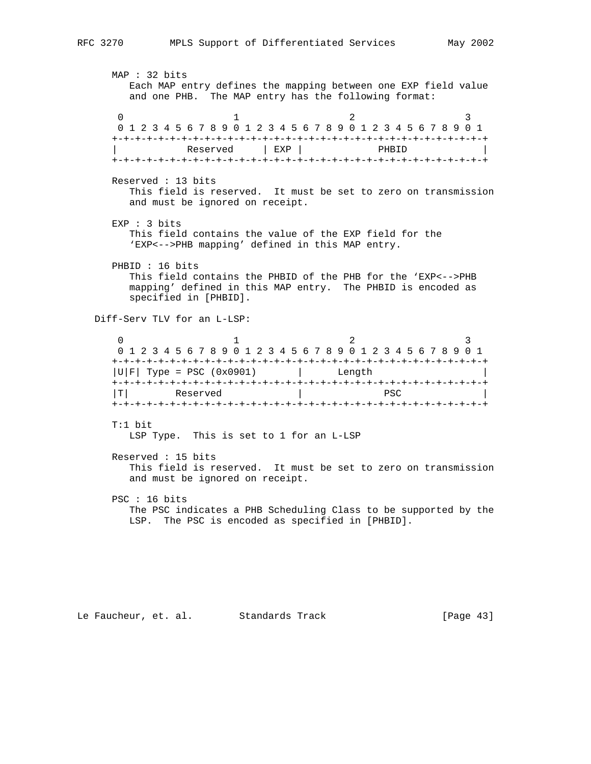MAP : 32 bits
Each MAP entry defines the mapping between one EXP field value and one PHB. The MAP entry has the following format:

```
 0                   1                   2                   3
 0 1 2 3 4 5 6 7 8 9 0 1 2 3 4 5 6 7 8 9 0 1 2 3 4 5 6 7 8 9 0 1
+-+-+-+-+-+-+-+-+-+-+-+-+-+-+-+-+-+-+-+-+-+-+-+-+-+-+-+-+-+-+-+-+
|            Reserved     | EXP |             PHBID             |
+-+-+-+-+-+-+-+-+-+-+-+-+-+-+-+-+-+-+-+-+-+-+-+-+-+-+-+-+-+-+-+-+
```

Reserved : 13 bits
This field is reserved. It must be set to zero on transmission and must be ignored on receipt.

EXP : 3 bits
This field contains the value of the EXP field for the 'EXP<-->PHB mapping' defined in this MAP entry.

PHBID : 16 bits
This field contains the PHBID of the PHB for the 'EXP<-->PHB mapping' defined in this MAP entry. The PHBID is encoded as specified in [PHBID].

Diff-Serv TLV for an L-LSP:

```
 0                   1                   2                   3
 0 1 2 3 4 5 6 7 8 9 0 1 2 3 4 5 6 7 8 9 0 1 2 3 4 5 6 7 8 9 0 1
+-+-+-+-+-+-+-+-+-+-+-+-+-+-+-+-+-+-+-+-+-+-+-+-+-+-+-+-+-+-+-+-+
|U|F| Type = PSC (0x0901)       |      Length                   |
+-+-+-+-+-+-+-+-+-+-+-+-+-+-+-+-+-+-+-+-+-+-+-+-+-+-+-+-+-+-+-+-+
|T|        Reserved             |             PSC               |
+-+-+-+-+-+-+-+-+-+-+-+-+-+-+-+-+-+-+-+-+-+-+-+-+-+-+-+-+-+-+-+-+
```

T:1 bit
LSP Type. This is set to 1 for an L-LSP

Reserved : 15 bits
This field is reserved. It must be set to zero on transmission and must be ignored on receipt.

PSC : 16 bits
The PSC indicates a PHB Scheduling Class to be supported by the LSP. The PSC is encoded as specified in [PHBID].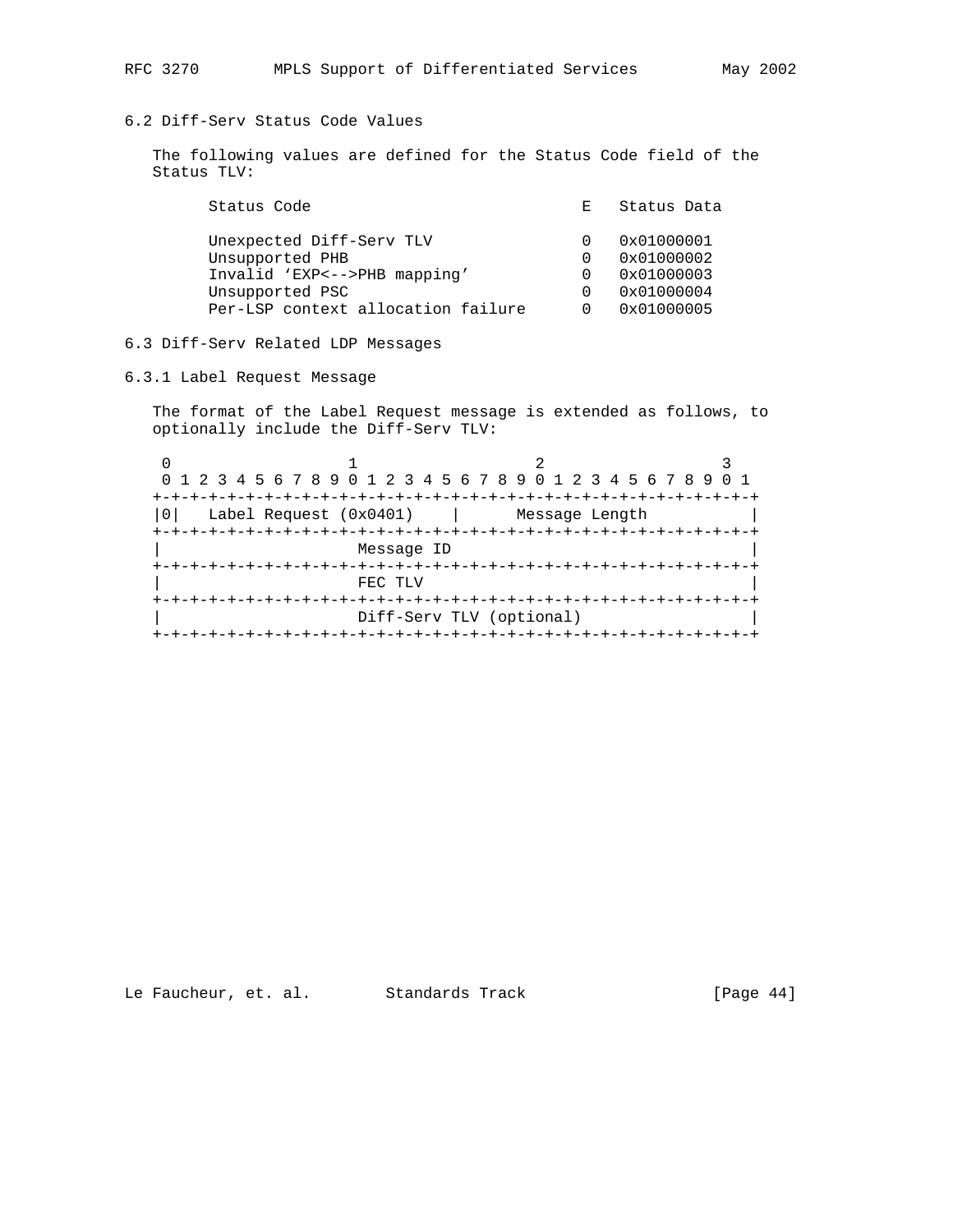### 6.2 Diff-Serv Status Code Values

The following values are defined for the Status Code field of the Status TLV:

| Status Code | E | Status Data |
|---|---|---|
| Unexpected Diff-Serv TLV | 0 | 0x01000001 |
| Unsupported PHB | 0 | 0x01000002 |
| Invalid ‘EXP<-->PHB mapping’ | 0 | 0x01000003 |
| Unsupported PSC | 0 | 0x01000004 |
| Per-LSP context allocation failure | 0 | 0x01000005 |

### 6.3 Diff-Serv Related LDP Messages

#### 6.3.1 Label Request Message

The format of the Label Request message is extended as follows, to optionally include the Diff-Serv TLV:

```
 0                   1                   2                   3
 0 1 2 3 4 5 6 7 8 9 0 1 2 3 4 5 6 7 8 9 0 1 2 3 4 5 6 7 8 9 0 1
+-+-+-+-+-+-+-+-+-+-+-+-+-+-+-+-+-+-+-+-+-+-+-+-+-+-+-+-+-+-+-+-+
|0|   Label Request (0x0401)    |      Message Length           |
+-+-+-+-+-+-+-+-+-+-+-+-+-+-+-+-+-+-+-+-+-+-+-+-+-+-+-+-+-+-+-+-+
|                     Message ID                                |
+-+-+-+-+-+-+-+-+-+-+-+-+-+-+-+-+-+-+-+-+-+-+-+-+-+-+-+-+-+-+-+-+
|                     FEC TLV                                   |
+-+-+-+-+-+-+-+-+-+-+-+-+-+-+-+-+-+-+-+-+-+-+-+-+-+-+-+-+-+-+-+-+
|                     Diff-Serv TLV (optional)                  |
+-+-+-+-+-+-+-+-+-+-+-+-+-+-+-+-+-+-+-+-+-+-+-+-+-+-+-+-+-+-+-+-+
```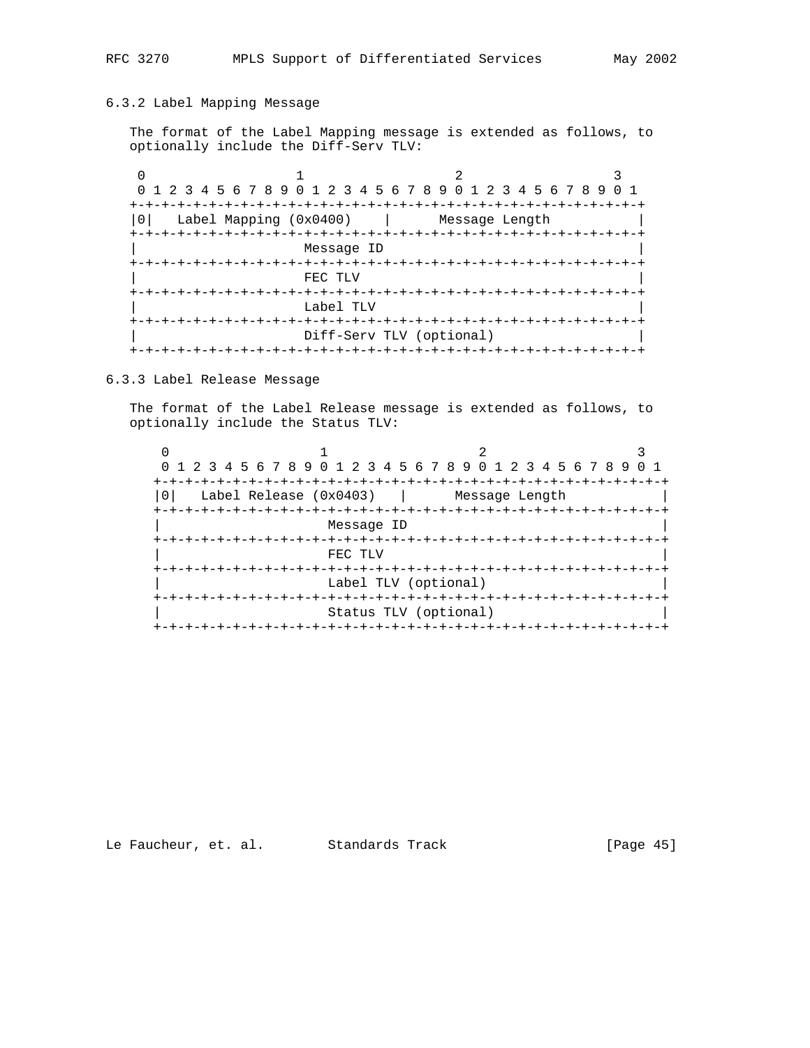### 6.3.2 Label Mapping Message

The format of the Label Mapping message is extended as follows, to optionally include the Diff-Serv TLV:

```
 0                   1                   2                   3
 0 1 2 3 4 5 6 7 8 9 0 1 2 3 4 5 6 7 8 9 0 1 2 3 4 5 6 7 8 9 0 1
+-+-+-+-+-+-+-+-+-+-+-+-+-+-+-+-+-+-+-+-+-+-+-+-+-+-+-+-+-+-+-+-+
|0|   Label Mapping (0x0400)    |      Message Length           |
+-+-+-+-+-+-+-+-+-+-+-+-+-+-+-+-+-+-+-+-+-+-+-+-+-+-+-+-+-+-+-+-+
|                     Message ID                                |
+-+-+-+-+-+-+-+-+-+-+-+-+-+-+-+-+-+-+-+-+-+-+-+-+-+-+-+-+-+-+-+-+
|                     FEC TLV                                   |
+-+-+-+-+-+-+-+-+-+-+-+-+-+-+-+-+-+-+-+-+-+-+-+-+-+-+-+-+-+-+-+-+
|                     Label TLV                                 |
+-+-+-+-+-+-+-+-+-+-+-+-+-+-+-+-+-+-+-+-+-+-+-+-+-+-+-+-+-+-+-+-+
|                     Diff-Serv TLV (optional)                  |
+-+-+-+-+-+-+-+-+-+-+-+-+-+-+-+-+-+-+-+-+-+-+-+-+-+-+-+-+-+-+-+-+
```

### 6.3.3 Label Release Message

The format of the Label Release message is extended as follows, to optionally include the Status TLV:

```
 0                   1                   2                   3
 0 1 2 3 4 5 6 7 8 9 0 1 2 3 4 5 6 7 8 9 0 1 2 3 4 5 6 7 8 9 0 1
+-+-+-+-+-+-+-+-+-+-+-+-+-+-+-+-+-+-+-+-+-+-+-+-+-+-+-+-+-+-+-+-+
|0|   Label Release (0x0403)    |      Message Length           |
+-+-+-+-+-+-+-+-+-+-+-+-+-+-+-+-+-+-+-+-+-+-+-+-+-+-+-+-+-+-+-+-+
|                     Message ID                                |
+-+-+-+-+-+-+-+-+-+-+-+-+-+-+-+-+-+-+-+-+-+-+-+-+-+-+-+-+-+-+-+-+
|                     FEC TLV                                   |
+-+-+-+-+-+-+-+-+-+-+-+-+-+-+-+-+-+-+-+-+-+-+-+-+-+-+-+-+-+-+-+-+
|                     Label TLV (optional)                      |
+-+-+-+-+-+-+-+-+-+-+-+-+-+-+-+-+-+-+-+-+-+-+-+-+-+-+-+-+-+-+-+-+
|                     Status TLV (optional)                     |
+-+-+-+-+-+-+-+-+-+-+-+-+-+-+-+-+-+-+-+-+-+-+-+-+-+-+-+-+-+-+-+-+
```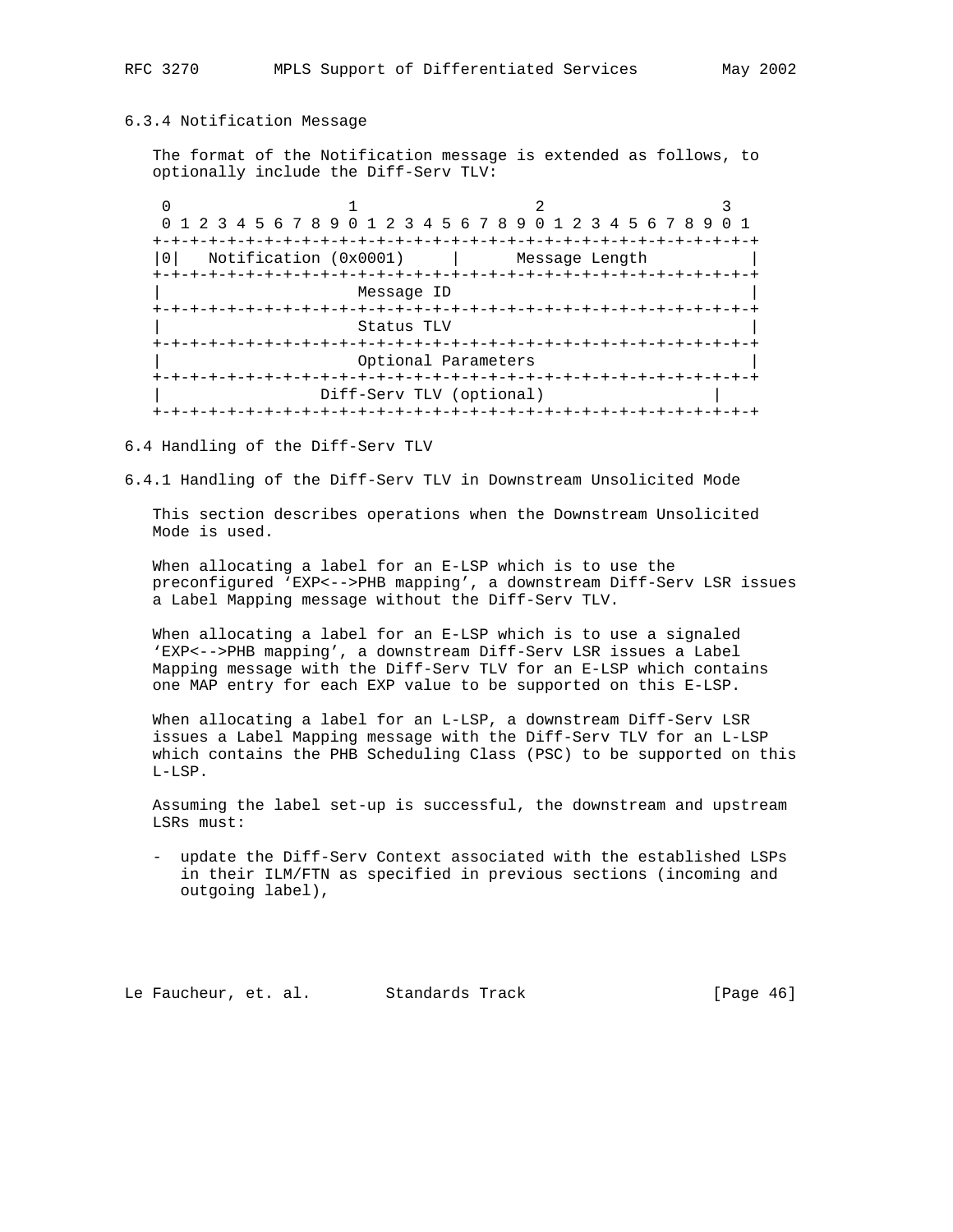### 6.3.4 Notification Message

The format of the Notification message is extended as follows, to optionally include the Diff-Serv TLV:

```
 0                   1                   2                   3
 0 1 2 3 4 5 6 7 8 9 0 1 2 3 4 5 6 7 8 9 0 1 2 3 4 5 6 7 8 9 0 1
+-+-+-+-+-+-+-+-+-+-+-+-+-+-+-+-+-+-+-+-+-+-+-+-+-+-+-+-+-+-+-+-+
|0|   Notification (0x0001)     |      Message Length           |
+-+-+-+-+-+-+-+-+-+-+-+-+-+-+-+-+-+-+-+-+-+-+-+-+-+-+-+-+-+-+-+-+
|                     Message ID                                |
+-+-+-+-+-+-+-+-+-+-+-+-+-+-+-+-+-+-+-+-+-+-+-+-+-+-+-+-+-+-+-+-+
|                     Status TLV                                |
+-+-+-+-+-+-+-+-+-+-+-+-+-+-+-+-+-+-+-+-+-+-+-+-+-+-+-+-+-+-+-+-+
|                     Optional Parameters                       |
+-+-+-+-+-+-+-+-+-+-+-+-+-+-+-+-+-+-+-+-+-+-+-+-+-+-+-+-+-+-+-+-+
|                 Diff-Serv TLV (optional)                  |
+-+-+-+-+-+-+-+-+-+-+-+-+-+-+-+-+-+-+-+-+-+-+-+-+-+-+-+-+-+-+-+-+
```

## 6.4 Handling of the Diff-Serv TLV

### 6.4.1 Handling of the Diff-Serv TLV in Downstream Unsolicited Mode

This section describes operations when the Downstream Unsolicited Mode is used.

When allocating a label for an E-LSP which is to use the preconfigured 'EXP<-->PHB mapping', a downstream Diff-Serv LSR issues a Label Mapping message without the Diff-Serv TLV.

When allocating a label for an E-LSP which is to use a signaled 'EXP<-->PHB mapping', a downstream Diff-Serv LSR issues a Label Mapping message with the Diff-Serv TLV for an E-LSP which contains one MAP entry for each EXP value to be supported on this E-LSP.

When allocating a label for an L-LSP, a downstream Diff-Serv LSR issues a Label Mapping message with the Diff-Serv TLV for an L-LSP which contains the PHB Scheduling Class (PSC) to be supported on this L-LSP.

Assuming the label set-up is successful, the downstream and upstream LSRs must:

- update the Diff-Serv Context associated with the established LSPs in their ILM/FTN as specified in previous sections (incoming and outgoing label),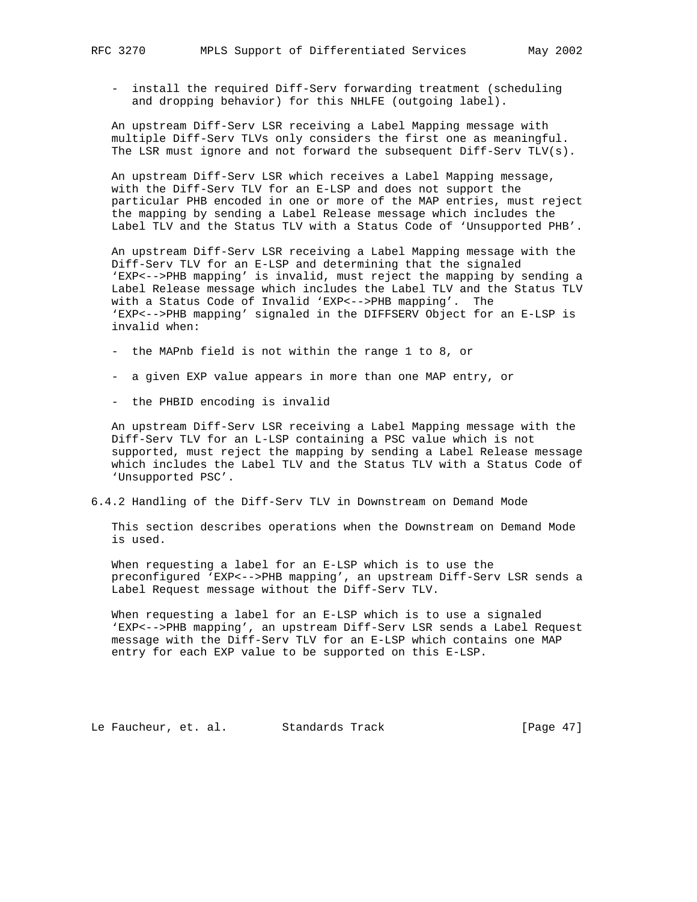- install the required Diff-Serv forwarding treatment (scheduling and dropping behavior) for this NHLFE (outgoing label).

An upstream Diff-Serv LSR receiving a Label Mapping message with multiple Diff-Serv TLVs only considers the first one as meaningful. The LSR must ignore and not forward the subsequent Diff-Serv TLV(s).

An upstream Diff-Serv LSR which receives a Label Mapping message, with the Diff-Serv TLV for an E-LSP and does not support the particular PHB encoded in one or more of the MAP entries, must reject the mapping by sending a Label Release message which includes the Label TLV and the Status TLV with a Status Code of 'Unsupported PHB'.

An upstream Diff-Serv LSR receiving a Label Mapping message with the Diff-Serv TLV for an E-LSP and determining that the signaled 'EXP<-->PHB mapping' is invalid, must reject the mapping by sending a Label Release message which includes the Label TLV and the Status TLV with a Status Code of Invalid 'EXP<-->PHB mapping'. The 'EXP<-->PHB mapping' signaled in the DIFFSERV Object for an E-LSP is invalid when:

- the MAPnb field is not within the range 1 to 8, or
- a given EXP value appears in more than one MAP entry, or
- the PHBID encoding is invalid

An upstream Diff-Serv LSR receiving a Label Mapping message with the Diff-Serv TLV for an L-LSP containing a PSC value which is not supported, must reject the mapping by sending a Label Release message which includes the Label TLV and the Status TLV with a Status Code of 'Unsupported PSC'.

### 6.4.2 Handling of the Diff-Serv TLV in Downstream on Demand Mode

This section describes operations when the Downstream on Demand Mode is used.

When requesting a label for an E-LSP which is to use the preconfigured 'EXP<-->PHB mapping', an upstream Diff-Serv LSR sends a Label Request message without the Diff-Serv TLV.

When requesting a label for an E-LSP which is to use a signaled 'EXP<-->PHB mapping', an upstream Diff-Serv LSR sends a Label Request message with the Diff-Serv TLV for an E-LSP which contains one MAP entry for each EXP value to be supported on this E-LSP.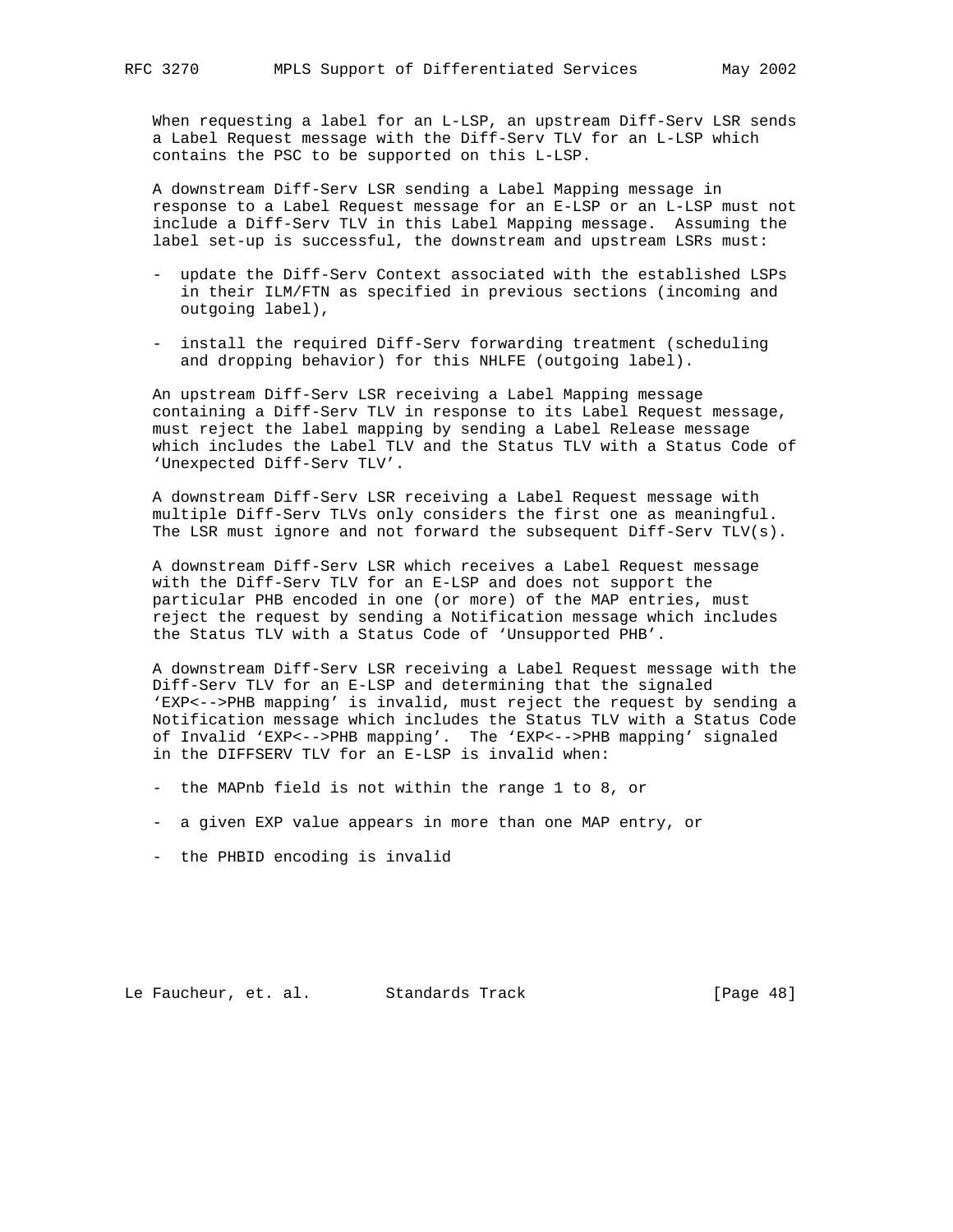When requesting a label for an L-LSP, an upstream Diff-Serv LSR sends a Label Request message with the Diff-Serv TLV for an L-LSP which contains the PSC to be supported on this L-LSP.

A downstream Diff-Serv LSR sending a Label Mapping message in response to a Label Request message for an E-LSP or an L-LSP must not include a Diff-Serv TLV in this Label Mapping message. Assuming the label set-up is successful, the downstream and upstream LSRs must:

- update the Diff-Serv Context associated with the established LSPs in their ILM/FTN as specified in previous sections (incoming and outgoing label),
- install the required Diff-Serv forwarding treatment (scheduling and dropping behavior) for this NHLFE (outgoing label).

An upstream Diff-Serv LSR receiving a Label Mapping message containing a Diff-Serv TLV in response to its Label Request message, must reject the label mapping by sending a Label Release message which includes the Label TLV and the Status TLV with a Status Code of 'Unexpected Diff-Serv TLV'.

A downstream Diff-Serv LSR receiving a Label Request message with multiple Diff-Serv TLVs only considers the first one as meaningful. The LSR must ignore and not forward the subsequent Diff-Serv TLV(s).

A downstream Diff-Serv LSR which receives a Label Request message with the Diff-Serv TLV for an E-LSP and does not support the particular PHB encoded in one (or more) of the MAP entries, must reject the request by sending a Notification message which includes the Status TLV with a Status Code of 'Unsupported PHB'.

A downstream Diff-Serv LSR receiving a Label Request message with the Diff-Serv TLV for an E-LSP and determining that the signaled 'EXP<-->PHB mapping' is invalid, must reject the request by sending a Notification message which includes the Status TLV with a Status Code of Invalid 'EXP<-->PHB mapping'. The 'EXP<-->PHB mapping' signaled in the DIFFSERV TLV for an E-LSP is invalid when:

- the MAPnb field is not within the range 1 to 8, or
- a given EXP value appears in more than one MAP entry, or
- the PHBID encoding is invalid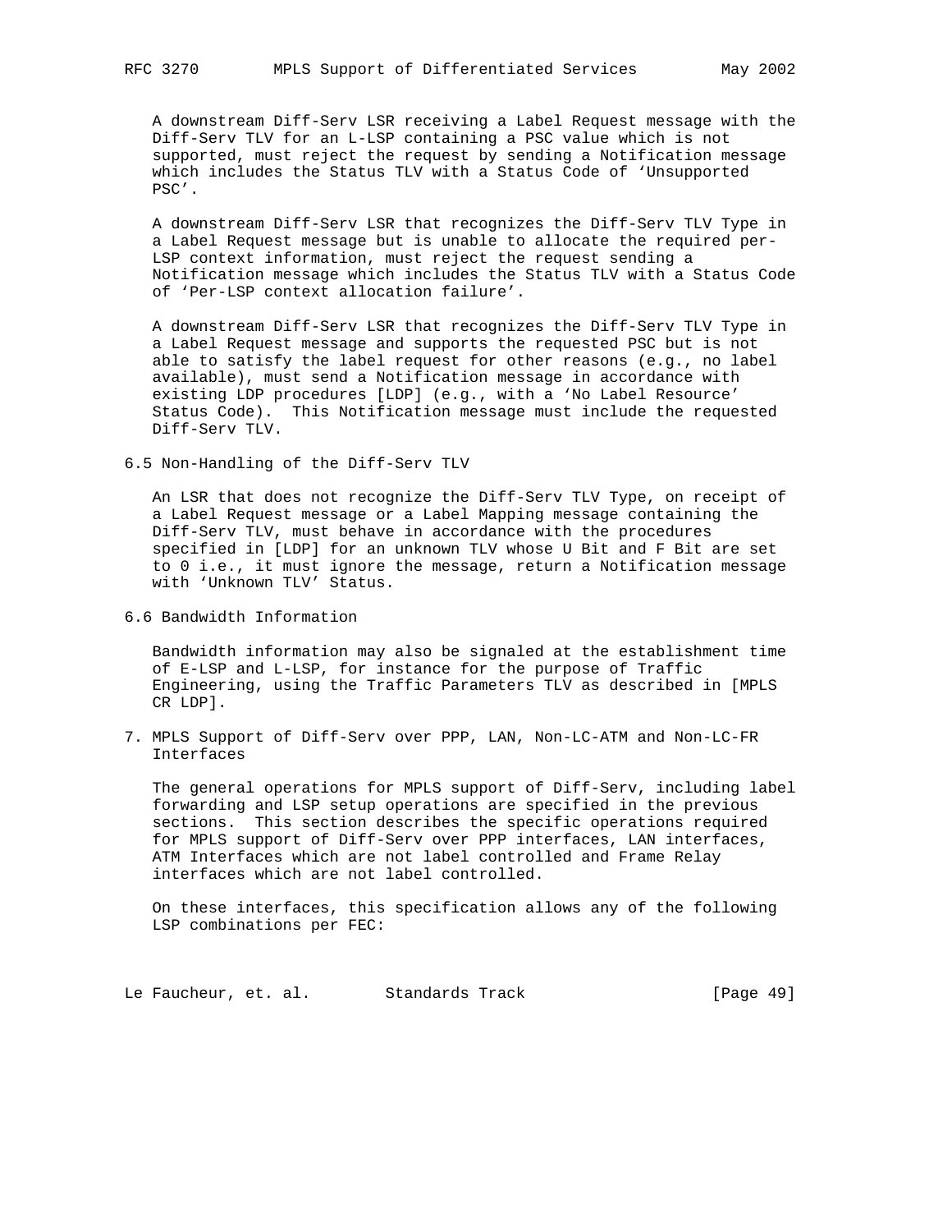A downstream Diff-Serv LSR receiving a Label Request message with the Diff-Serv TLV for an L-LSP containing a PSC value which is not supported, must reject the request by sending a Notification message which includes the Status TLV with a Status Code of 'Unsupported PSC'.

A downstream Diff-Serv LSR that recognizes the Diff-Serv TLV Type in a Label Request message but is unable to allocate the required per-LSP context information, must reject the request sending a Notification message which includes the Status TLV with a Status Code of 'Per-LSP context allocation failure'.

A downstream Diff-Serv LSR that recognizes the Diff-Serv TLV Type in a Label Request message and supports the requested PSC but is not able to satisfy the label request for other reasons (e.g., no label available), must send a Notification message in accordance with existing LDP procedures [LDP] (e.g., with a 'No Label Resource' Status Code). This Notification message must include the requested Diff-Serv TLV.

### 6.5 Non-Handling of the Diff-Serv TLV

An LSR that does not recognize the Diff-Serv TLV Type, on receipt of a Label Request message or a Label Mapping message containing the Diff-Serv TLV, must behave in accordance with the procedures specified in [LDP] for an unknown TLV whose U Bit and F Bit are set to 0 i.e., it must ignore the message, return a Notification message with 'Unknown TLV' Status.

### 6.6 Bandwidth Information

Bandwidth information may also be signaled at the establishment time of E-LSP and L-LSP, for instance for the purpose of Traffic Engineering, using the Traffic Parameters TLV as described in [MPLS CR LDP].

## 7. MPLS Support of Diff-Serv over PPP, LAN, Non-LC-ATM and Non-LC-FR Interfaces

The general operations for MPLS support of Diff-Serv, including label forwarding and LSP setup operations are specified in the previous sections. This section describes the specific operations required for MPLS support of Diff-Serv over PPP interfaces, LAN interfaces, ATM Interfaces which are not label controlled and Frame Relay interfaces which are not label controlled.

On these interfaces, this specification allows any of the following LSP combinations per FEC: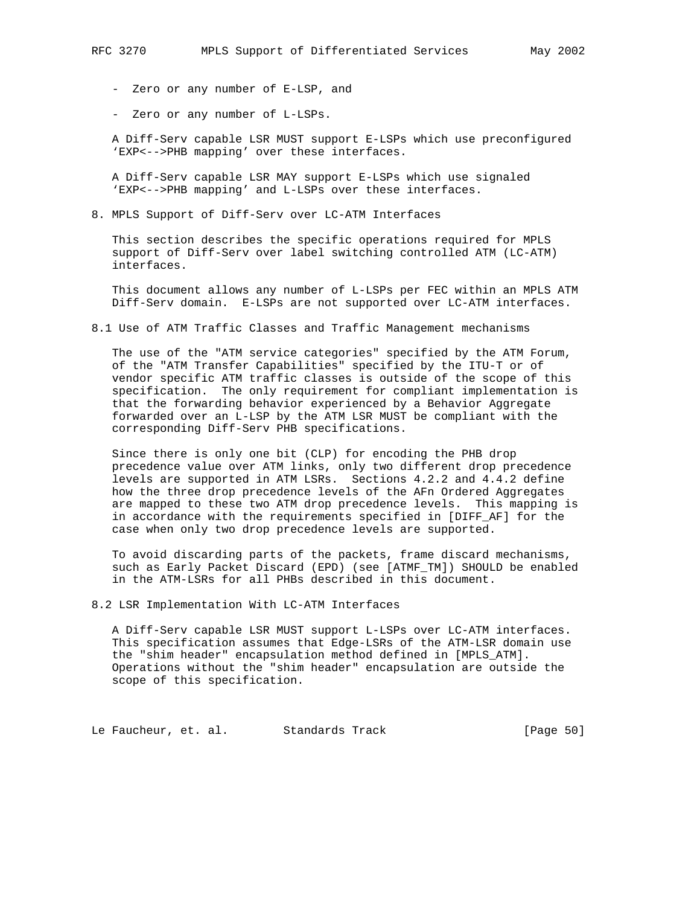- Zero or any number of E-LSP, and

- Zero or any number of L-LSPs.

A Diff-Serv capable LSR MUST support E-LSPs which use preconfigured 'EXP<-->PHB mapping' over these interfaces.

A Diff-Serv capable LSR MAY support E-LSPs which use signaled 'EXP<-->PHB mapping' and L-LSPs over these interfaces.

## 8. MPLS Support of Diff-Serv over LC-ATM Interfaces

This section describes the specific operations required for MPLS support of Diff-Serv over label switching controlled ATM (LC-ATM) interfaces.

This document allows any number of L-LSPs per FEC within an MPLS ATM Diff-Serv domain. E-LSPs are not supported over LC-ATM interfaces.

### 8.1 Use of ATM Traffic Classes and Traffic Management mechanisms

The use of the "ATM service categories" specified by the ATM Forum, of the "ATM Transfer Capabilities" specified by the ITU-T or of vendor specific ATM traffic classes is outside of the scope of this specification. The only requirement for compliant implementation is that the forwarding behavior experienced by a Behavior Aggregate forwarded over an L-LSP by the ATM LSR MUST be compliant with the corresponding Diff-Serv PHB specifications.

Since there is only one bit (CLP) for encoding the PHB drop precedence value over ATM links, only two different drop precedence levels are supported in ATM LSRs. Sections 4.2.2 and 4.4.2 define how the three drop precedence levels of the AFn Ordered Aggregates are mapped to these two ATM drop precedence levels. This mapping is in accordance with the requirements specified in [DIFF_AF] for the case when only two drop precedence levels are supported.

To avoid discarding parts of the packets, frame discard mechanisms, such as Early Packet Discard (EPD) (see [ATMF_TM]) SHOULD be enabled in the ATM-LSRs for all PHBs described in this document.

### 8.2 LSR Implementation With LC-ATM Interfaces

A Diff-Serv capable LSR MUST support L-LSPs over LC-ATM interfaces. This specification assumes that Edge-LSRs of the ATM-LSR domain use the "shim header" encapsulation method defined in [MPLS_ATM]. Operations without the "shim header" encapsulation are outside the scope of this specification.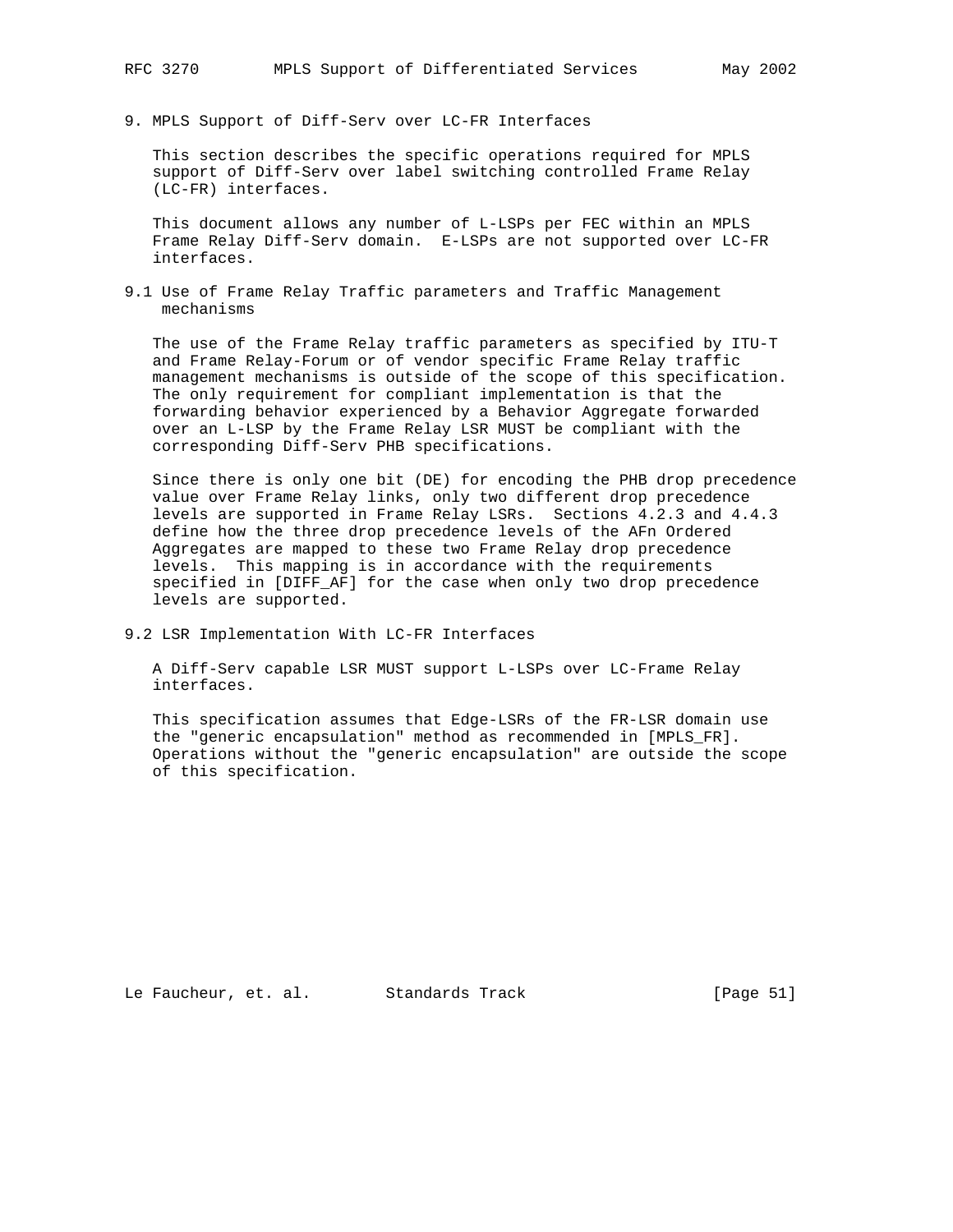## 9. MPLS Support of Diff-Serv over LC-FR Interfaces

This section describes the specific operations required for MPLS support of Diff-Serv over label switching controlled Frame Relay (LC-FR) interfaces.

This document allows any number of L-LSPs per FEC within an MPLS Frame Relay Diff-Serv domain. E-LSPs are not supported over LC-FR interfaces.

### 9.1 Use of Frame Relay Traffic parameters and Traffic Management mechanisms

The use of the Frame Relay traffic parameters as specified by ITU-T and Frame Relay-Forum or of vendor specific Frame Relay traffic management mechanisms is outside of the scope of this specification. The only requirement for compliant implementation is that the forwarding behavior experienced by a Behavior Aggregate forwarded over an L-LSP by the Frame Relay LSR MUST be compliant with the corresponding Diff-Serv PHB specifications.

Since there is only one bit (DE) for encoding the PHB drop precedence value over Frame Relay links, only two different drop precedence levels are supported in Frame Relay LSRs. Sections 4.2.3 and 4.4.3 define how the three drop precedence levels of the AFn Ordered Aggregates are mapped to these two Frame Relay drop precedence levels. This mapping is in accordance with the requirements specified in [DIFF_AF] for the case when only two drop precedence levels are supported.

### 9.2 LSR Implementation With LC-FR Interfaces

A Diff-Serv capable LSR MUST support L-LSPs over LC-Frame Relay interfaces.

This specification assumes that Edge-LSRs of the FR-LSR domain use the "generic encapsulation" method as recommended in [MPLS_FR]. Operations without the "generic encapsulation" are outside the scope of this specification.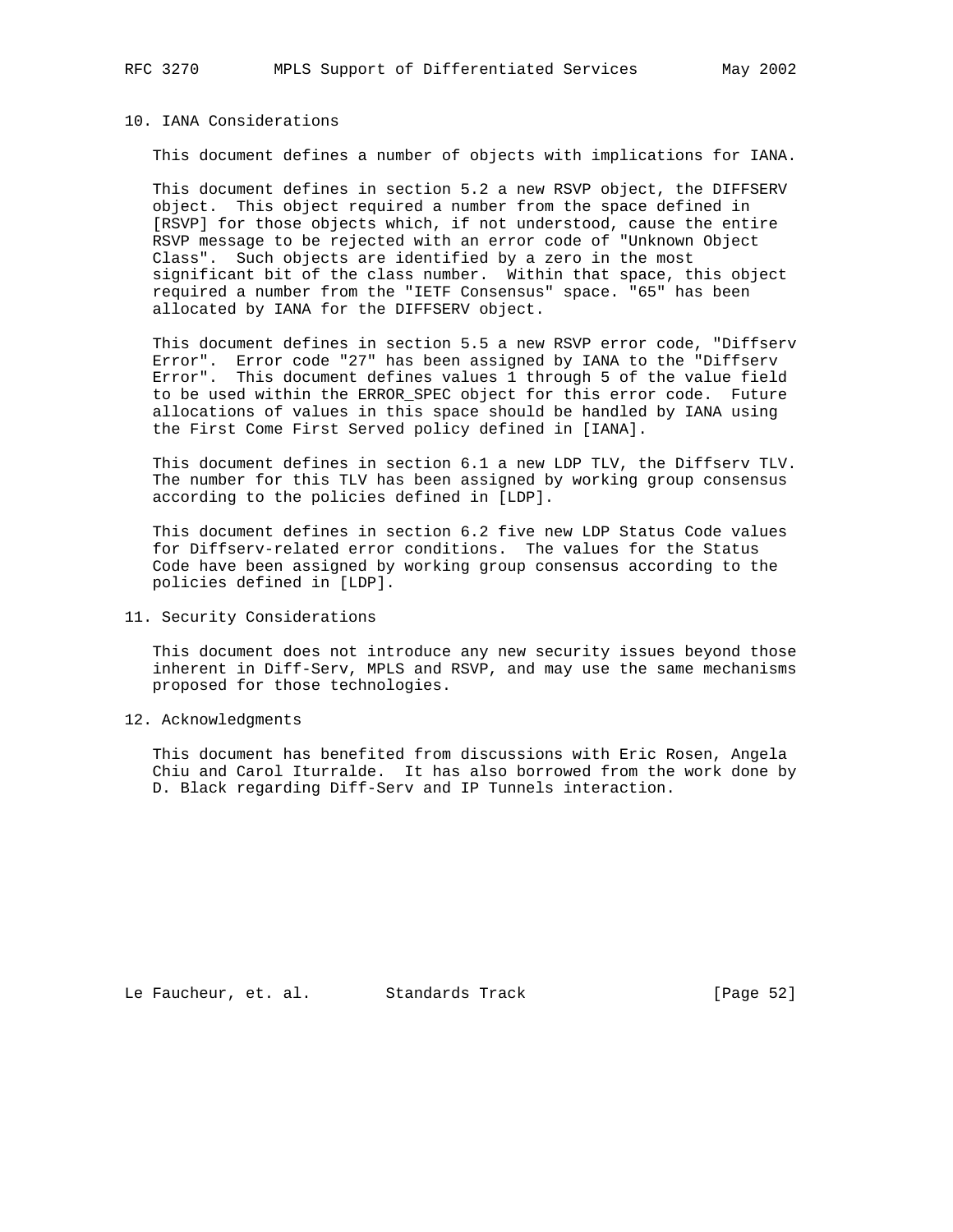## 10. IANA Considerations

This document defines a number of objects with implications for IANA.

This document defines in section 5.2 a new RSVP object, the DIFFSERV object. This object required a number from the space defined in [RSVP] for those objects which, if not understood, cause the entire RSVP message to be rejected with an error code of "Unknown Object Class". Such objects are identified by a zero in the most significant bit of the class number. Within that space, this object required a number from the "IETF Consensus" space. "65" has been allocated by IANA for the DIFFSERV object.

This document defines in section 5.5 a new RSVP error code, "Diffserv Error". Error code "27" has been assigned by IANA to the "Diffserv Error". This document defines values 1 through 5 of the value field to be used within the ERROR_SPEC object for this error code. Future allocations of values in this space should be handled by IANA using the First Come First Served policy defined in [IANA].

This document defines in section 6.1 a new LDP TLV, the Diffserv TLV. The number for this TLV has been assigned by working group consensus according to the policies defined in [LDP].

This document defines in section 6.2 five new LDP Status Code values for Diffserv-related error conditions. The values for the Status Code have been assigned by working group consensus according to the policies defined in [LDP].

## 11. Security Considerations

This document does not introduce any new security issues beyond those inherent in Diff-Serv, MPLS and RSVP, and may use the same mechanisms proposed for those technologies.

## 12. Acknowledgments

This document has benefited from discussions with Eric Rosen, Angela Chiu and Carol Iturralde. It has also borrowed from the work done by D. Black regarding Diff-Serv and IP Tunnels interaction.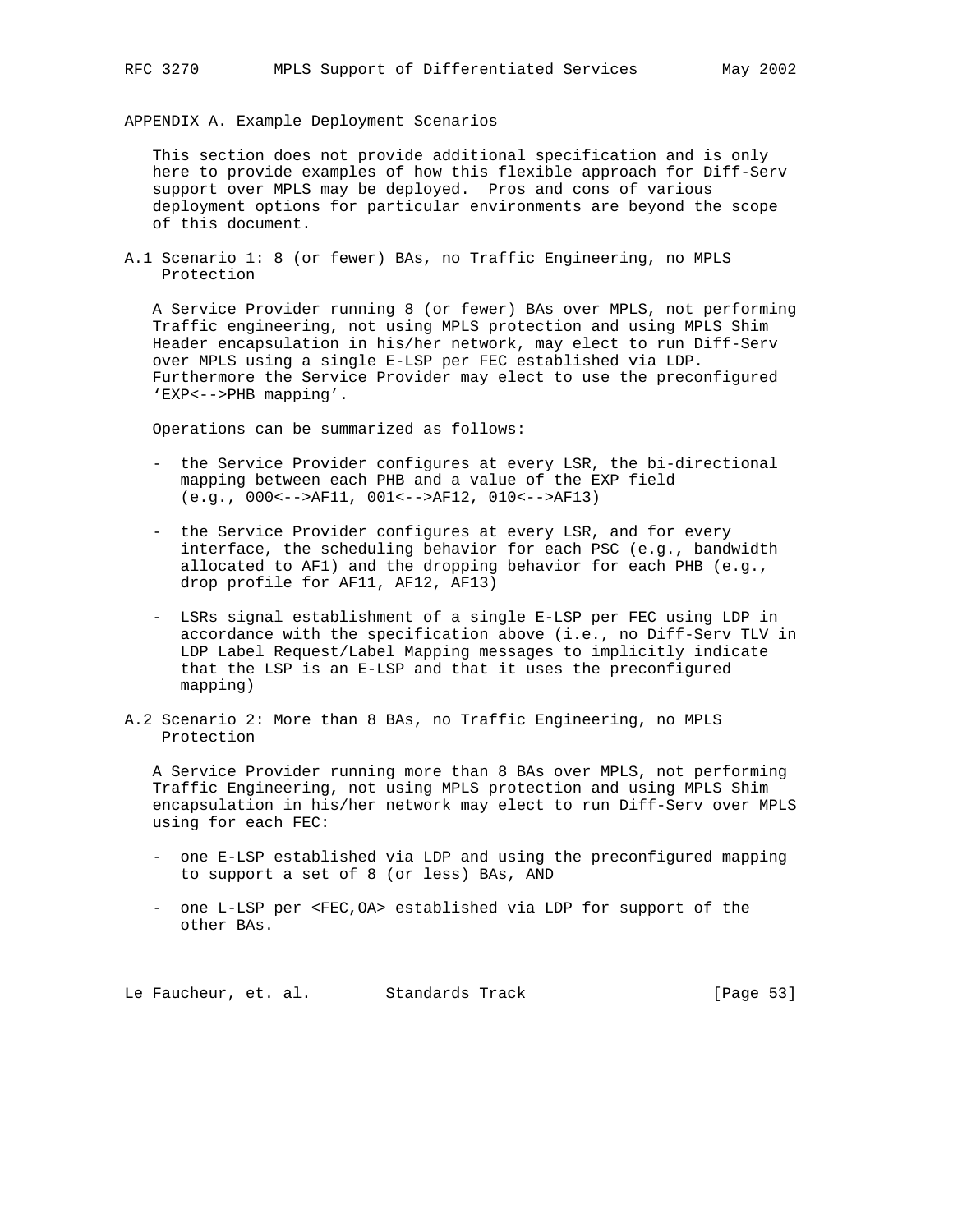# APPENDIX A. Example Deployment Scenarios

This section does not provide additional specification and is only here to provide examples of how this flexible approach for Diff-Serv support over MPLS may be deployed. Pros and cons of various deployment options for particular environments are beyond the scope of this document.

## A.1 Scenario 1: 8 (or fewer) BAs, no Traffic Engineering, no MPLS Protection

A Service Provider running 8 (or fewer) BAs over MPLS, not performing Traffic engineering, not using MPLS protection and using MPLS Shim Header encapsulation in his/her network, may elect to run Diff-Serv over MPLS using a single E-LSP per FEC established via LDP. Furthermore the Service Provider may elect to use the preconfigured 'EXP<-->PHB mapping'.

Operations can be summarized as follows:

- the Service Provider configures at every LSR, the bi-directional mapping between each PHB and a value of the EXP field (e.g., 000<-->AF11, 001<-->AF12, 010<-->AF13)
- the Service Provider configures at every LSR, and for every interface, the scheduling behavior for each PSC (e.g., bandwidth allocated to AF1) and the dropping behavior for each PHB (e.g., drop profile for AF11, AF12, AF13)
- LSRs signal establishment of a single E-LSP per FEC using LDP in accordance with the specification above (i.e., no Diff-Serv TLV in LDP Label Request/Label Mapping messages to implicitly indicate that the LSP is an E-LSP and that it uses the preconfigured mapping)

## A.2 Scenario 2: More than 8 BAs, no Traffic Engineering, no MPLS Protection

A Service Provider running more than 8 BAs over MPLS, not performing Traffic Engineering, not using MPLS protection and using MPLS Shim encapsulation in his/her network may elect to run Diff-Serv over MPLS using for each FEC:

- one E-LSP established via LDP and using the preconfigured mapping to support a set of 8 (or less) BAs, AND
- one L-LSP per <FEC,OA> established via LDP for support of the other BAs.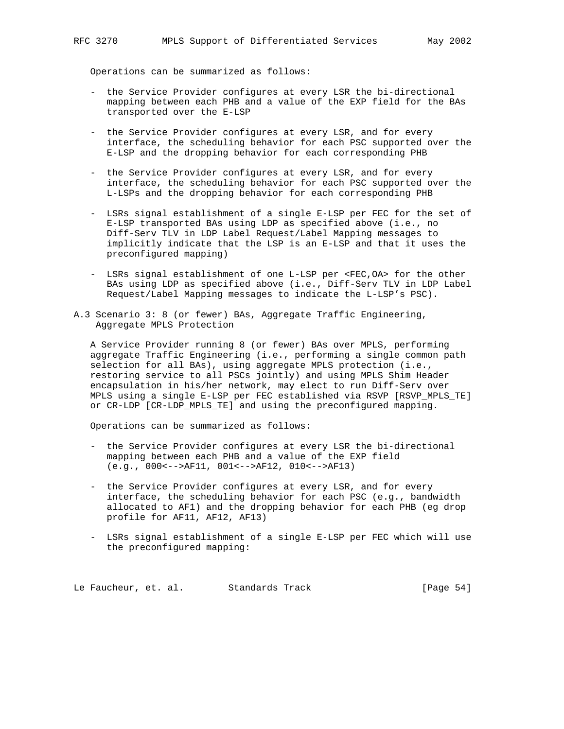Operations can be summarized as follows:

- the Service Provider configures at every LSR the bi-directional mapping between each PHB and a value of the EXP field for the BAs transported over the E-LSP

- the Service Provider configures at every LSR, and for every interface, the scheduling behavior for each PSC supported over the E-LSP and the dropping behavior for each corresponding PHB

- the Service Provider configures at every LSR, and for every interface, the scheduling behavior for each PSC supported over the L-LSPs and the dropping behavior for each corresponding PHB

- LSRs signal establishment of a single E-LSP per FEC for the set of E-LSP transported BAs using LDP as specified above (i.e., no Diff-Serv TLV in LDP Label Request/Label Mapping messages to implicitly indicate that the LSP is an E-LSP and that it uses the preconfigured mapping)

- LSRs signal establishment of one L-LSP per <FEC,OA> for the other BAs using LDP as specified above (i.e., Diff-Serv TLV in LDP Label Request/Label Mapping messages to indicate the L-LSP's PSC).

## A.3 Scenario 3: 8 (or fewer) BAs, Aggregate Traffic Engineering, Aggregate MPLS Protection

A Service Provider running 8 (or fewer) BAs over MPLS, performing aggregate Traffic Engineering (i.e., performing a single common path selection for all BAs), using aggregate MPLS protection (i.e., restoring service to all PSCs jointly) and using MPLS Shim Header encapsulation in his/her network, may elect to run Diff-Serv over MPLS using a single E-LSP per FEC established via RSVP [RSVP_MPLS_TE] or CR-LDP [CR-LDP_MPLS_TE] and using the preconfigured mapping.

Operations can be summarized as follows:

- the Service Provider configures at every LSR the bi-directional mapping between each PHB and a value of the EXP field (e.g., 000<-->AF11, 001<-->AF12, 010<-->AF13)

- the Service Provider configures at every LSR, and for every interface, the scheduling behavior for each PSC (e.g., bandwidth allocated to AF1) and the dropping behavior for each PHB (eg drop profile for AF11, AF12, AF13)

- LSRs signal establishment of a single E-LSP per FEC which will use the preconfigured mapping: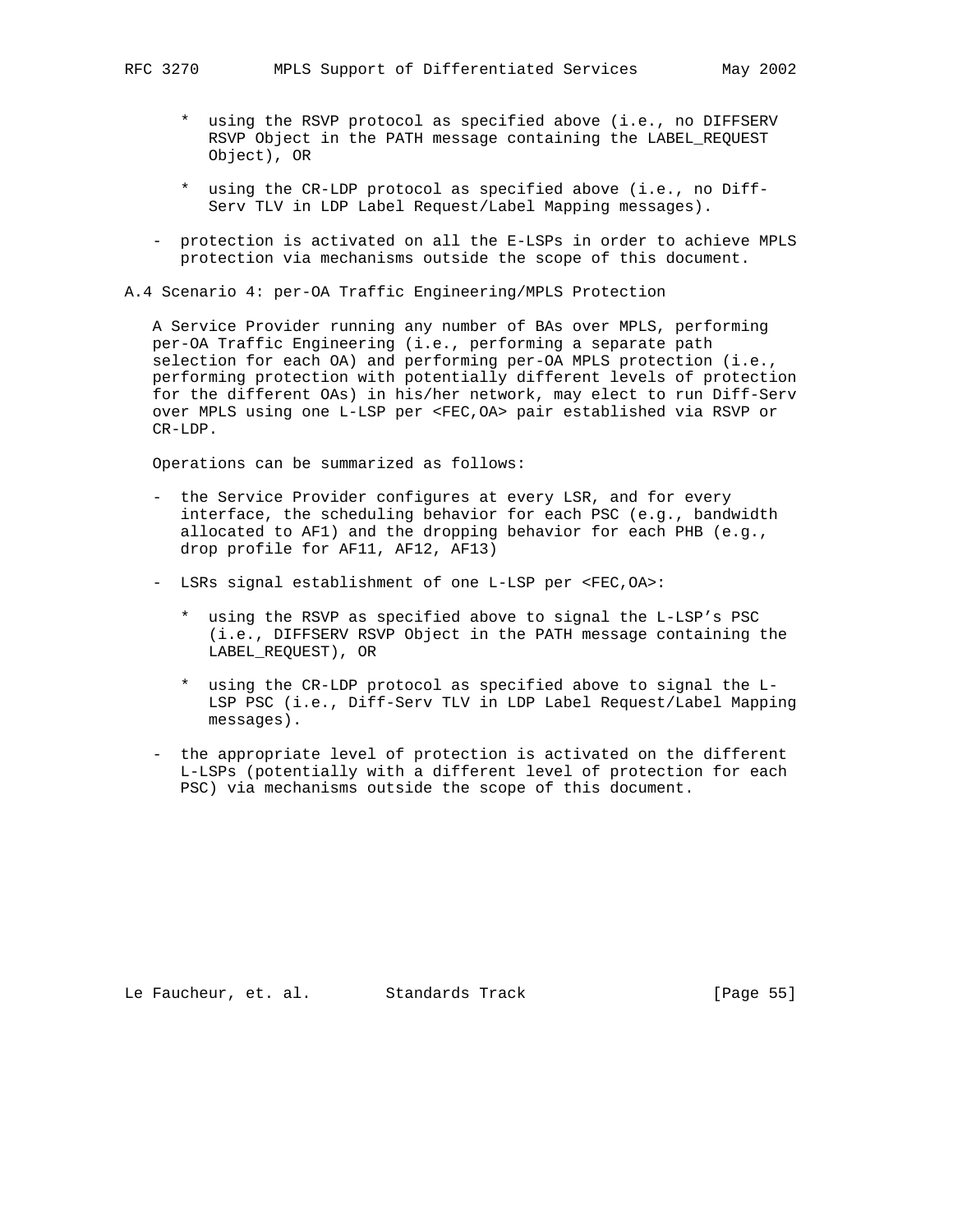* using the RSVP protocol as specified above (i.e., no DIFFSERV RSVP Object in the PATH message containing the LABEL_REQUEST Object), OR

   * using the CR-LDP protocol as specified above (i.e., no Diff-Serv TLV in LDP Label Request/Label Mapping messages).

- protection is activated on all the E-LSPs in order to achieve MPLS protection via mechanisms outside the scope of this document.

### A.4 Scenario 4: per-OA Traffic Engineering/MPLS Protection

A Service Provider running any number of BAs over MPLS, performing per-OA Traffic Engineering (i.e., performing a separate path selection for each OA) and performing per-OA MPLS protection (i.e., performing protection with potentially different levels of protection for the different OAs) in his/her network, may elect to run Diff-Serv over MPLS using one L-LSP per <FEC,OA> pair established via RSVP or CR-LDP.

Operations can be summarized as follows:

- the Service Provider configures at every LSR, and for every interface, the scheduling behavior for each PSC (e.g., bandwidth allocated to AF1) and the dropping behavior for each PHB (e.g., drop profile for AF11, AF12, AF13)

- LSRs signal establishment of one L-LSP per <FEC,OA>:

   * using the RSVP as specified above to signal the L-LSP's PSC (i.e., DIFFSERV RSVP Object in the PATH message containing the LABEL_REQUEST), OR

   * using the CR-LDP protocol as specified above to signal the L-LSP PSC (i.e., Diff-Serv TLV in LDP Label Request/Label Mapping messages).

- the appropriate level of protection is activated on the different L-LSPs (potentially with a different level of protection for each PSC) via mechanisms outside the scope of this document.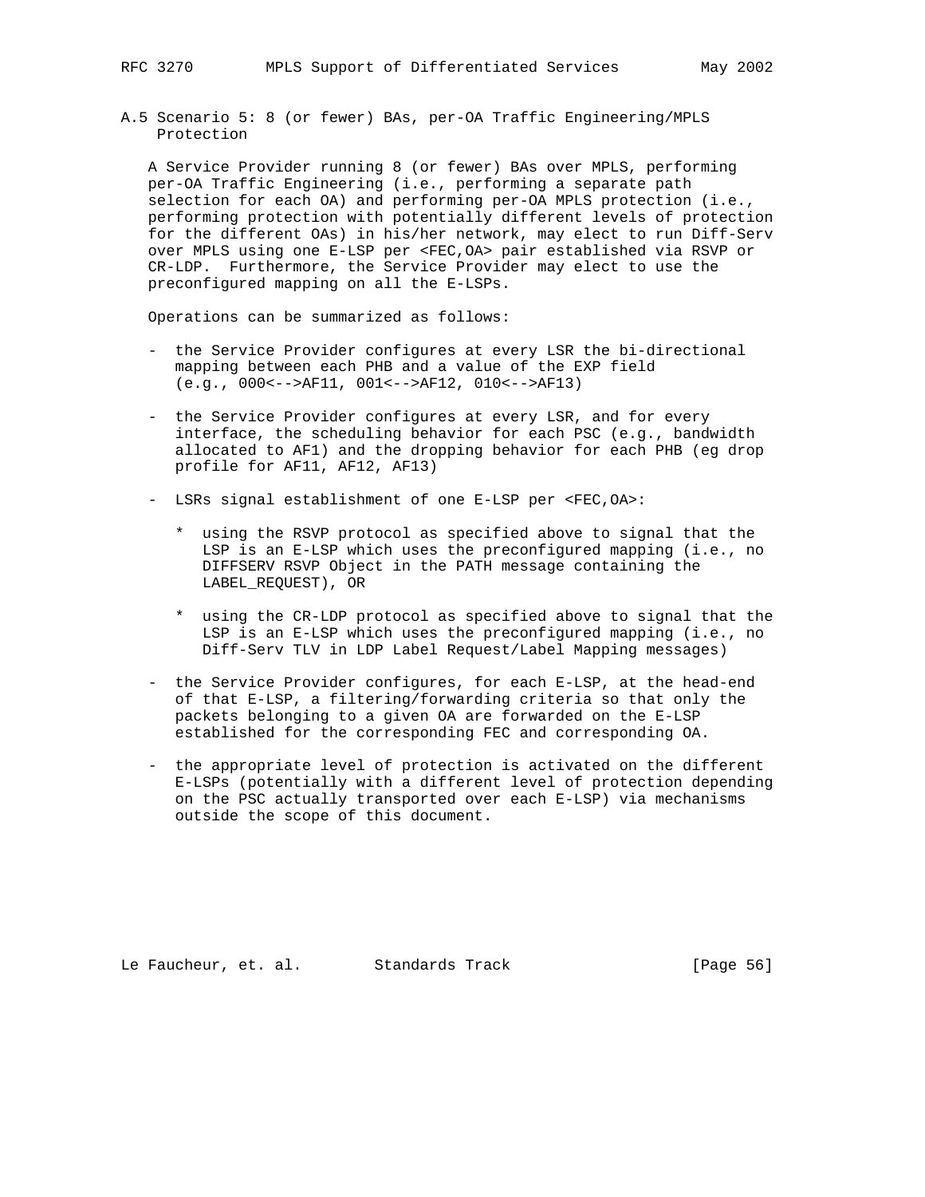### A.5 Scenario 5: 8 (or fewer) BAs, per-OA Traffic Engineering/MPLS Protection

A Service Provider running 8 (or fewer) BAs over MPLS, performing per-OA Traffic Engineering (i.e., performing a separate path selection for each OA) and performing per-OA MPLS protection (i.e., performing protection with potentially different levels of protection for the different OAs) in his/her network, may elect to run Diff-Serv over MPLS using one E-LSP per <FEC,OA> pair established via RSVP or CR-LDP. Furthermore, the Service Provider may elect to use the preconfigured mapping on all the E-LSPs.

Operations can be summarized as follows:

- the Service Provider configures at every LSR the bi-directional mapping between each PHB and a value of the EXP field (e.g., 000<-->AF11, 001<-->AF12, 010<-->AF13)

- the Service Provider configures at every LSR, and for every interface, the scheduling behavior for each PSC (e.g., bandwidth allocated to AF1) and the dropping behavior for each PHB (eg drop profile for AF11, AF12, AF13)

- LSRs signal establishment of one E-LSP per <FEC,OA>:

  * using the RSVP protocol as specified above to signal that the LSP is an E-LSP which uses the preconfigured mapping (i.e., no DIFFSERV RSVP Object in the PATH message containing the LABEL_REQUEST), OR

  * using the CR-LDP protocol as specified above to signal that the LSP is an E-LSP which uses the preconfigured mapping (i.e., no Diff-Serv TLV in LDP Label Request/Label Mapping messages)

- the Service Provider configures, for each E-LSP, at the head-end of that E-LSP, a filtering/forwarding criteria so that only the packets belonging to a given OA are forwarded on the E-LSP established for the corresponding FEC and corresponding OA.

- the appropriate level of protection is activated on the different E-LSPs (potentially with a different level of protection depending on the PSC actually transported over each E-LSP) via mechanisms outside the scope of this document.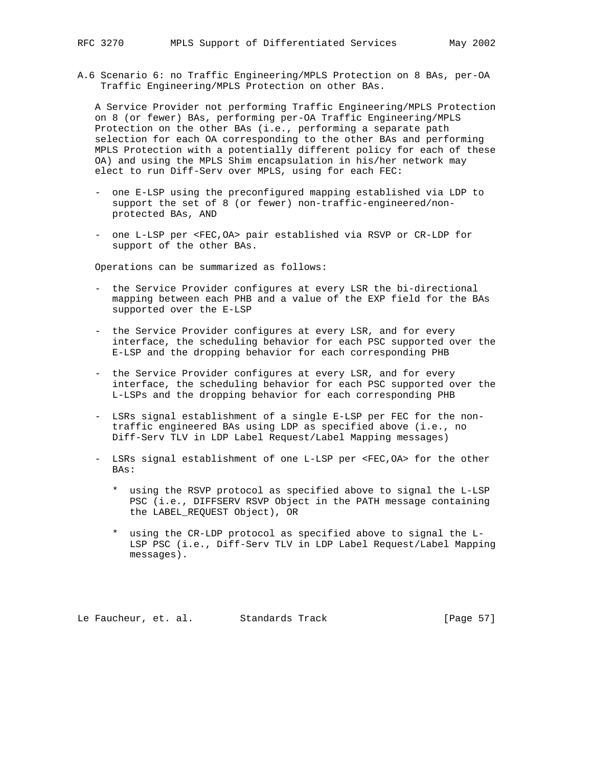### A.6 Scenario 6: no Traffic Engineering/MPLS Protection on 8 BAs, per-OA Traffic Engineering/MPLS Protection on other BAs.

A Service Provider not performing Traffic Engineering/MPLS Protection on 8 (or fewer) BAs, performing per-OA Traffic Engineering/MPLS Protection on the other BAs (i.e., performing a separate path selection for each OA corresponding to the other BAs and performing MPLS Protection with a potentially different policy for each of these OA) and using the MPLS Shim encapsulation in his/her network may elect to run Diff-Serv over MPLS, using for each FEC:

- one E-LSP using the preconfigured mapping established via LDP to support the set of 8 (or fewer) non-traffic-engineered/non-protected BAs, AND

- one L-LSP per <FEC,OA> pair established via RSVP or CR-LDP for support of the other BAs.

Operations can be summarized as follows:

- the Service Provider configures at every LSR the bi-directional mapping between each PHB and a value of the EXP field for the BAs supported over the E-LSP

- the Service Provider configures at every LSR, and for every interface, the scheduling behavior for each PSC supported over the E-LSP and the dropping behavior for each corresponding PHB

- the Service Provider configures at every LSR, and for every interface, the scheduling behavior for each PSC supported over the L-LSPs and the dropping behavior for each corresponding PHB

- LSRs signal establishment of a single E-LSP per FEC for the non-traffic engineered BAs using LDP as specified above (i.e., no Diff-Serv TLV in LDP Label Request/Label Mapping messages)

- LSRs signal establishment of one L-LSP per <FEC,OA> for the other BAs:

  * using the RSVP protocol as specified above to signal the L-LSP PSC (i.e., DIFFSERV RSVP Object in the PATH message containing the LABEL_REQUEST Object), OR

  * using the CR-LDP protocol as specified above to signal the L-LSP PSC (i.e., Diff-Serv TLV in LDP Label Request/Label Mapping messages).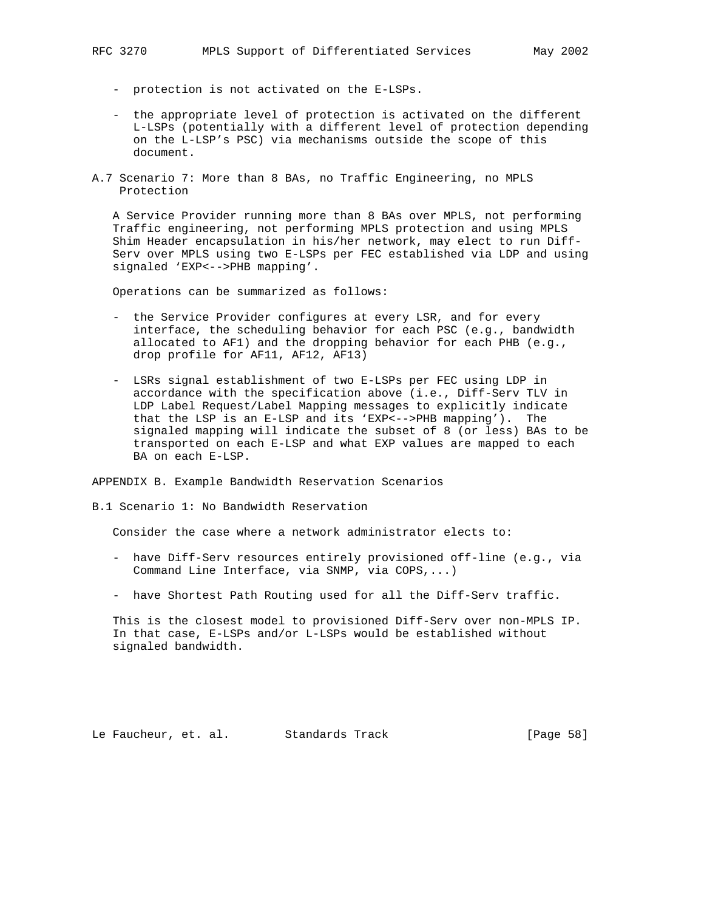- protection is not activated on the E-LSPs.

- the appropriate level of protection is activated on the different L-LSPs (potentially with a different level of protection depending on the L-LSP's PSC) via mechanisms outside the scope of this document.

### A.7 Scenario 7: More than 8 BAs, no Traffic Engineering, no MPLS Protection

A Service Provider running more than 8 BAs over MPLS, not performing Traffic engineering, not performing MPLS protection and using MPLS Shim Header encapsulation in his/her network, may elect to run Diff-Serv over MPLS using two E-LSPs per FEC established via LDP and using signaled 'EXP<-->PHB mapping'.

Operations can be summarized as follows:

- the Service Provider configures at every LSR, and for every interface, the scheduling behavior for each PSC (e.g., bandwidth allocated to AF1) and the dropping behavior for each PHB (e.g., drop profile for AF11, AF12, AF13)

- LSRs signal establishment of two E-LSPs per FEC using LDP in accordance with the specification above (i.e., Diff-Serv TLV in LDP Label Request/Label Mapping messages to explicitly indicate that the LSP is an E-LSP and its 'EXP<-->PHB mapping'). The signaled mapping will indicate the subset of 8 (or less) BAs to be transported on each E-LSP and what EXP values are mapped to each BA on each E-LSP.

## APPENDIX B. Example Bandwidth Reservation Scenarios

### B.1 Scenario 1: No Bandwidth Reservation

Consider the case where a network administrator elects to:

- have Diff-Serv resources entirely provisioned off-line (e.g., via Command Line Interface, via SNMP, via COPS,...)

- have Shortest Path Routing used for all the Diff-Serv traffic.

This is the closest model to provisioned Diff-Serv over non-MPLS IP. In that case, E-LSPs and/or L-LSPs would be established without signaled bandwidth.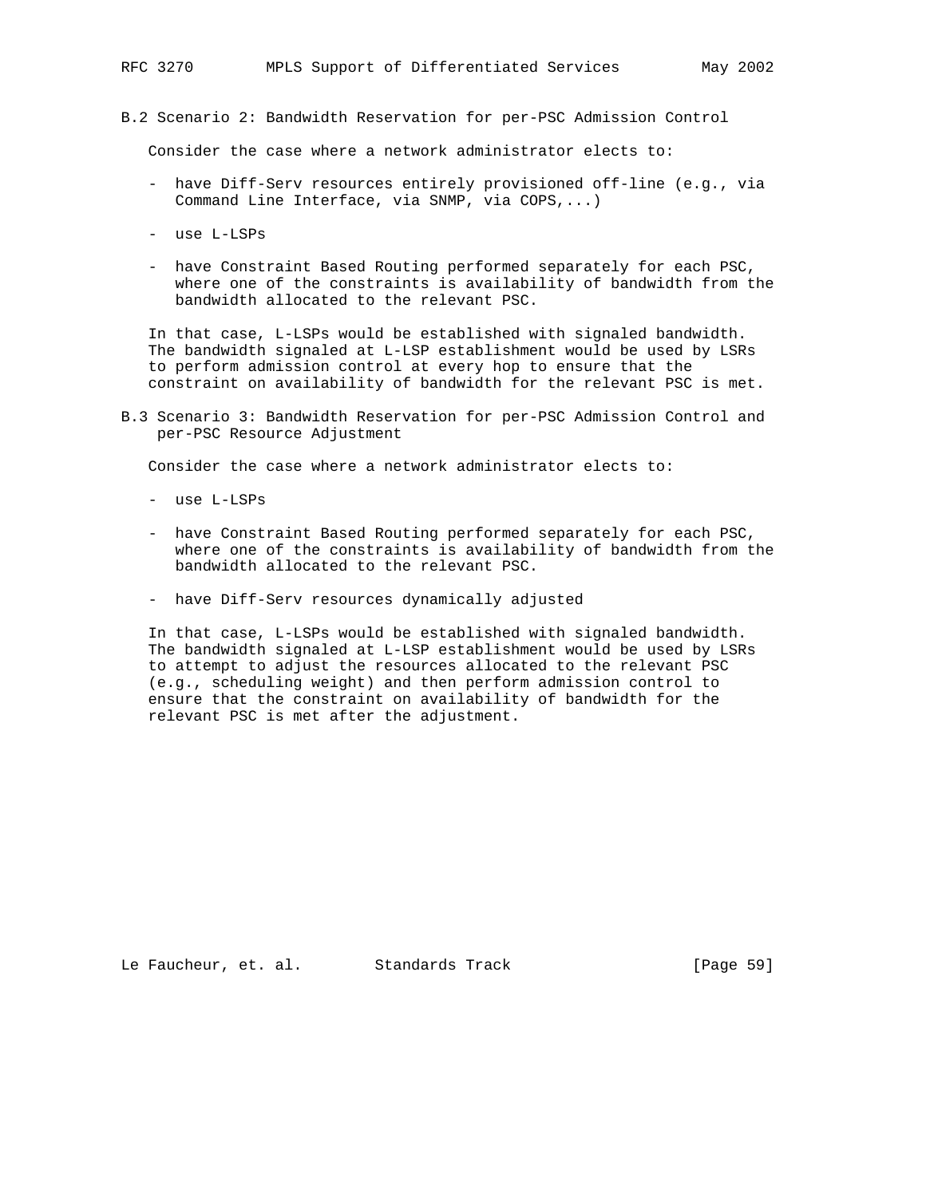### B.2 Scenario 2: Bandwidth Reservation for per-PSC Admission Control

Consider the case where a network administrator elects to:

- have Diff-Serv resources entirely provisioned off-line (e.g., via Command Line Interface, via SNMP, via COPS,...)
- use L-LSPs
- have Constraint Based Routing performed separately for each PSC, where one of the constraints is availability of bandwidth from the bandwidth allocated to the relevant PSC.

In that case, L-LSPs would be established with signaled bandwidth. The bandwidth signaled at L-LSP establishment would be used by LSRs to perform admission control at every hop to ensure that the constraint on availability of bandwidth for the relevant PSC is met.

### B.3 Scenario 3: Bandwidth Reservation for per-PSC Admission Control and per-PSC Resource Adjustment

Consider the case where a network administrator elects to:

- use L-LSPs
- have Constraint Based Routing performed separately for each PSC, where one of the constraints is availability of bandwidth from the bandwidth allocated to the relevant PSC.
- have Diff-Serv resources dynamically adjusted

In that case, L-LSPs would be established with signaled bandwidth. The bandwidth signaled at L-LSP establishment would be used by LSRs to attempt to adjust the resources allocated to the relevant PSC (e.g., scheduling weight) and then perform admission control to ensure that the constraint on availability of bandwidth for the relevant PSC is met after the adjustment.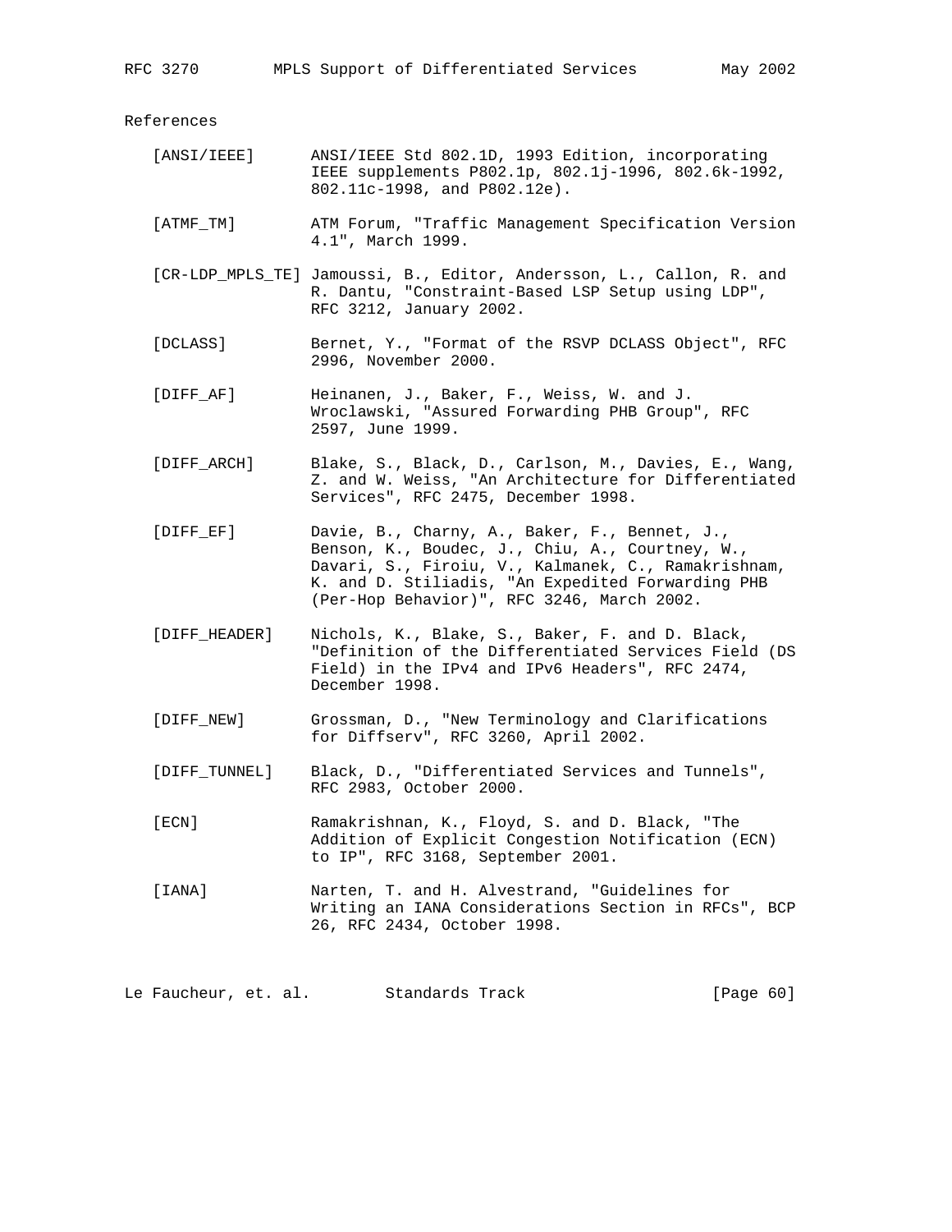## References

[ANSI/IEEE] ANSI/IEEE Std 802.1D, 1993 Edition, incorporating IEEE supplements P802.1p, 802.1j-1996, 802.6k-1992, 802.11c-1998, and P802.12e).

[ATMF_TM] ATM Forum, "Traffic Management Specification Version 4.1", March 1999.

[CR-LDP_MPLS_TE] Jamoussi, B., Editor, Andersson, L., Callon, R. and R. Dantu, "Constraint-Based LSP Setup using LDP", RFC 3212, January 2002.

[DCLASS] Bernet, Y., "Format of the RSVP DCLASS Object", RFC 2996, November 2000.

[DIFF_AF] Heinanen, J., Baker, F., Weiss, W. and J. Wroclawski, "Assured Forwarding PHB Group", RFC 2597, June 1999.

[DIFF_ARCH] Blake, S., Black, D., Carlson, M., Davies, E., Wang, Z. and W. Weiss, "An Architecture for Differentiated Services", RFC 2475, December 1998.

[DIFF_EF] Davie, B., Charny, A., Baker, F., Bennet, J., Benson, K., Boudec, J., Chiu, A., Courtney, W., Davari, S., Firoiu, V., Kalmanek, C., Ramakrishnam, K. and D. Stiliadis, "An Expedited Forwarding PHB (Per-Hop Behavior)", RFC 3246, March 2002.

[DIFF_HEADER] Nichols, K., Blake, S., Baker, F. and D. Black, "Definition of the Differentiated Services Field (DS Field) in the IPv4 and IPv6 Headers", RFC 2474, December 1998.

[DIFF_NEW] Grossman, D., "New Terminology and Clarifications for Diffserv", RFC 3260, April 2002.

[DIFF_TUNNEL] Black, D., "Differentiated Services and Tunnels", RFC 2983, October 2000.

[ECN] Ramakrishnan, K., Floyd, S. and D. Black, "The Addition of Explicit Congestion Notification (ECN) to IP", RFC 3168, September 2001.

[IANA] Narten, T. and H. Alvestrand, "Guidelines for Writing an IANA Considerations Section in RFCs", BCP 26, RFC 2434, October 1998.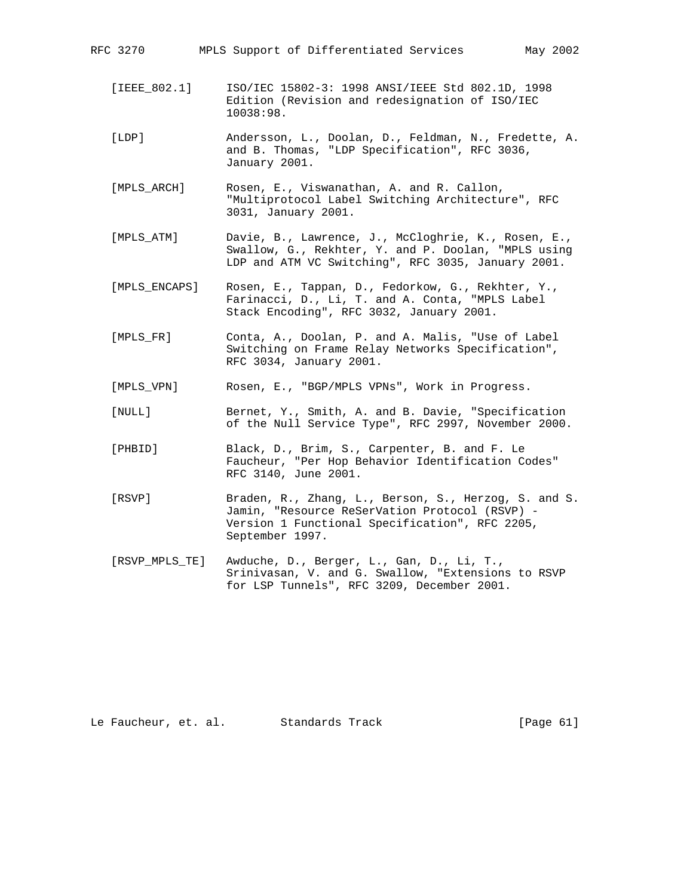[IEEE_802.1] ISO/IEC 15802-3: 1998 ANSI/IEEE Std 802.1D, 1998 Edition (Revision and redesignation of ISO/IEC 10038:98.

[LDP] Andersson, L., Doolan, D., Feldman, N., Fredette, A. and B. Thomas, "LDP Specification", RFC 3036, January 2001.

[MPLS_ARCH] Rosen, E., Viswanathan, A. and R. Callon, "Multiprotocol Label Switching Architecture", RFC 3031, January 2001.

[MPLS_ATM] Davie, B., Lawrence, J., McCloghrie, K., Rosen, E., Swallow, G., Rekhter, Y. and P. Doolan, "MPLS using LDP and ATM VC Switching", RFC 3035, January 2001.

[MPLS_ENCAPS] Rosen, E., Tappan, D., Fedorkow, G., Rekhter, Y., Farinacci, D., Li, T. and A. Conta, "MPLS Label Stack Encoding", RFC 3032, January 2001.

[MPLS_FR] Conta, A., Doolan, P. and A. Malis, "Use of Label Switching on Frame Relay Networks Specification", RFC 3034, January 2001.

[MPLS_VPN] Rosen, E., "BGP/MPLS VPNs", Work in Progress.

[NULL] Bernet, Y., Smith, A. and B. Davie, "Specification of the Null Service Type", RFC 2997, November 2000.

[PHBID] Black, D., Brim, S., Carpenter, B. and F. Le Faucheur, "Per Hop Behavior Identification Codes" RFC 3140, June 2001.

[RSVP] Braden, R., Zhang, L., Berson, S., Herzog, S. and S. Jamin, "Resource ReSerVation Protocol (RSVP) - Version 1 Functional Specification", RFC 2205, September 1997.

[RSVP_MPLS_TE] Awduche, D., Berger, L., Gan, D., Li, T., Srinivasan, V. and G. Swallow, "Extensions to RSVP for LSP Tunnels", RFC 3209, December 2001.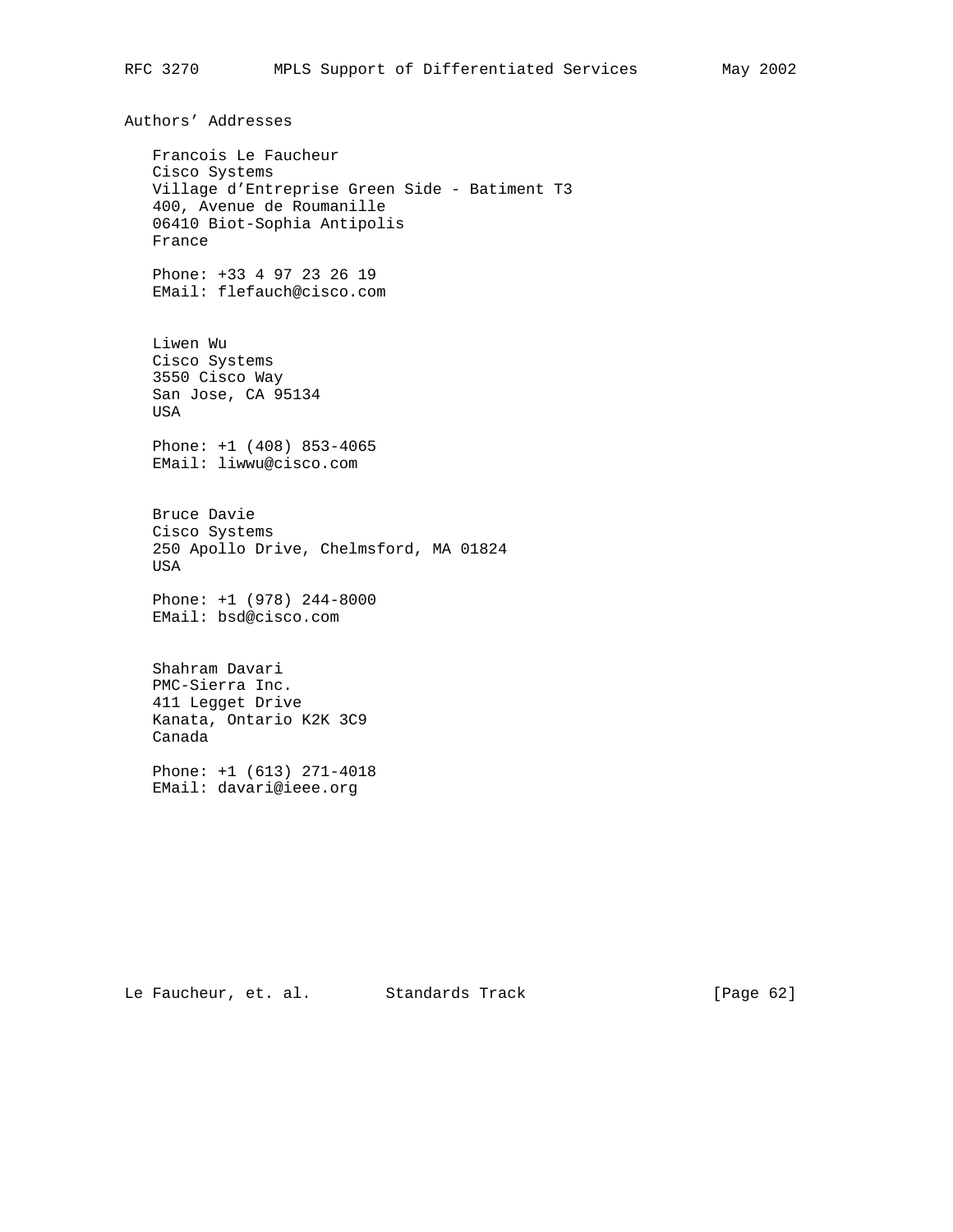## Authors' Addresses

Francois Le Faucheur
Cisco Systems
Village d'Entreprise Green Side - Batiment T3
400, Avenue de Roumanille
06410 Biot-Sophia Antipolis
France

Phone: +33 4 97 23 26 19
EMail: flefauch@cisco.com

Liwen Wu
Cisco Systems
3550 Cisco Way
San Jose, CA 95134
USA

Phone: +1 (408) 853-4065
EMail: liwwu@cisco.com

Bruce Davie
Cisco Systems
250 Apollo Drive, Chelmsford, MA 01824
USA

Phone: +1 (978) 244-8000
EMail: bsd@cisco.com

Shahram Davari
PMC-Sierra Inc.
411 Legget Drive
Kanata, Ontario K2K 3C9
Canada

Phone: +1 (613) 271-4018
EMail: davari@ieee.org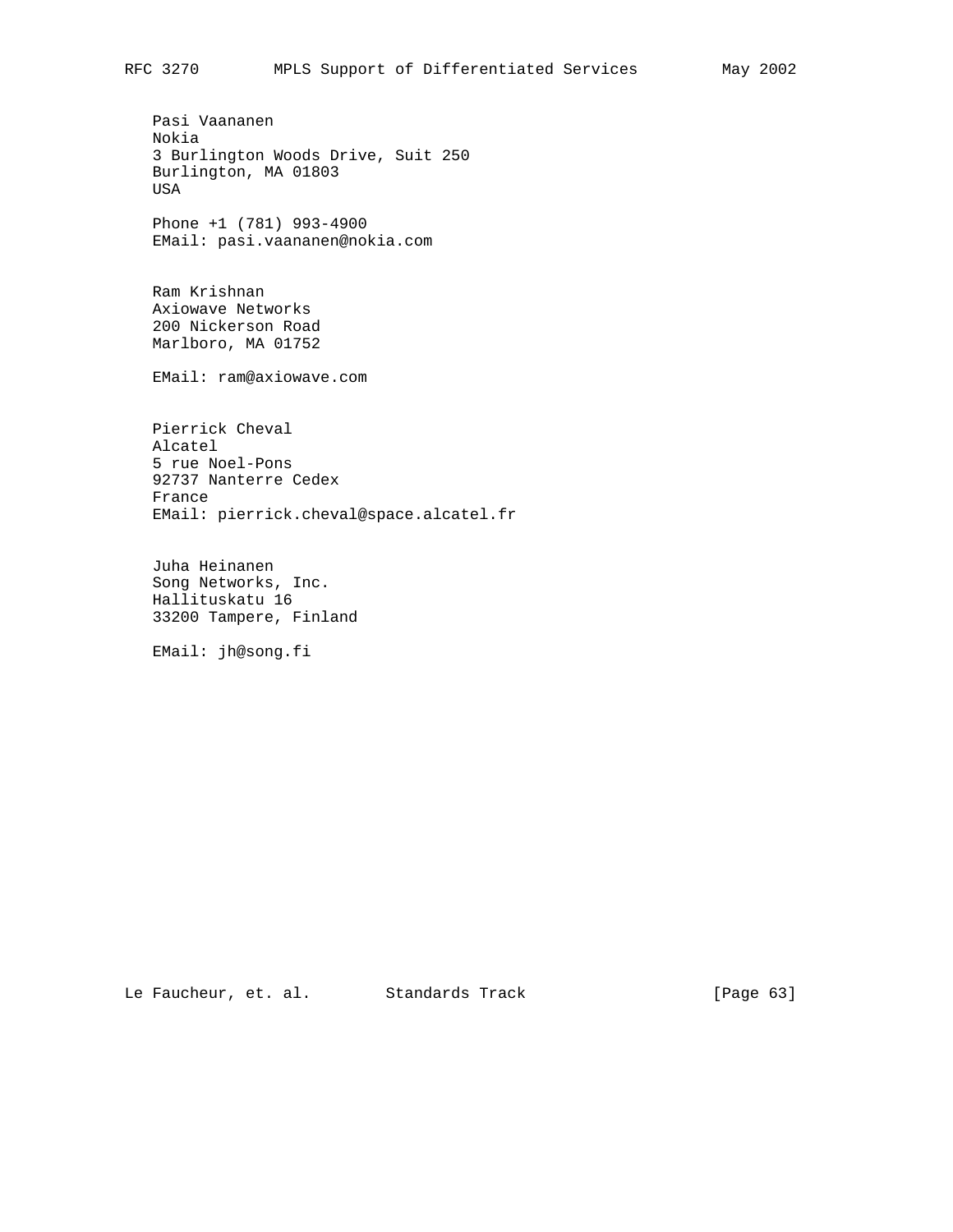Pasi Vaananen
Nokia
3 Burlington Woods Drive, Suit 250
Burlington, MA 01803
USA

Phone +1 (781) 993-4900
EMail: pasi.vaananen@nokia.com

Ram Krishnan
Axiowave Networks
200 Nickerson Road
Marlboro, MA 01752

EMail: ram@axiowave.com

Pierrick Cheval
Alcatel
5 rue Noel-Pons
92737 Nanterre Cedex
France
EMail: pierrick.cheval@space.alcatel.fr

Juha Heinanen
Song Networks, Inc.
Hallituskatu 16
33200 Tampere, Finland

EMail: jh@song.fi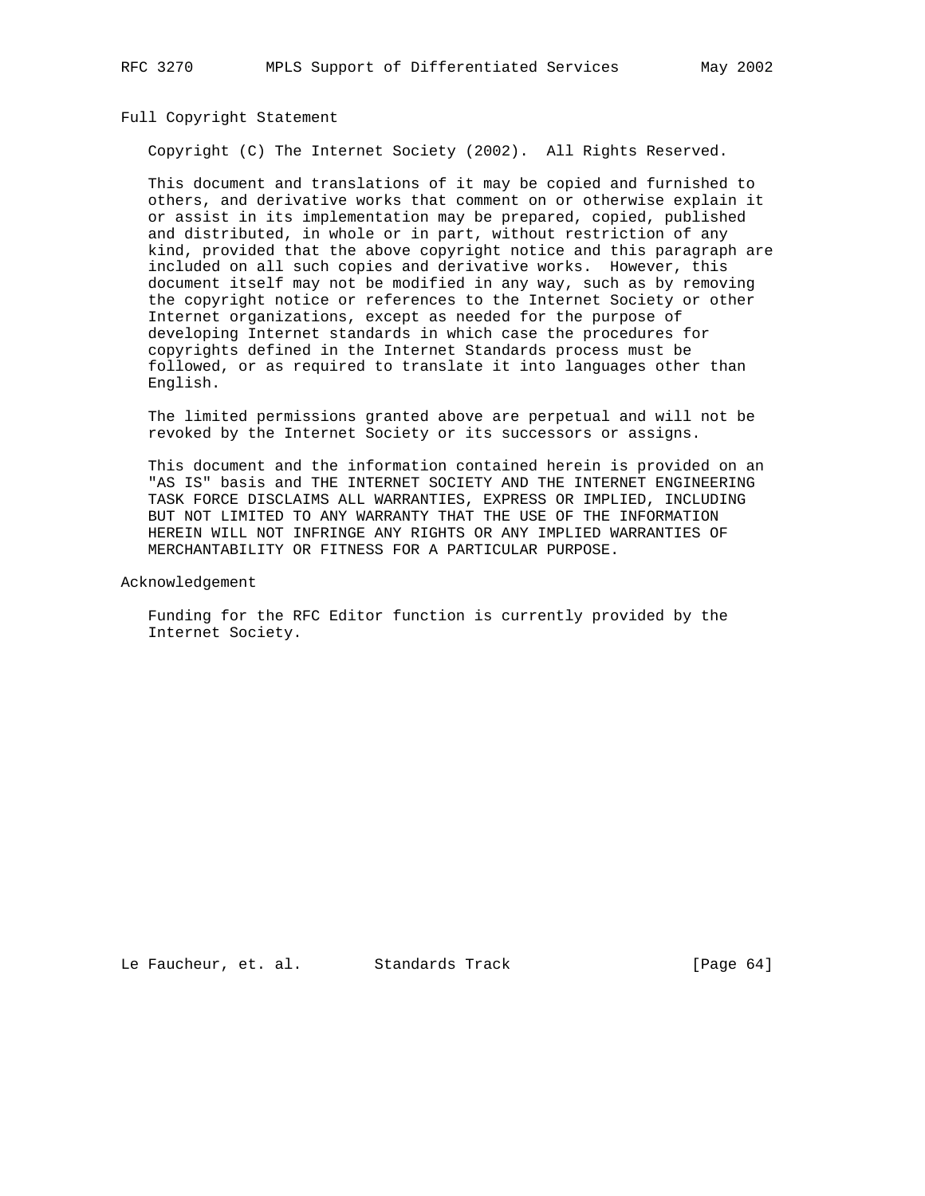## Full Copyright Statement

Copyright (C) The Internet Society (2002). All Rights Reserved.

This document and translations of it may be copied and furnished to others, and derivative works that comment on or otherwise explain it or assist in its implementation may be prepared, copied, published and distributed, in whole or in part, without restriction of any kind, provided that the above copyright notice and this paragraph are included on all such copies and derivative works. However, this document itself may not be modified in any way, such as by removing the copyright notice or references to the Internet Society or other Internet organizations, except as needed for the purpose of developing Internet standards in which case the procedures for copyrights defined in the Internet Standards process must be followed, or as required to translate it into languages other than English.

The limited permissions granted above are perpetual and will not be revoked by the Internet Society or its successors or assigns.

This document and the information contained herein is provided on an "AS IS" basis and THE INTERNET SOCIETY AND THE INTERNET ENGINEERING TASK FORCE DISCLAIMS ALL WARRANTIES, EXPRESS OR IMPLIED, INCLUDING BUT NOT LIMITED TO ANY WARRANTY THAT THE USE OF THE INFORMATION HEREIN WILL NOT INFRINGE ANY RIGHTS OR ANY IMPLIED WARRANTIES OF MERCHANTABILITY OR FITNESS FOR A PARTICULAR PURPOSE.

## Acknowledgement

Funding for the RFC Editor function is currently provided by the Internet Society.